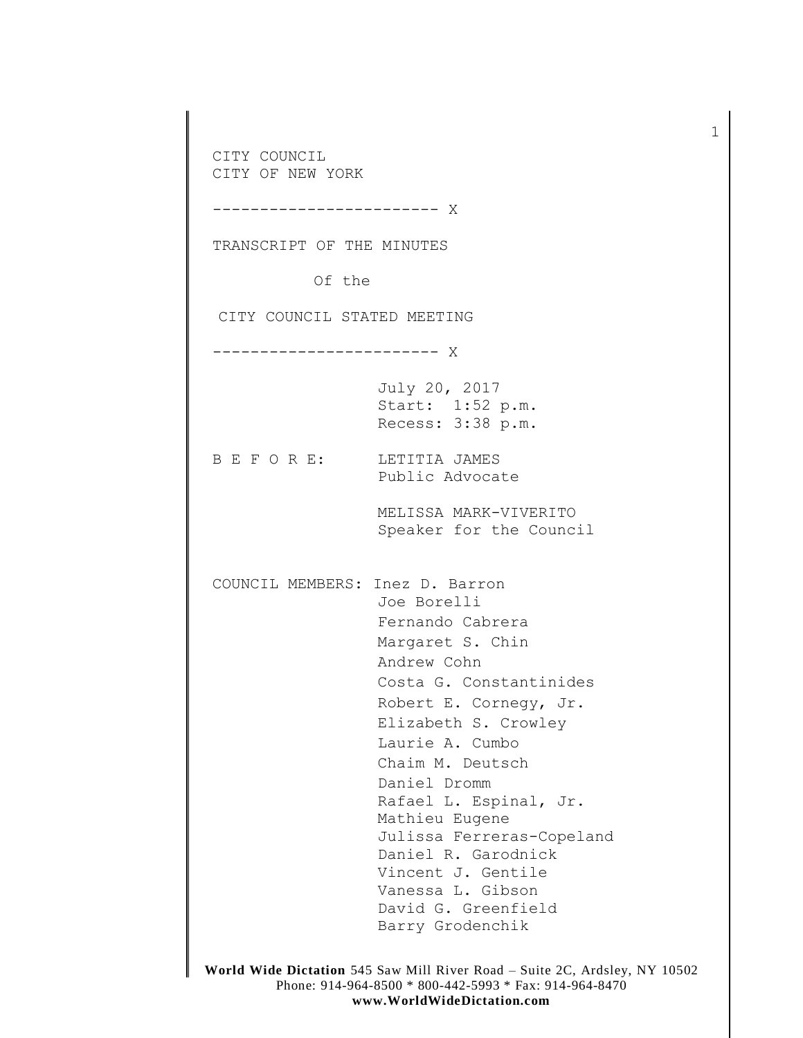CITY COUNCIL
CITY OF NEW YORK

------------------------ X

TRANSCRIPT OF THE MINUTES

Of the

CITY COUNCIL STATED MEETING

------------------------ X

July 20, 2017
Start: 1:52 p.m.
Recess: 3:38 p.m.

B E F O R E: LETITIA JAMES
Public Advocate

MELISSA MARK-VIVERITO
Speaker for the Council

COUNCIL MEMBERS: Inez D. Barron
Joe Borelli
Fernando Cabrera
Margaret S. Chin
Andrew Cohn
Costa G. Constantinides
Robert E. Cornegy, Jr.
Elizabeth S. Crowley
Laurie A. Cumbo
Chaim M. Deutsch
Daniel Dromm
Rafael L. Espinal, Jr.
Mathieu Eugene
Julissa Ferreras-Copeland
Daniel R. Garodnick
Vincent J. Gentile
Vanessa L. Gibson
David G. Greenfield
Barry Grodenchik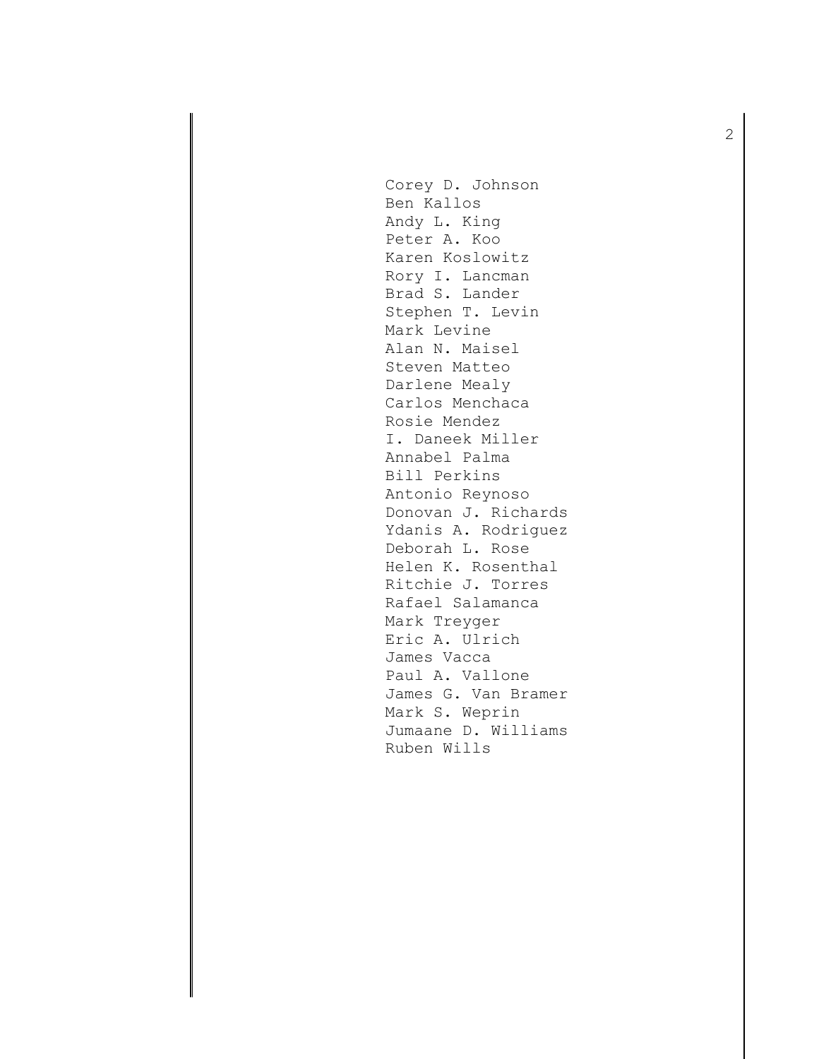Corey D. Johnson
Ben Kallos
Andy L. King
Peter A. Koo
Karen Koslowitz
Rory I. Lancman
Brad S. Lander
Stephen T. Levin
Mark Levine
Alan N. Maisel
Steven Matteo
Darlene Mealy
Carlos Menchaca
Rosie Mendez
I. Daneek Miller
Annabel Palma
Bill Perkins
Antonio Reynoso
Donovan J. Richards
Ydanis A. Rodriguez
Deborah L. Rose
Helen K. Rosenthal
Ritchie J. Torres
Rafael Salamanca
Mark Treyger
Eric A. Ulrich
James Vacca
Paul A. Vallone
James G. Van Bramer
Mark S. Weprin
Jumaane D. Williams
Ruben Wills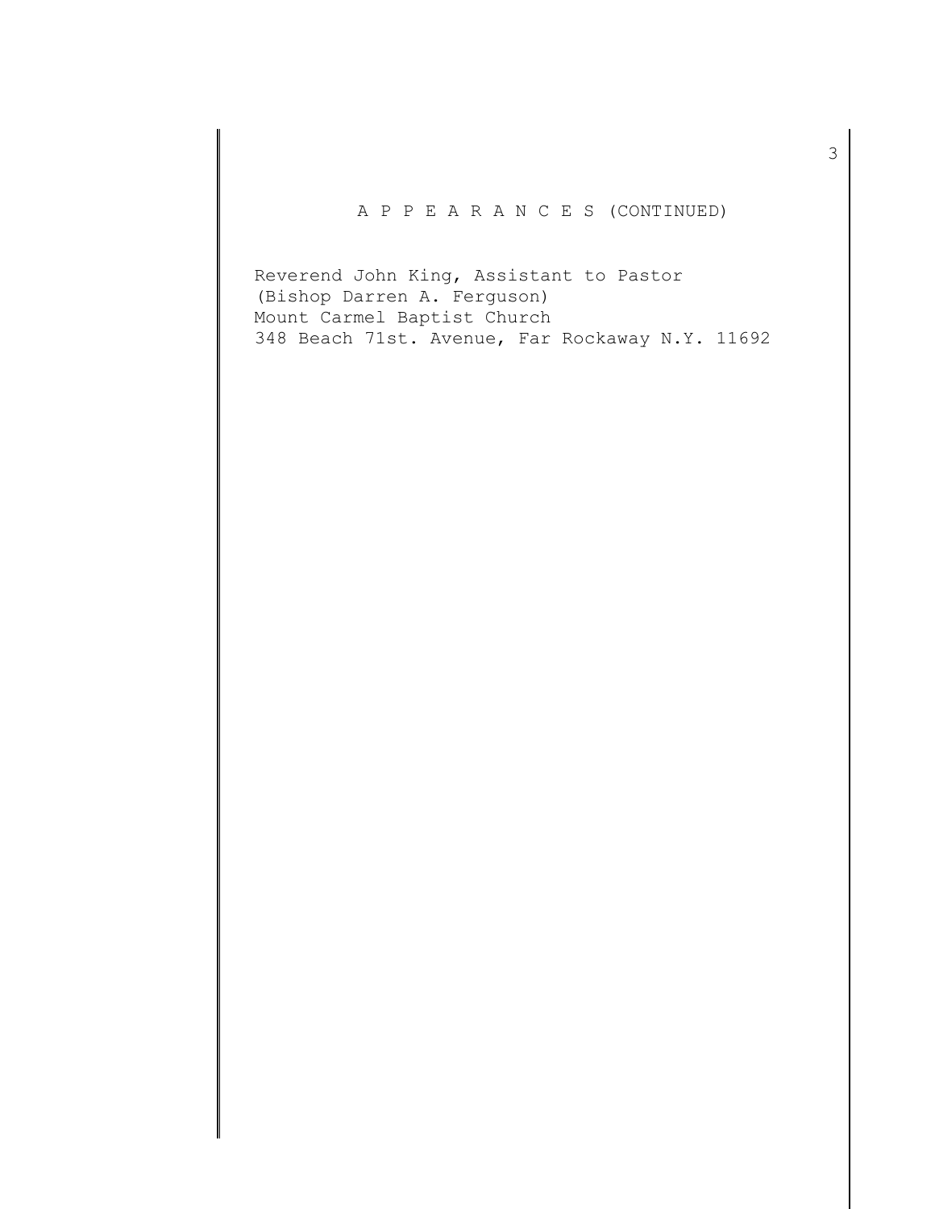A P P E A R A N C E S (CONTINUED)

Reverend John King, Assistant to Pastor
(Bishop Darren A. Ferguson)
Mount Carmel Baptist Church
348 Beach 71st. Avenue, Far Rockaway N.Y. 11692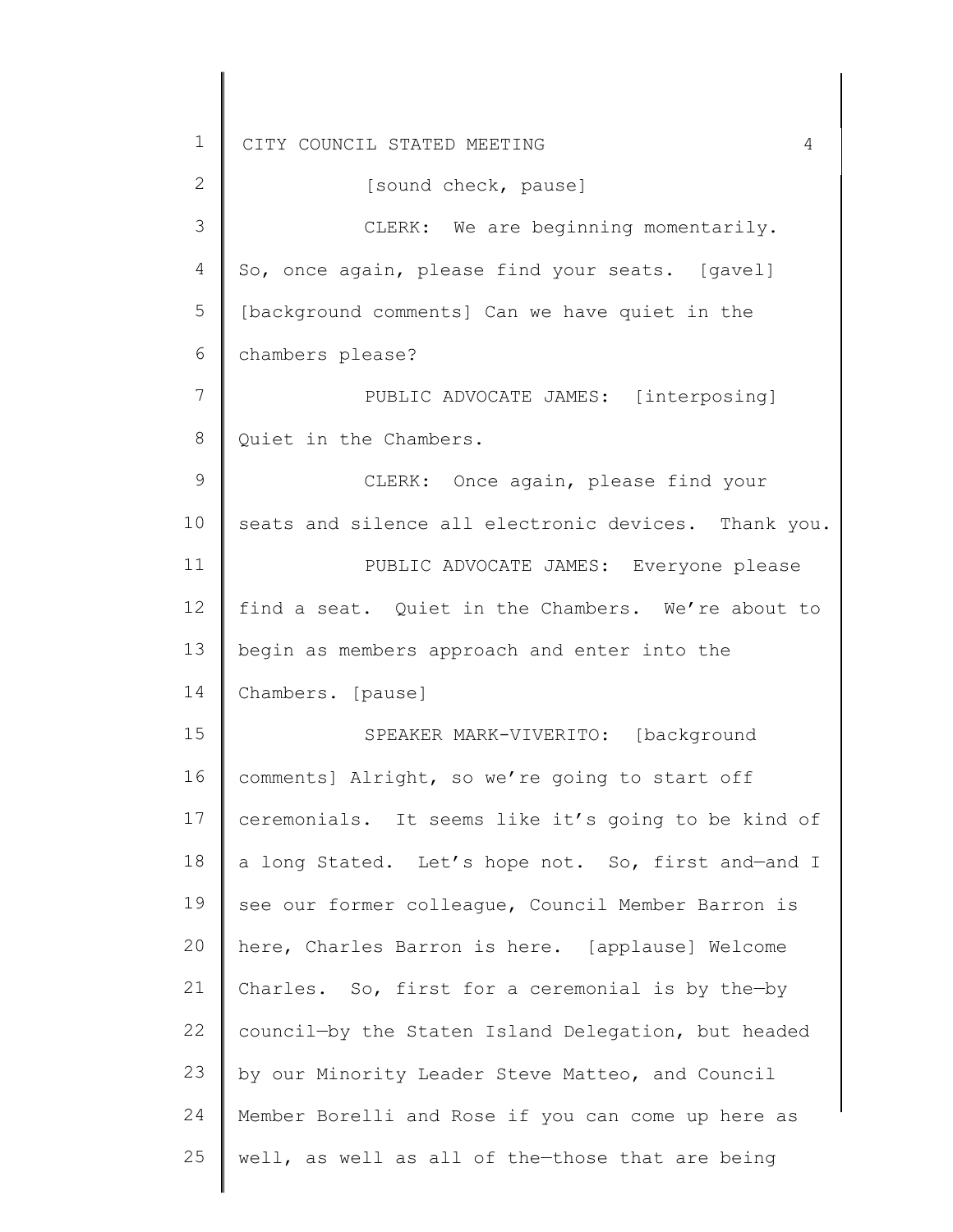[sound check, pause]

CLERK: We are beginning momentarily. So, once again, please find your seats. [gavel] [background comments] Can we have quiet in the chambers please?

PUBLIC ADVOCATE JAMES: [interposing] Quiet in the Chambers.

CLERK: Once again, please find your seats and silence all electronic devices. Thank you.

PUBLIC ADVOCATE JAMES: Everyone please find a seat. Quiet in the Chambers. We're about to begin as members approach and enter into the Chambers. [pause]

SPEAKER MARK-VIVERITO: [background comments] Alright, so we're going to start off ceremonials. It seems like it's going to be kind of a long Stated. Let's hope not. So, first and—and I see our former colleague, Council Member Barron is here, Charles Barron is here. [applause] Welcome Charles. So, first for a ceremonial is by the—by council—by the Staten Island Delegation, but headed by our Minority Leader Steve Matteo, and Council Member Borelli and Rose if you can come up here as well, as well as all of the—those that are being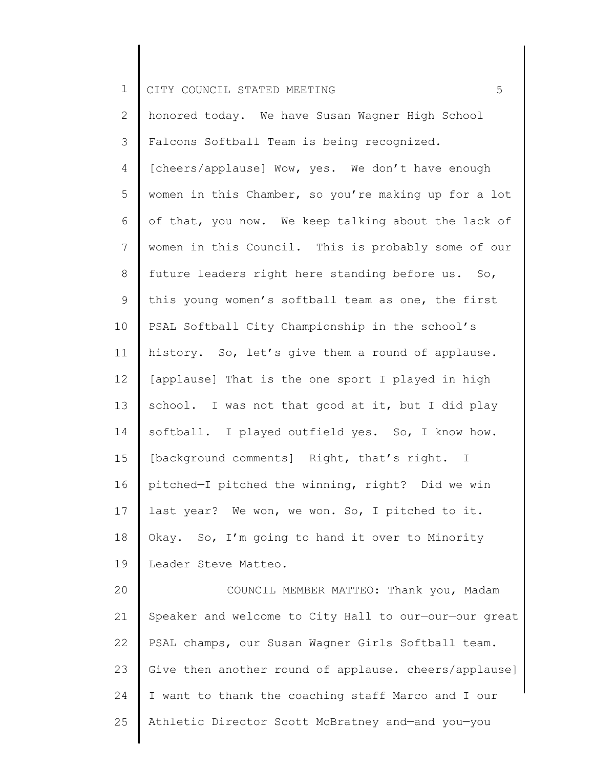honored today. We have Susan Wagner High School Falcons Softball Team is being recognized. [cheers/applause] Wow, yes. We don't have enough women in this Chamber, so you're making up for a lot of that, you now. We keep talking about the lack of women in this Council. This is probably some of our future leaders right here standing before us. So, this young women's softball team as one, the first PSAL Softball City Championship in the school's history. So, let's give them a round of applause. [applause] That is the one sport I played in high school. I was not that good at it, but I did play softball. I played outfield yes. So, I know how. [background comments] Right, that's right. I pitched—I pitched the winning, right? Did we win last year? We won, we won. So, I pitched to it. Okay. So, I'm going to hand it over to Minority Leader Steve Matteo.

COUNCIL MEMBER MATTEO: Thank you, Madam Speaker and welcome to City Hall to our—our—our great PSAL champs, our Susan Wagner Girls Softball team. Give then another round of applause. cheers/applause] I want to thank the coaching staff Marco and I our Athletic Director Scott McBratney and—and you—you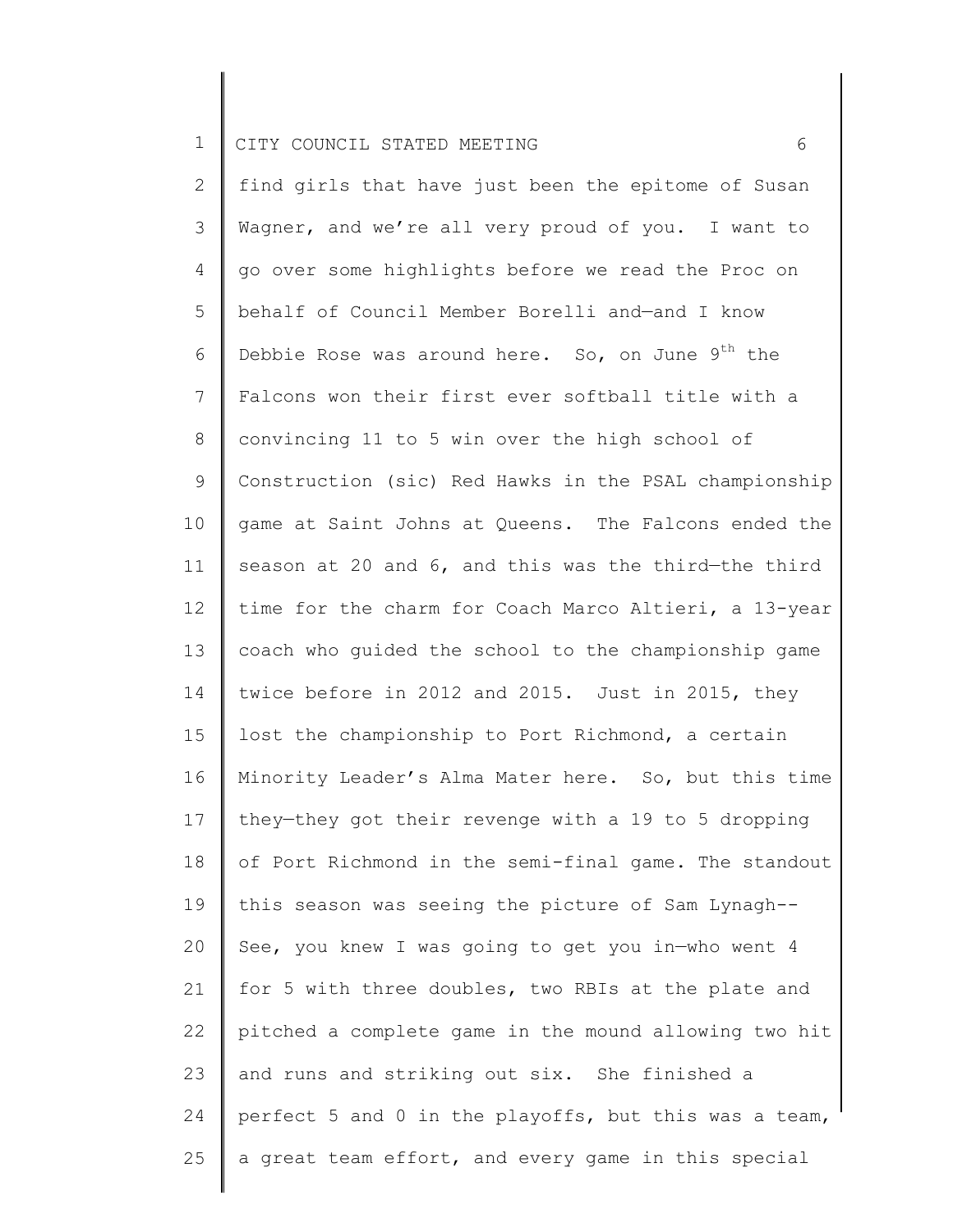find girls that have just been the epitome of Susan Wagner, and we're all very proud of you. I want to go over some highlights before we read the Proc on behalf of Council Member Borelli and—and I know Debbie Rose was around here. So, on June 9th the Falcons won their first ever softball title with a convincing 11 to 5 win over the high school of Construction (sic) Red Hawks in the PSAL championship game at Saint Johns at Queens. The Falcons ended the season at 20 and 6, and this was the third—the third time for the charm for Coach Marco Altieri, a 13-year coach who guided the school to the championship game twice before in 2012 and 2015. Just in 2015, they lost the championship to Port Richmond, a certain Minority Leader's Alma Mater here. So, but this time they—they got their revenge with a 19 to 5 dropping of Port Richmond in the semi-final game. The standout this season was seeing the picture of Sam Lynagh-- See, you knew I was going to get you in—who went 4 for 5 with three doubles, two RBIs at the plate and pitched a complete game in the mound allowing two hit and runs and striking out six. She finished a perfect 5 and 0 in the playoffs, but this was a team, a great team effort, and every game in this special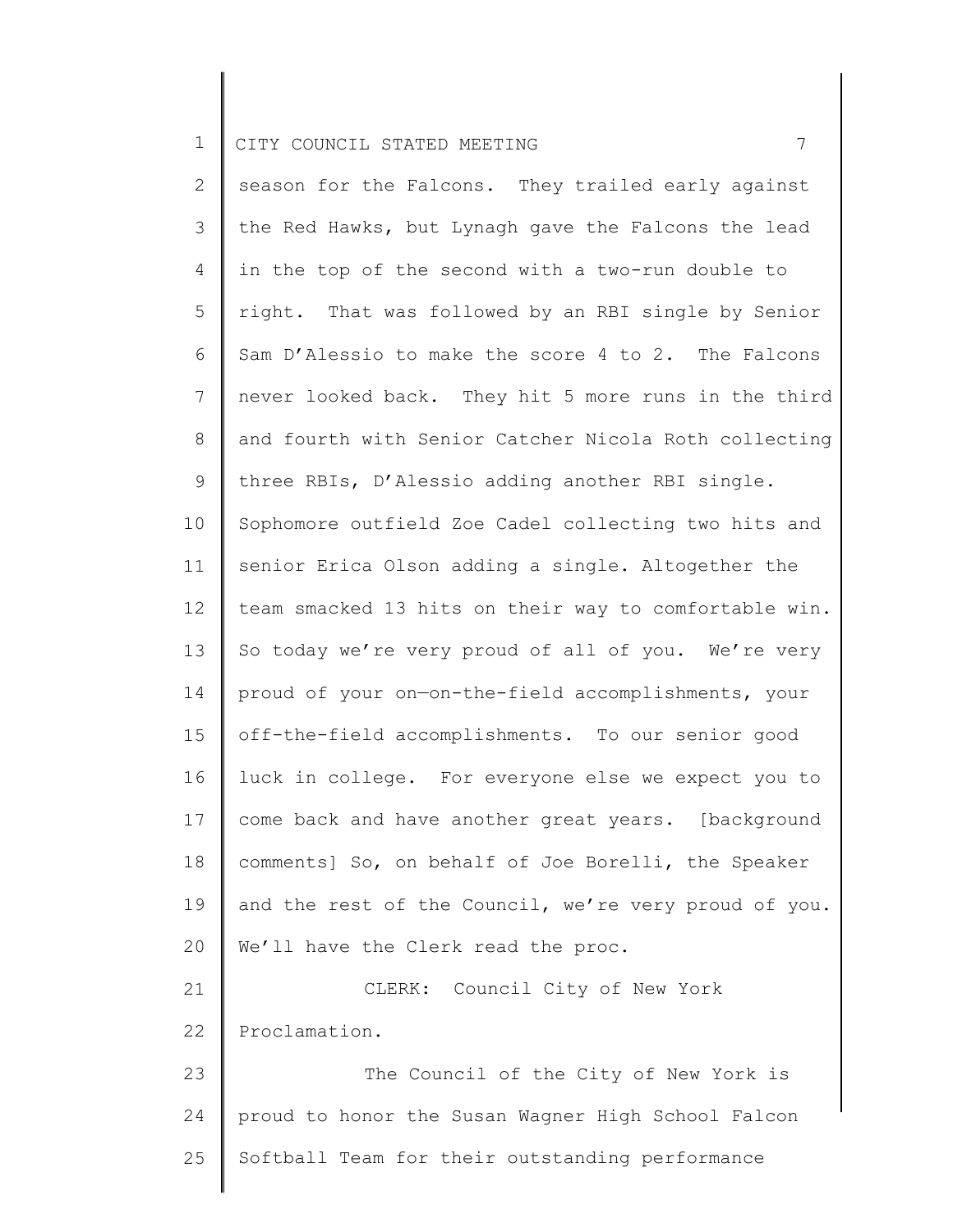season for the Falcons. They trailed early against the Red Hawks, but Lynagh gave the Falcons the lead in the top of the second with a two-run double to right. That was followed by an RBI single by Senior Sam D'Alessio to make the score 4 to 2. The Falcons never looked back. They hit 5 more runs in the third and fourth with Senior Catcher Nicola Roth collecting three RBIs, D'Alessio adding another RBI single. Sophomore outfield Zoe Cadel collecting two hits and senior Erica Olson adding a single. Altogether the team smacked 13 hits on their way to comfortable win. So today we're very proud of all of you. We're very proud of your on—on-the-field accomplishments, your off-the-field accomplishments. To our senior good luck in college. For everyone else we expect you to come back and have another great years. [background comments] So, on behalf of Joe Borelli, the Speaker and the rest of the Council, we're very proud of you. We'll have the Clerk read the proc.

CLERK: Council City of New York Proclamation.

The Council of the City of New York is proud to honor the Susan Wagner High School Falcon Softball Team for their outstanding performance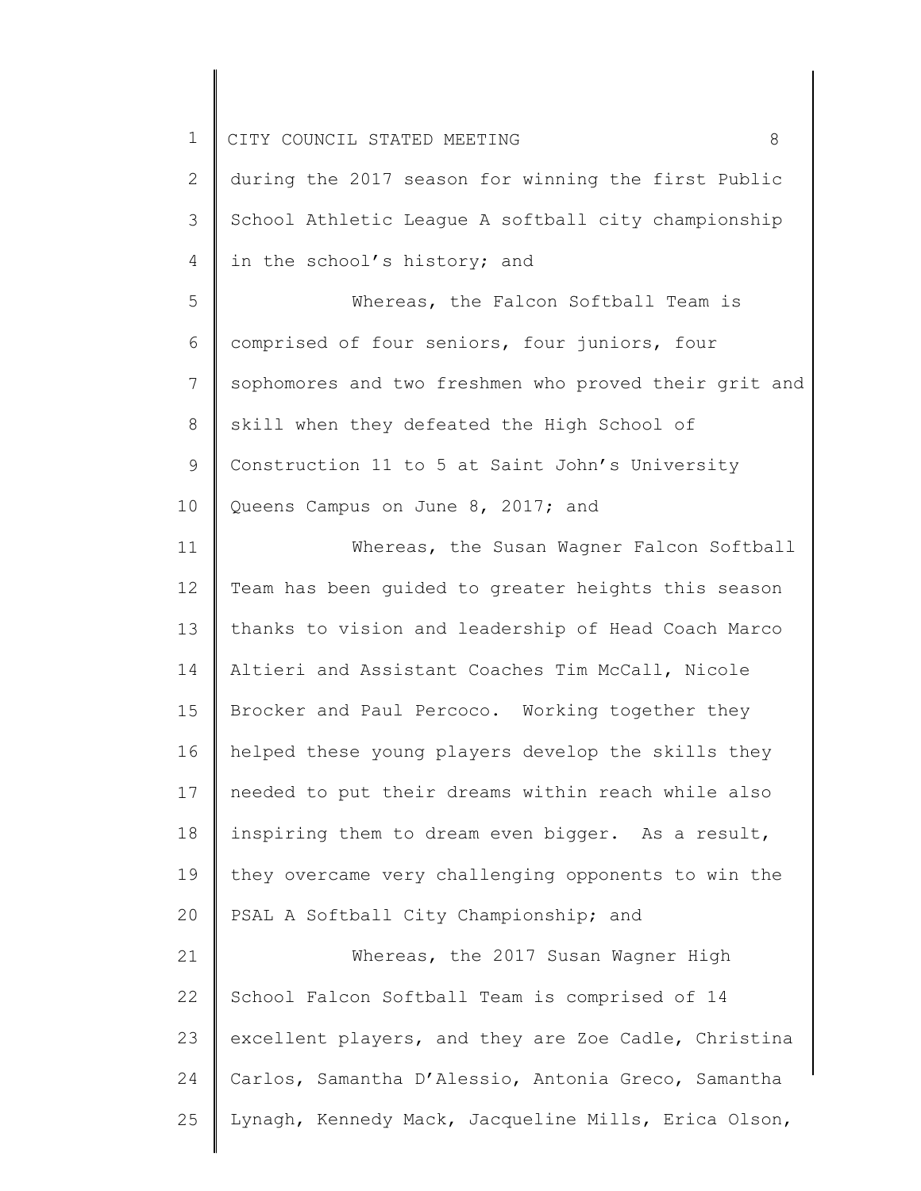during the 2017 season for winning the first Public School Athletic League A softball city championship in the school's history; and

Whereas, the Falcon Softball Team is comprised of four seniors, four juniors, four sophomores and two freshmen who proved their grit and skill when they defeated the High School of Construction 11 to 5 at Saint John's University Queens Campus on June 8, 2017; and

Whereas, the Susan Wagner Falcon Softball Team has been guided to greater heights this season thanks to vision and leadership of Head Coach Marco Altieri and Assistant Coaches Tim McCall, Nicole Brocker and Paul Percoco. Working together they helped these young players develop the skills they needed to put their dreams within reach while also inspiring them to dream even bigger. As a result, they overcame very challenging opponents to win the PSAL A Softball City Championship; and

Whereas, the 2017 Susan Wagner High School Falcon Softball Team is comprised of 14 excellent players, and they are Zoe Cadle, Christina Carlos, Samantha D'Alessio, Antonia Greco, Samantha Lynagh, Kennedy Mack, Jacqueline Mills, Erica Olson,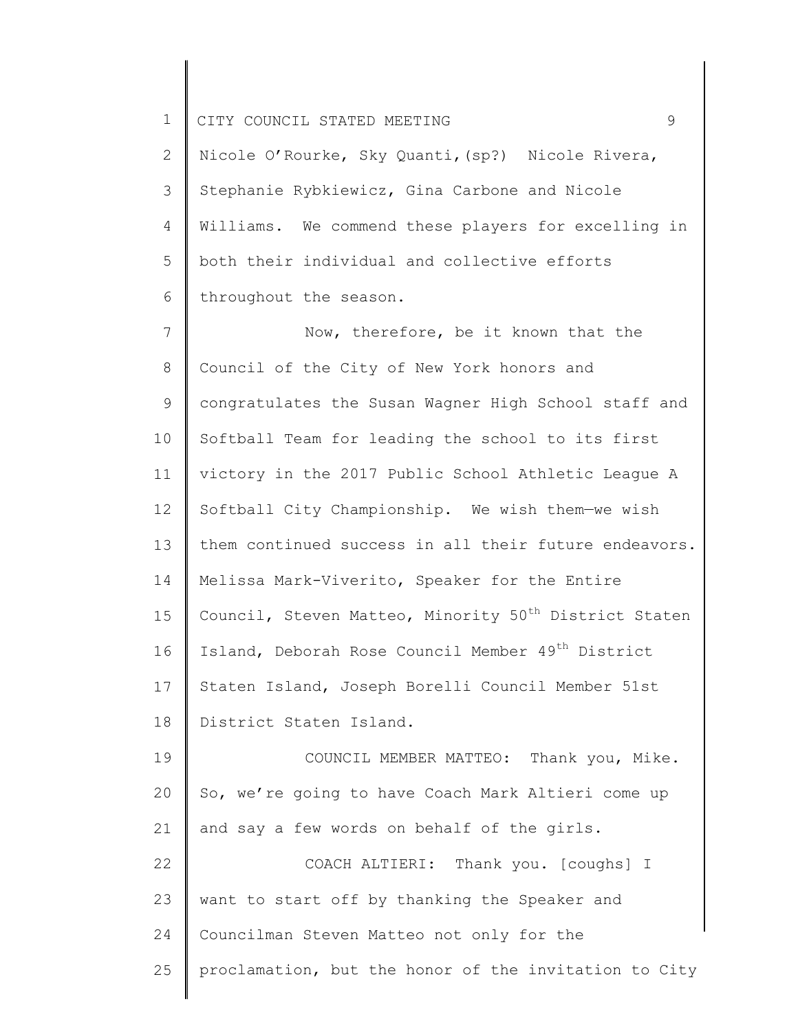Nicole O'Rourke, Sky Quanti,(sp?) Nicole Rivera, Stephanie Rybkiewicz, Gina Carbone and Nicole Williams. We commend these players for excelling in both their individual and collective efforts throughout the season.

Now, therefore, be it known that the Council of the City of New York honors and congratulates the Susan Wagner High School staff and Softball Team for leading the school to its first victory in the 2017 Public School Athletic League A Softball City Championship. We wish them—we wish them continued success in all their future endeavors. Melissa Mark-Viverito, Speaker for the Entire Council, Steven Matteo, Minority 50th District Staten Island, Deborah Rose Council Member 49th District Staten Island, Joseph Borelli Council Member 51st District Staten Island.

COUNCIL MEMBER MATTEO: Thank you, Mike. So, we're going to have Coach Mark Altieri come up and say a few words on behalf of the girls.

COACH ALTIERI: Thank you. [coughs] I want to start off by thanking the Speaker and Councilman Steven Matteo not only for the proclamation, but the honor of the invitation to City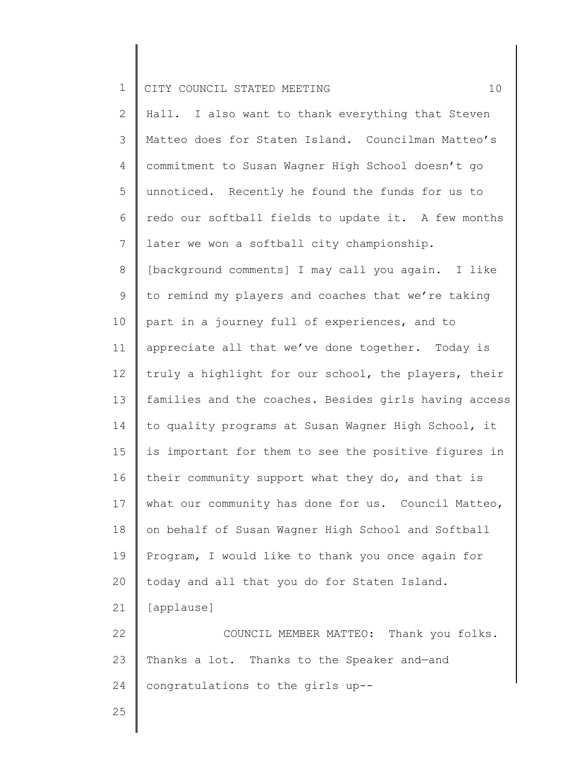Hall. I also want to thank everything that Steven Matteo does for Staten Island. Councilman Matteo's commitment to Susan Wagner High School doesn't go unnoticed. Recently he found the funds for us to redo our softball fields to update it. A few months later we won a softball city championship. [background comments] I may call you again. I like to remind my players and coaches that we're taking part in a journey full of experiences, and to appreciate all that we've done together. Today is truly a highlight for our school, the players, their families and the coaches. Besides girls having access to quality programs at Susan Wagner High School, it is important for them to see the positive figures in their community support what they do, and that is what our community has done for us. Council Matteo, on behalf of Susan Wagner High School and Softball Program, I would like to thank you once again for today and all that you do for Staten Island. [applause]

COUNCIL MEMBER MATTEO: Thank you folks. Thanks a lot. Thanks to the Speaker and—and congratulations to the girls up--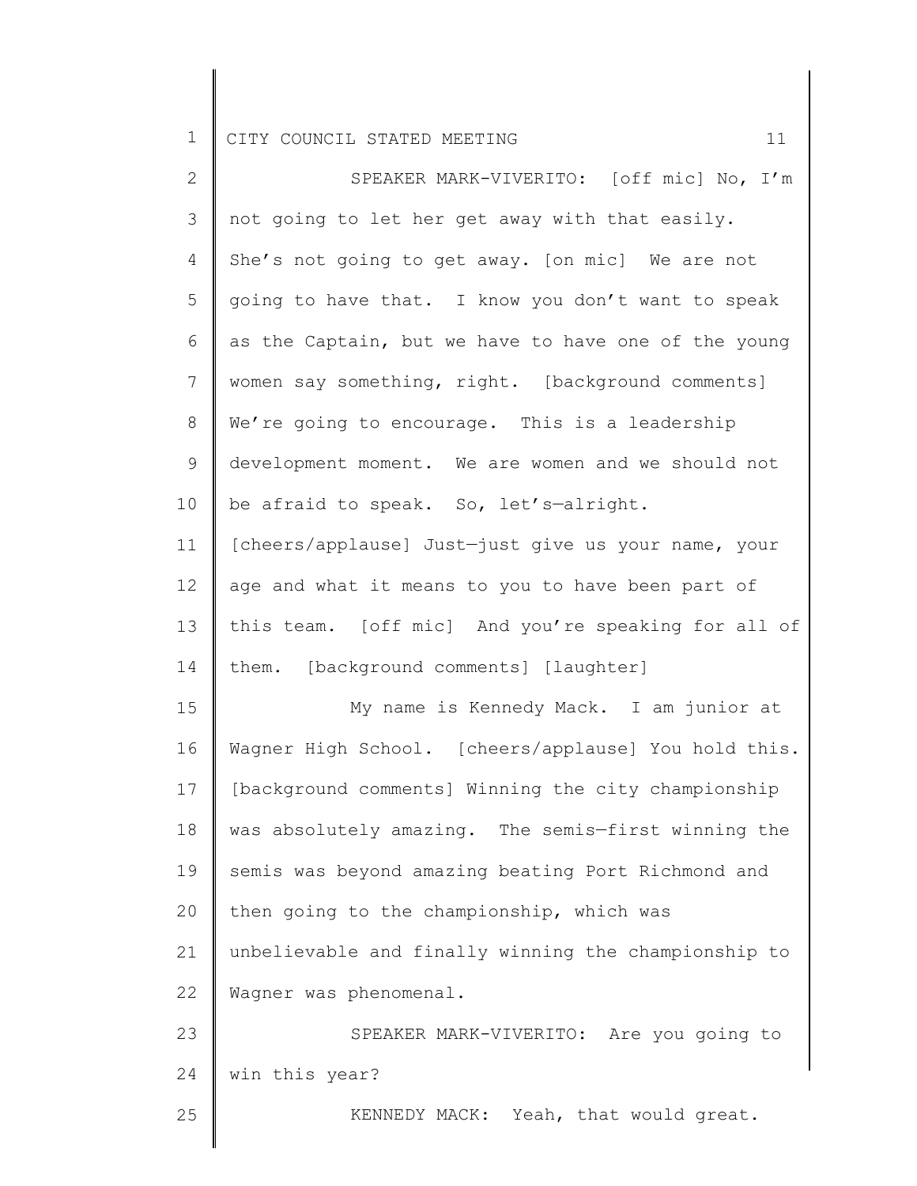SPEAKER MARK-VIVERITO: [off mic] No, I'm not going to let her get away with that easily. She's not going to get away. [on mic] We are not going to have that. I know you don't want to speak as the Captain, but we have to have one of the young women say something, right. [background comments] We're going to encourage. This is a leadership development moment. We are women and we should not be afraid to speak. So, let's—alright. [cheers/applause] Just—just give us your name, your age and what it means to you to have been part of this team. [off mic] And you're speaking for all of them. [background comments] [laughter]

My name is Kennedy Mack. I am junior at Wagner High School. [cheers/applause] You hold this. [background comments] Winning the city championship was absolutely amazing. The semis—first winning the semis was beyond amazing beating Port Richmond and then going to the championship, which was unbelievable and finally winning the championship to Wagner was phenomenal.

SPEAKER MARK-VIVERITO: Are you going to win this year?

KENNEDY MACK: Yeah, that would great.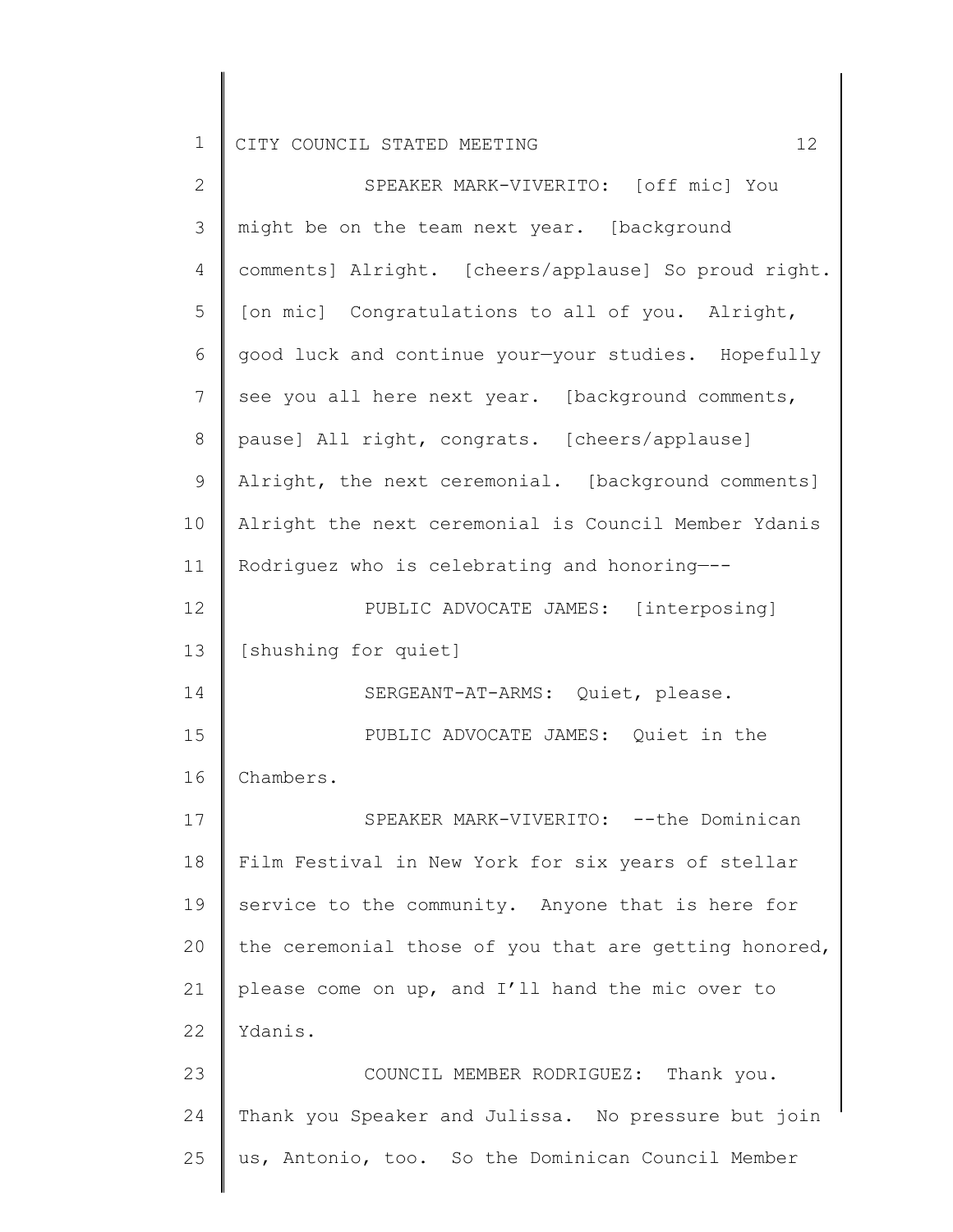SPEAKER MARK-VIVERITO: [off mic] You might be on the team next year. [background comments] Alright. [cheers/applause] So proud right. [on mic] Congratulations to all of you. Alright, good luck and continue your—your studies. Hopefully see you all here next year. [background comments, pause] All right, congrats. [cheers/applause] Alright, the next ceremonial. [background comments] Alright the next ceremonial is Council Member Ydanis Rodriguez who is celebrating and honoring—--

PUBLIC ADVOCATE JAMES: [interposing] [shushing for quiet]

SERGEANT-AT-ARMS: Quiet, please.

PUBLIC ADVOCATE JAMES: Quiet in the Chambers.

SPEAKER MARK-VIVERITO: --the Dominican Film Festival in New York for six years of stellar service to the community. Anyone that is here for the ceremonial those of you that are getting honored, please come on up, and I'll hand the mic over to Ydanis.

COUNCIL MEMBER RODRIGUEZ: Thank you. Thank you Speaker and Julissa. No pressure but join us, Antonio, too. So the Dominican Council Member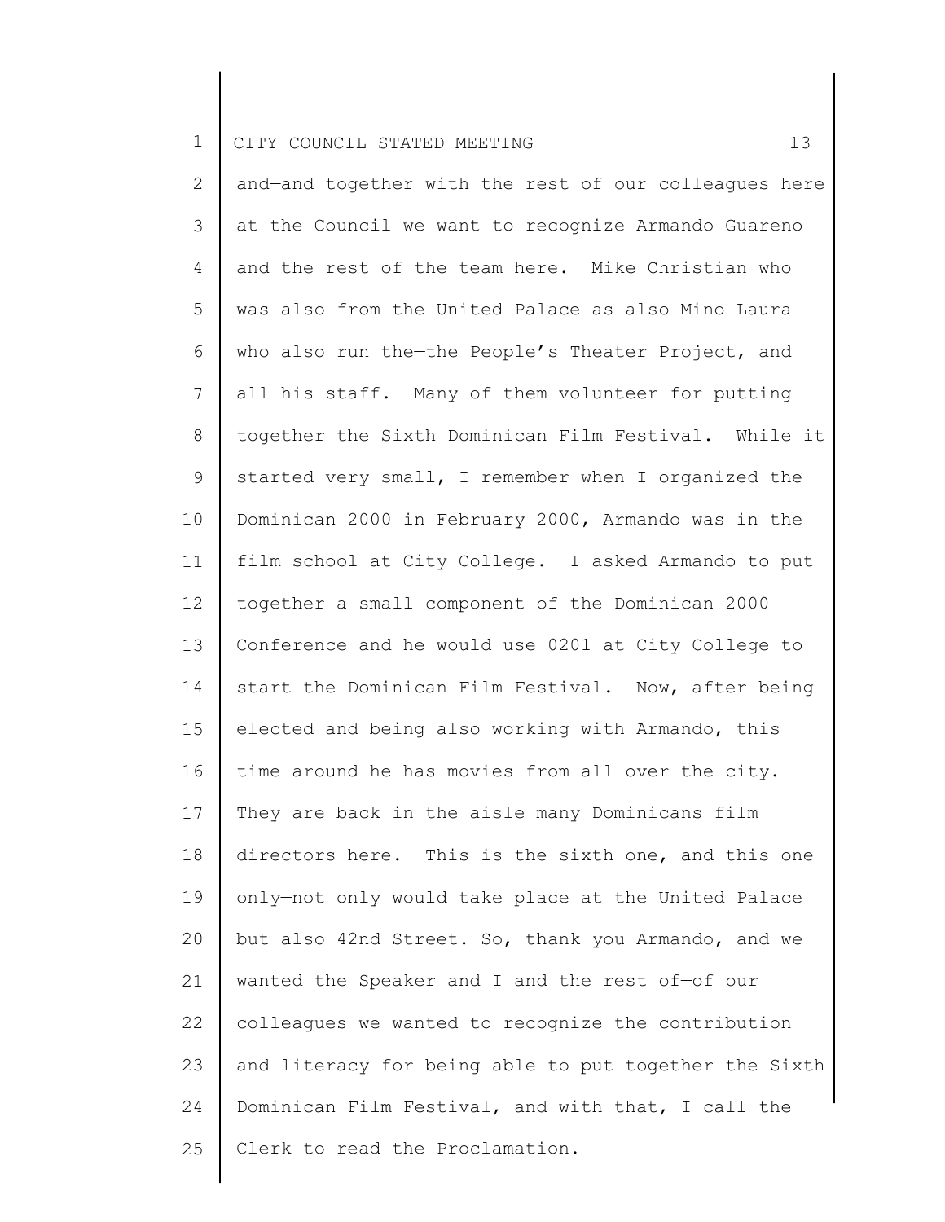and—and together with the rest of our colleagues here at the Council we want to recognize Armando Guareno and the rest of the team here. Mike Christian who was also from the United Palace as also Mino Laura who also run the—the People's Theater Project, and all his staff. Many of them volunteer for putting together the Sixth Dominican Film Festival. While it started very small, I remember when I organized the Dominican 2000 in February 2000, Armando was in the film school at City College. I asked Armando to put together a small component of the Dominican 2000 Conference and he would use 0201 at City College to start the Dominican Film Festival. Now, after being elected and being also working with Armando, this time around he has movies from all over the city. They are back in the aisle many Dominicans film directors here. This is the sixth one, and this one only—not only would take place at the United Palace but also 42nd Street. So, thank you Armando, and we wanted the Speaker and I and the rest of—of our colleagues we wanted to recognize the contribution and literacy for being able to put together the Sixth Dominican Film Festival, and with that, I call the Clerk to read the Proclamation.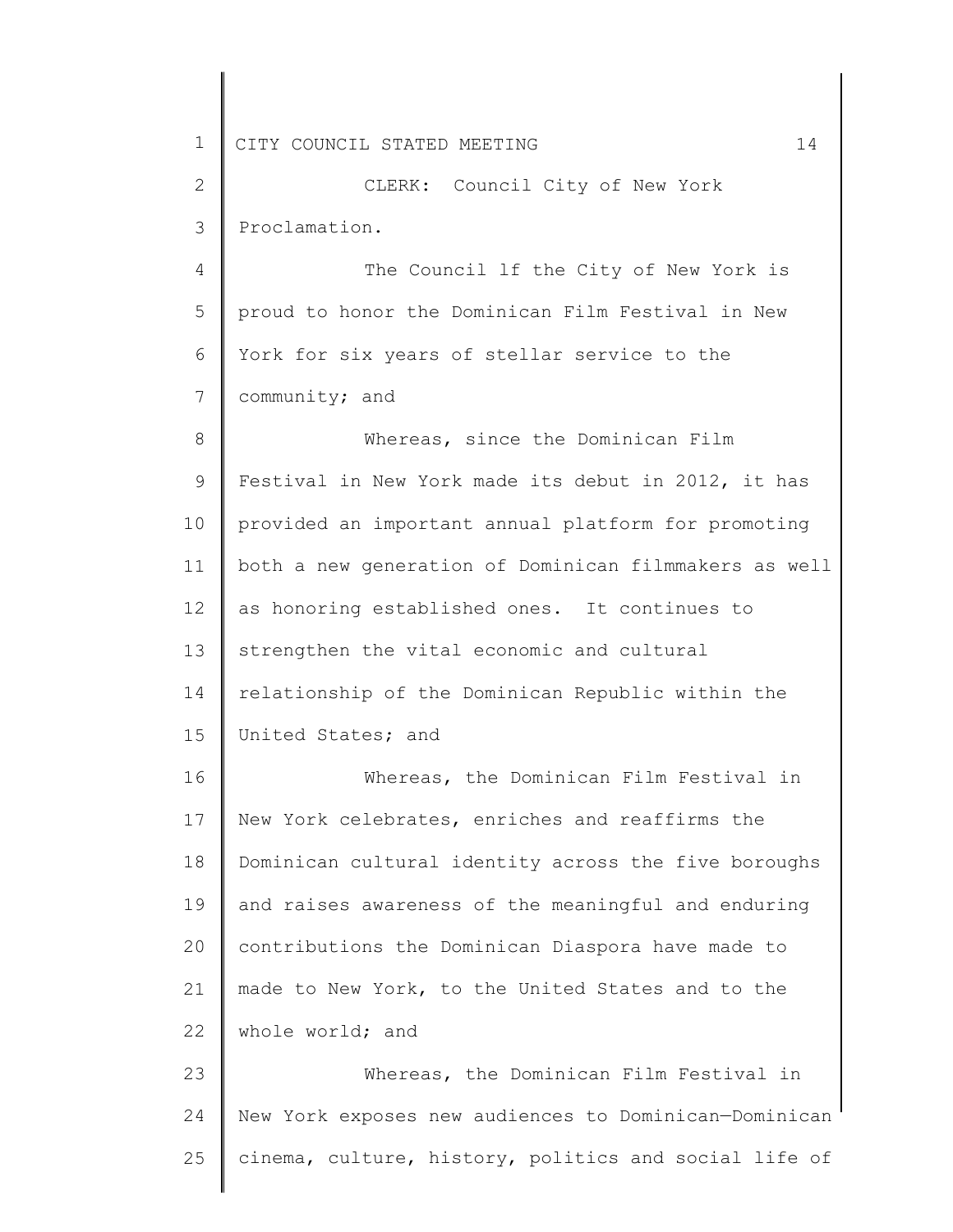CLERK: Council City of New York Proclamation.

The Council lf the City of New York is proud to honor the Dominican Film Festival in New York for six years of stellar service to the community; and

Whereas, since the Dominican Film Festival in New York made its debut in 2012, it has provided an important annual platform for promoting both a new generation of Dominican filmmakers as well as honoring established ones. It continues to strengthen the vital economic and cultural relationship of the Dominican Republic within the United States; and

Whereas, the Dominican Film Festival in New York celebrates, enriches and reaffirms the Dominican cultural identity across the five boroughs and raises awareness of the meaningful and enduring contributions the Dominican Diaspora have made to made to New York, to the United States and to the whole world; and

Whereas, the Dominican Film Festival in New York exposes new audiences to Dominican—Dominican cinema, culture, history, politics and social life of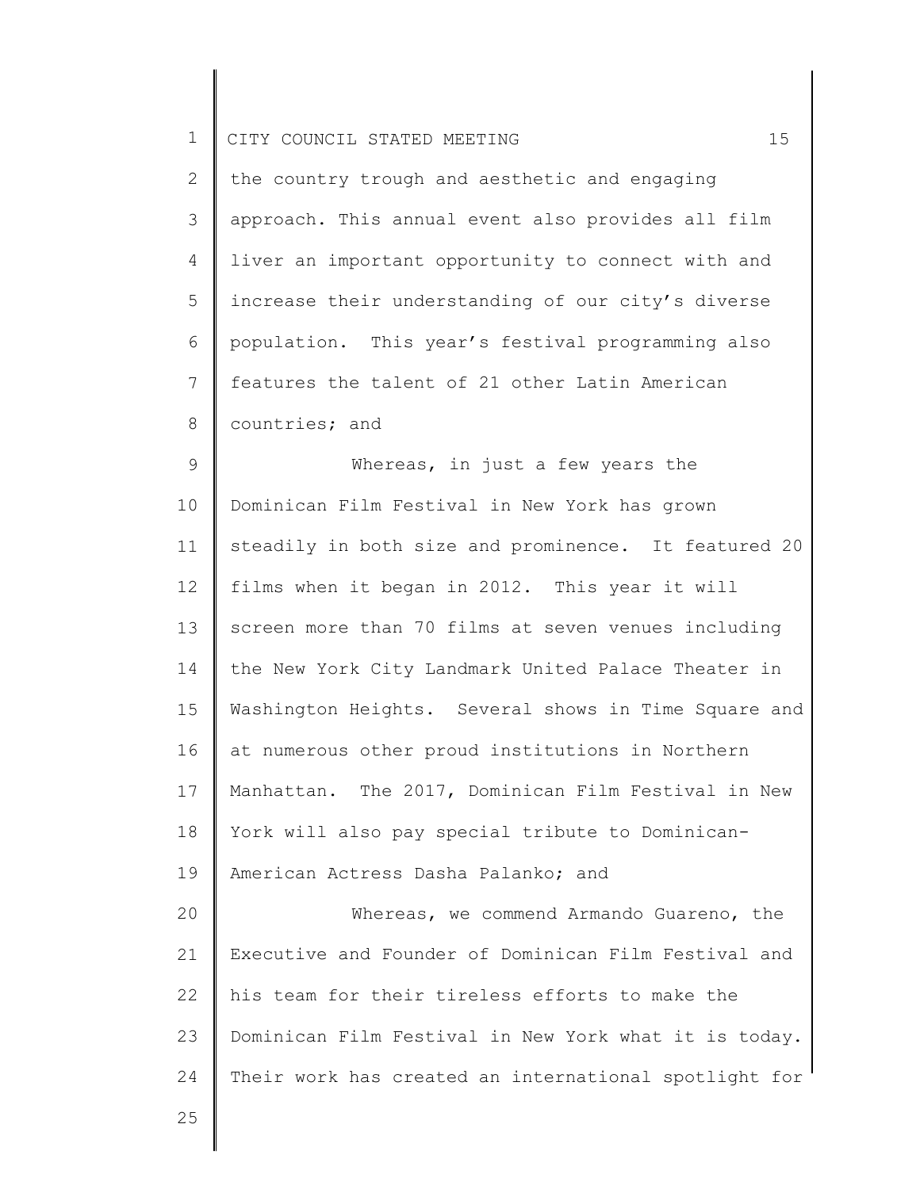the country trough and aesthetic and engaging approach. This annual event also provides all film liver an important opportunity to connect with and increase their understanding of our city's diverse population. This year's festival programming also features the talent of 21 other Latin American countries; and

Whereas, in just a few years the Dominican Film Festival in New York has grown steadily in both size and prominence. It featured 20 films when it began in 2012. This year it will screen more than 70 films at seven venues including the New York City Landmark United Palace Theater in Washington Heights. Several shows in Time Square and at numerous other proud institutions in Northern Manhattan. The 2017, Dominican Film Festival in New York will also pay special tribute to Dominican-American Actress Dasha Palanko; and

Whereas, we commend Armando Guareno, the Executive and Founder of Dominican Film Festival and his team for their tireless efforts to make the Dominican Film Festival in New York what it is today. Their work has created an international spotlight for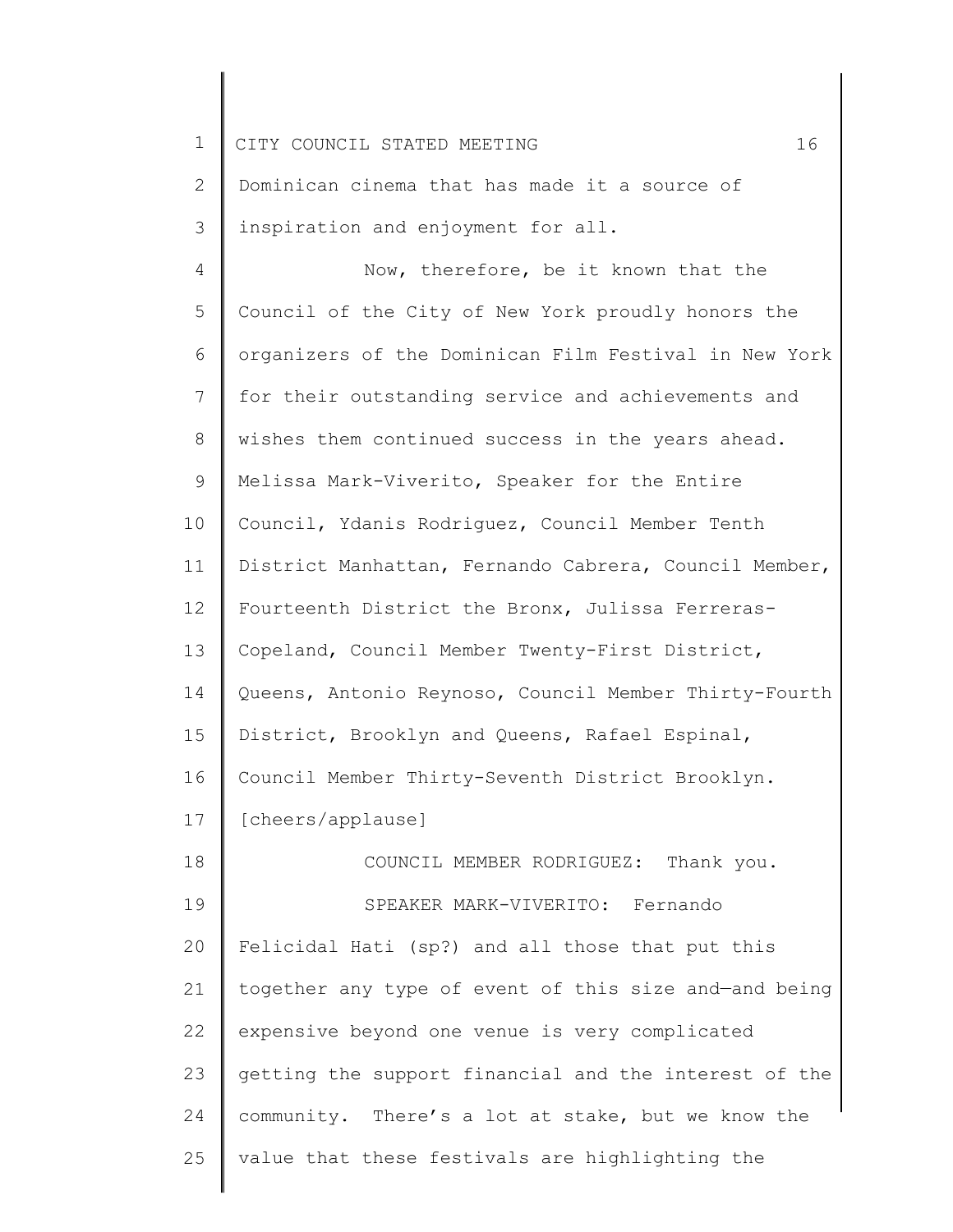Dominican cinema that has made it a source of inspiration and enjoyment for all.

Now, therefore, be it known that the Council of the City of New York proudly honors the organizers of the Dominican Film Festival in New York for their outstanding service and achievements and wishes them continued success in the years ahead. Melissa Mark-Viverito, Speaker for the Entire Council, Ydanis Rodriguez, Council Member Tenth District Manhattan, Fernando Cabrera, Council Member, Fourteenth District the Bronx, Julissa Ferreras-Copeland, Council Member Twenty-First District, Queens, Antonio Reynoso, Council Member Thirty-Fourth District, Brooklyn and Queens, Rafael Espinal, Council Member Thirty-Seventh District Brooklyn. [cheers/applause]

COUNCIL MEMBER RODRIGUEZ: Thank you.

SPEAKER MARK-VIVERITO: Fernando Felicidal Hati (sp?) and all those that put this together any type of event of this size and—and being expensive beyond one venue is very complicated getting the support financial and the interest of the community. There's a lot at stake, but we know the value that these festivals are highlighting the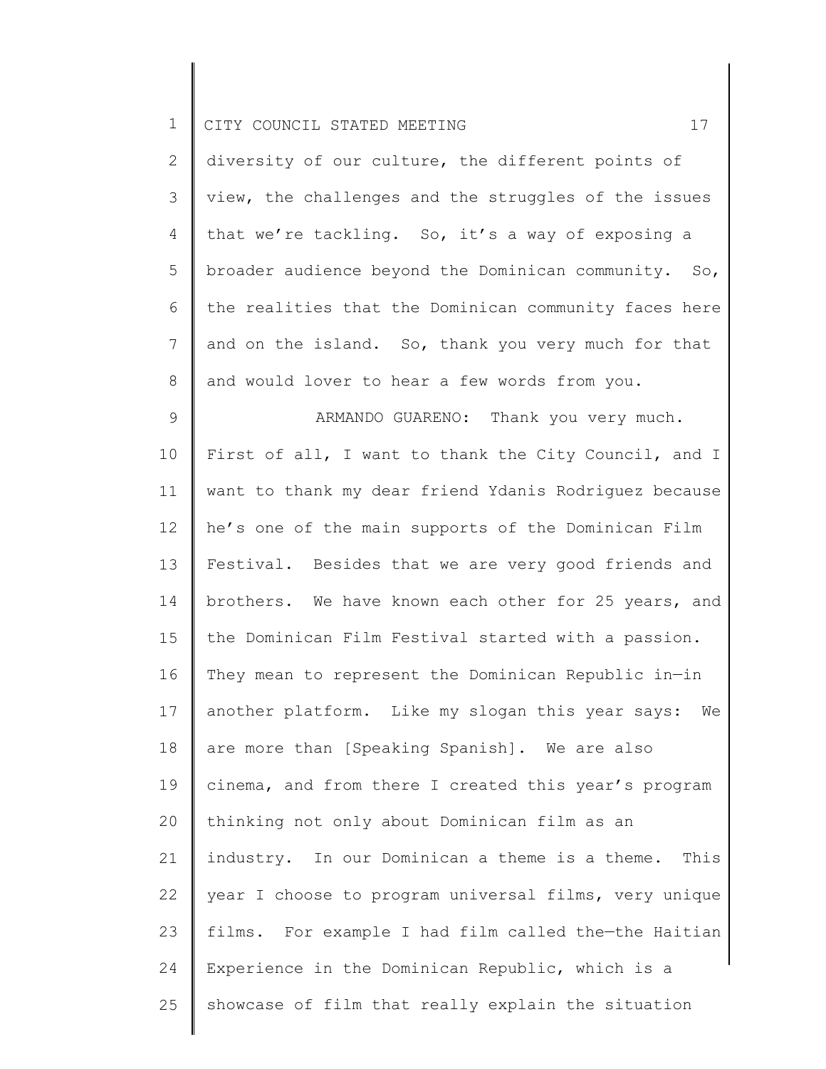diversity of our culture, the different points of view, the challenges and the struggles of the issues that we're tackling. So, it's a way of exposing a broader audience beyond the Dominican community. So, the realities that the Dominican community faces here and on the island. So, thank you very much for that and would lover to hear a few words from you.

ARMANDO GUARENO: Thank you very much. First of all, I want to thank the City Council, and I want to thank my dear friend Ydanis Rodriguez because he's one of the main supports of the Dominican Film Festival. Besides that we are very good friends and brothers. We have known each other for 25 years, and the Dominican Film Festival started with a passion. They mean to represent the Dominican Republic in—in another platform. Like my slogan this year says: We are more than [Speaking Spanish]. We are also cinema, and from there I created this year's program thinking not only about Dominican film as an industry. In our Dominican a theme is a theme. This year I choose to program universal films, very unique films. For example I had film called the—the Haitian Experience in the Dominican Republic, which is a showcase of film that really explain the situation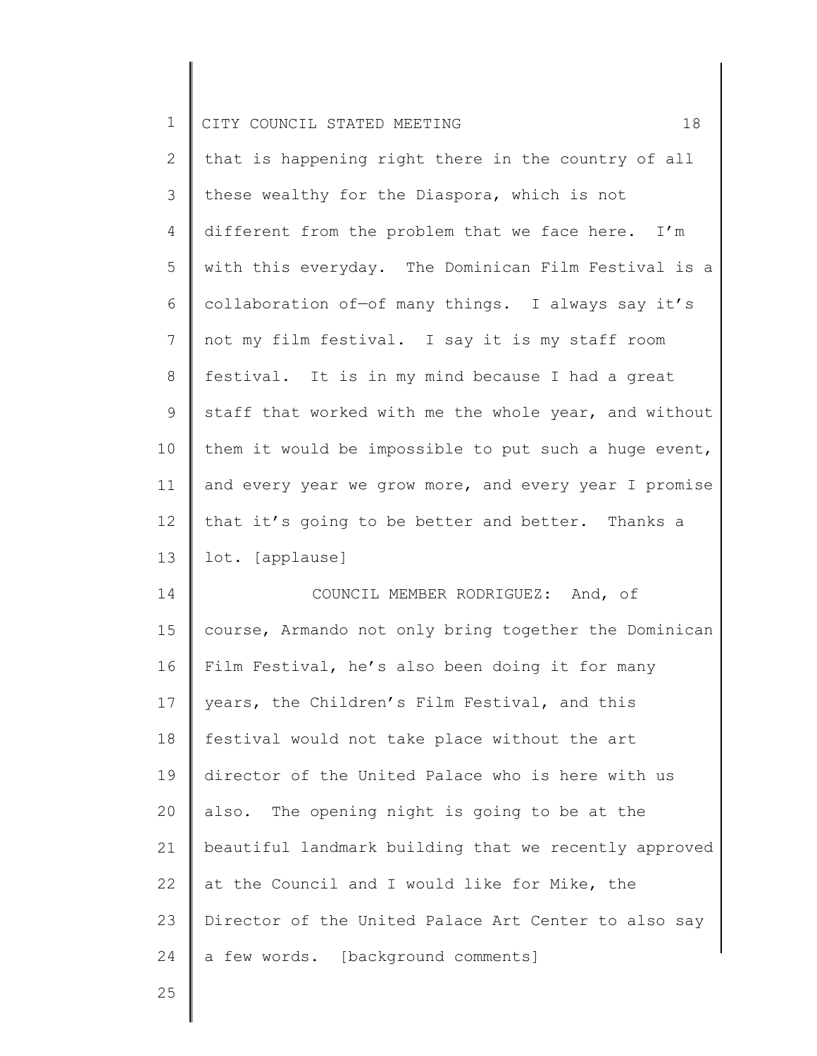that is happening right there in the country of all these wealthy for the Diaspora, which is not different from the problem that we face here. I'm with this everyday. The Dominican Film Festival is a collaboration of—of many things. I always say it's not my film festival. I say it is my staff room festival. It is in my mind because I had a great staff that worked with me the whole year, and without them it would be impossible to put such a huge event, and every year we grow more, and every year I promise that it's going to be better and better. Thanks a lot. [applause]

COUNCIL MEMBER RODRIGUEZ: And, of course, Armando not only bring together the Dominican Film Festival, he's also been doing it for many years, the Children's Film Festival, and this festival would not take place without the art director of the United Palace who is here with us also. The opening night is going to be at the beautiful landmark building that we recently approved at the Council and I would like for Mike, the Director of the United Palace Art Center to also say a few words. [background comments]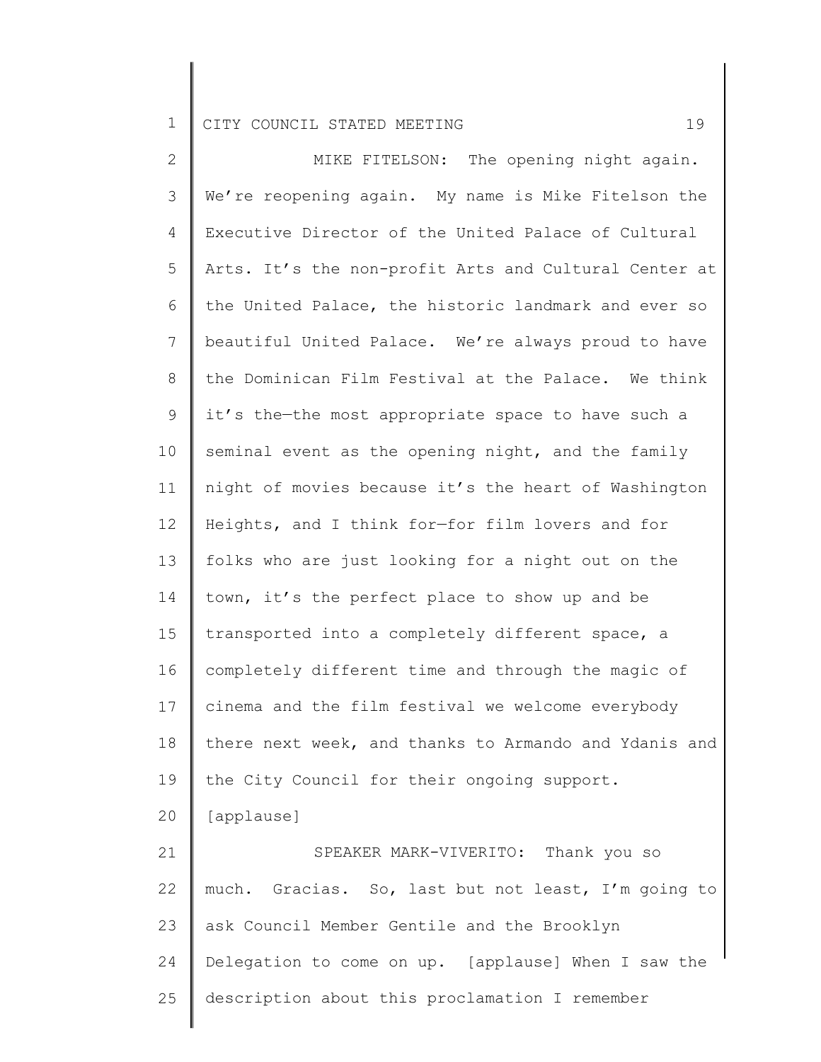MIKE FITELSON: The opening night again. We're reopening again. My name is Mike Fitelson the Executive Director of the United Palace of Cultural Arts. It's the non-profit Arts and Cultural Center at the United Palace, the historic landmark and ever so beautiful United Palace. We're always proud to have the Dominican Film Festival at the Palace. We think it's the—the most appropriate space to have such a seminal event as the opening night, and the family night of movies because it's the heart of Washington Heights, and I think for—for film lovers and for folks who are just looking for a night out on the town, it's the perfect place to show up and be transported into a completely different space, a completely different time and through the magic of cinema and the film festival we welcome everybody there next week, and thanks to Armando and Ydanis and the City Council for their ongoing support. [applause]

SPEAKER MARK-VIVERITO: Thank you so much. Gracias. So, last but not least, I'm going to ask Council Member Gentile and the Brooklyn Delegation to come on up. [applause] When I saw the description about this proclamation I remember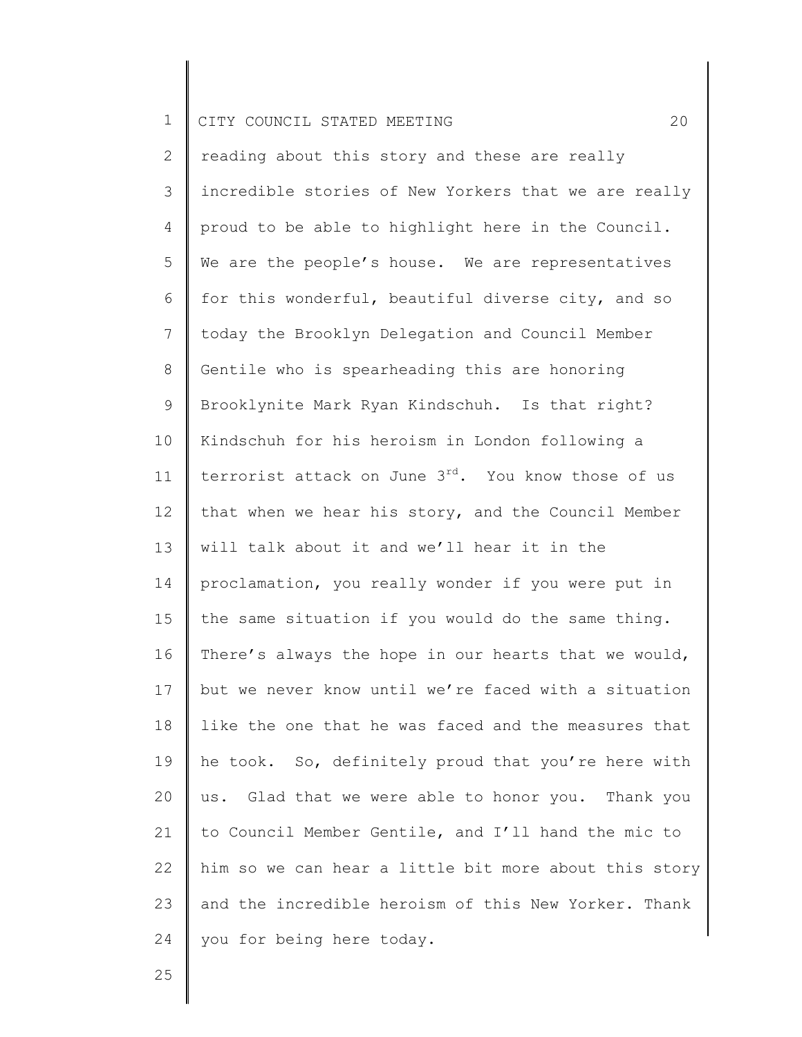reading about this story and these are really incredible stories of New Yorkers that we are really proud to be able to highlight here in the Council. We are the people's house. We are representatives for this wonderful, beautiful diverse city, and so today the Brooklyn Delegation and Council Member Gentile who is spearheading this are honoring Brooklynite Mark Ryan Kindschuh. Is that right? Kindschuh for his heroism in London following a terrorist attack on June 3rd. You know those of us that when we hear his story, and the Council Member will talk about it and we'll hear it in the proclamation, you really wonder if you were put in the same situation if you would do the same thing. There's always the hope in our hearts that we would, but we never know until we're faced with a situation like the one that he was faced and the measures that he took. So, definitely proud that you're here with us. Glad that we were able to honor you. Thank you to Council Member Gentile, and I'll hand the mic to him so we can hear a little bit more about this story and the incredible heroism of this New Yorker. Thank you for being here today.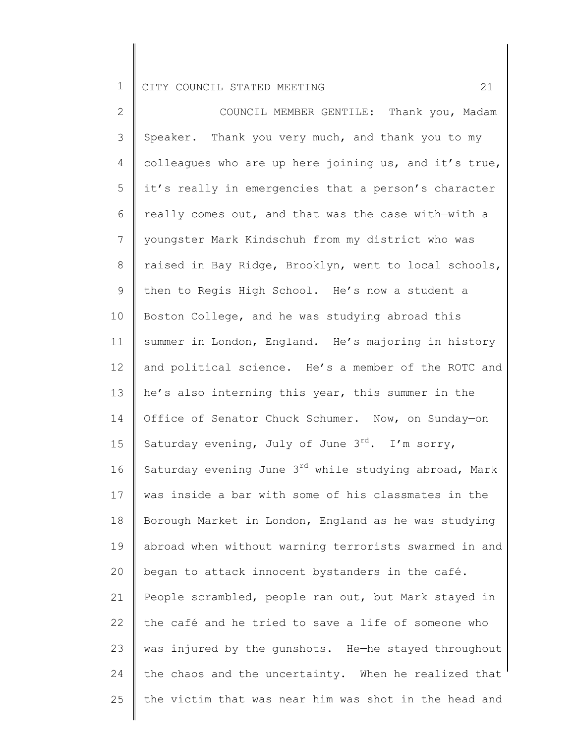COUNCIL MEMBER GENTILE: Thank you, Madam Speaker. Thank you very much, and thank you to my colleagues who are up here joining us, and it's true, it's really in emergencies that a person's character really comes out, and that was the case with—with a youngster Mark Kindschuh from my district who was raised in Bay Ridge, Brooklyn, went to local schools, then to Regis High School. He's now a student a Boston College, and he was studying abroad this summer in London, England. He's majoring in history and political science. He's a member of the ROTC and he's also interning this year, this summer in the Office of Senator Chuck Schumer. Now, on Sunday—on Saturday evening, July of June 3rd. I'm sorry, Saturday evening June 3rd while studying abroad, Mark was inside a bar with some of his classmates in the Borough Market in London, England as he was studying abroad when without warning terrorists swarmed in and began to attack innocent bystanders in the café. People scrambled, people ran out, but Mark stayed in the café and he tried to save a life of someone who was injured by the gunshots. He—he stayed throughout the chaos and the uncertainty. When he realized that the victim that was near him was shot in the head and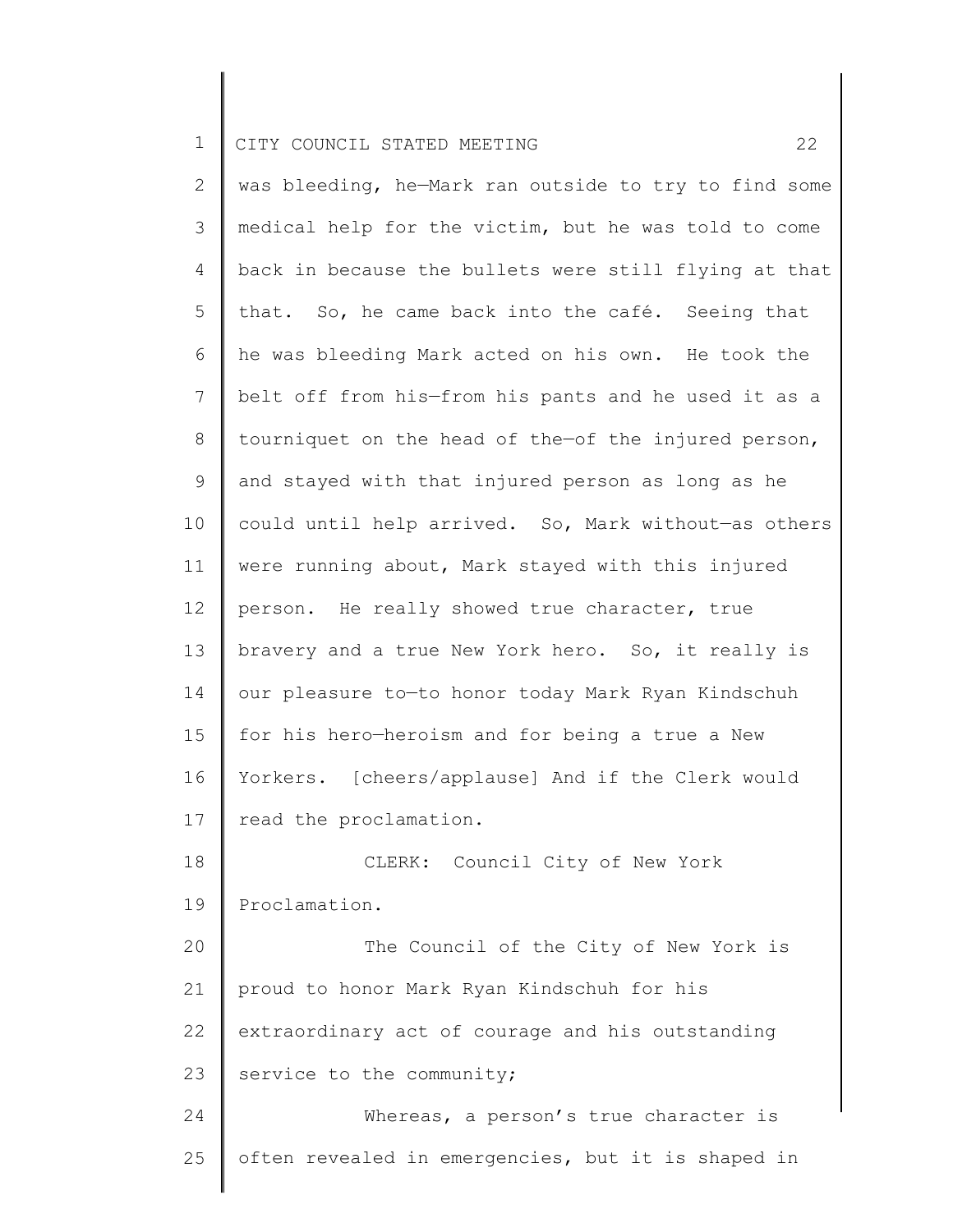was bleeding, he—Mark ran outside to try to find some medical help for the victim, but he was told to come back in because the bullets were still flying at that that. So, he came back into the café. Seeing that he was bleeding Mark acted on his own. He took the belt off from his—from his pants and he used it as a tourniquet on the head of the—of the injured person, and stayed with that injured person as long as he could until help arrived. So, Mark without—as others were running about, Mark stayed with this injured person. He really showed true character, true bravery and a true New York hero. So, it really is our pleasure to—to honor today Mark Ryan Kindschuh for his hero—heroism and for being a true a New Yorkers. [cheers/applause] And if the Clerk would read the proclamation.

CLERK: Council City of New York Proclamation.

The Council of the City of New York is proud to honor Mark Ryan Kindschuh for his extraordinary act of courage and his outstanding service to the community;

Whereas, a person's true character is often revealed in emergencies, but it is shaped in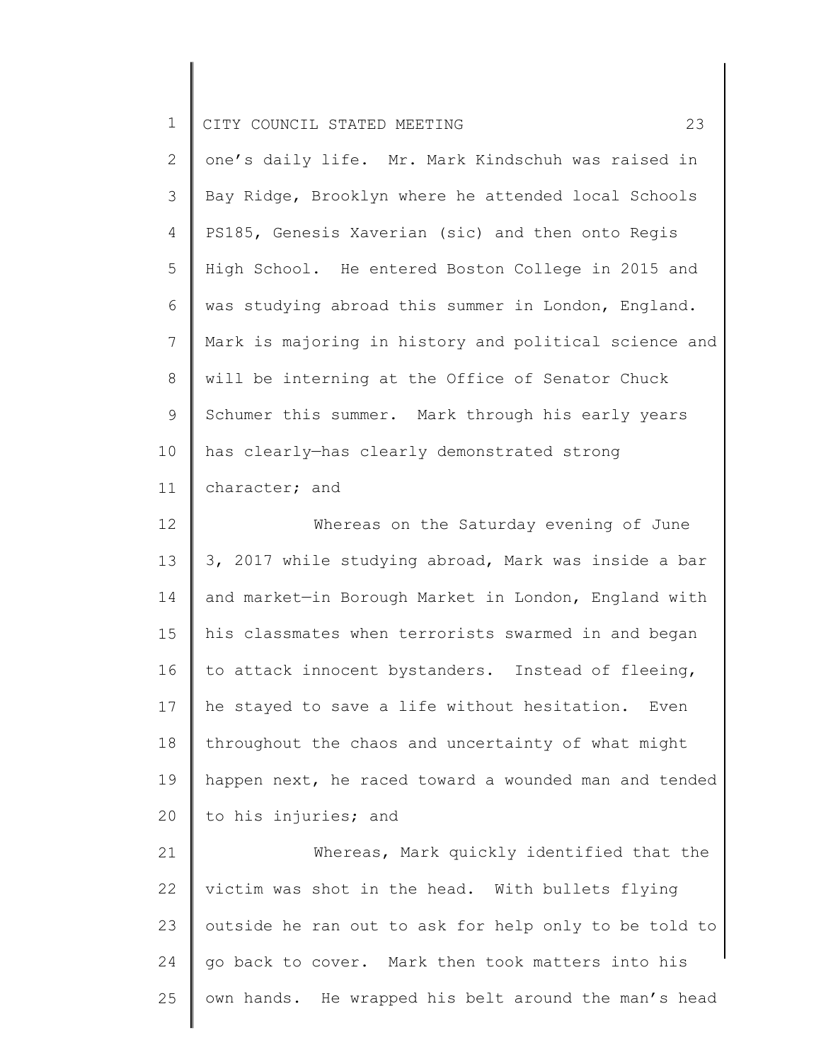one's daily life. Mr. Mark Kindschuh was raised in Bay Ridge, Brooklyn where he attended local Schools PS185, Genesis Xaverian (sic) and then onto Regis High School. He entered Boston College in 2015 and was studying abroad this summer in London, England. Mark is majoring in history and political science and will be interning at the Office of Senator Chuck Schumer this summer. Mark through his early years has clearly—has clearly demonstrated strong character; and

Whereas on the Saturday evening of June 3, 2017 while studying abroad, Mark was inside a bar and market—in Borough Market in London, England with his classmates when terrorists swarmed in and began to attack innocent bystanders. Instead of fleeing, he stayed to save a life without hesitation. Even throughout the chaos and uncertainty of what might happen next, he raced toward a wounded man and tended to his injuries; and

Whereas, Mark quickly identified that the victim was shot in the head. With bullets flying outside he ran out to ask for help only to be told to go back to cover. Mark then took matters into his own hands. He wrapped his belt around the man's head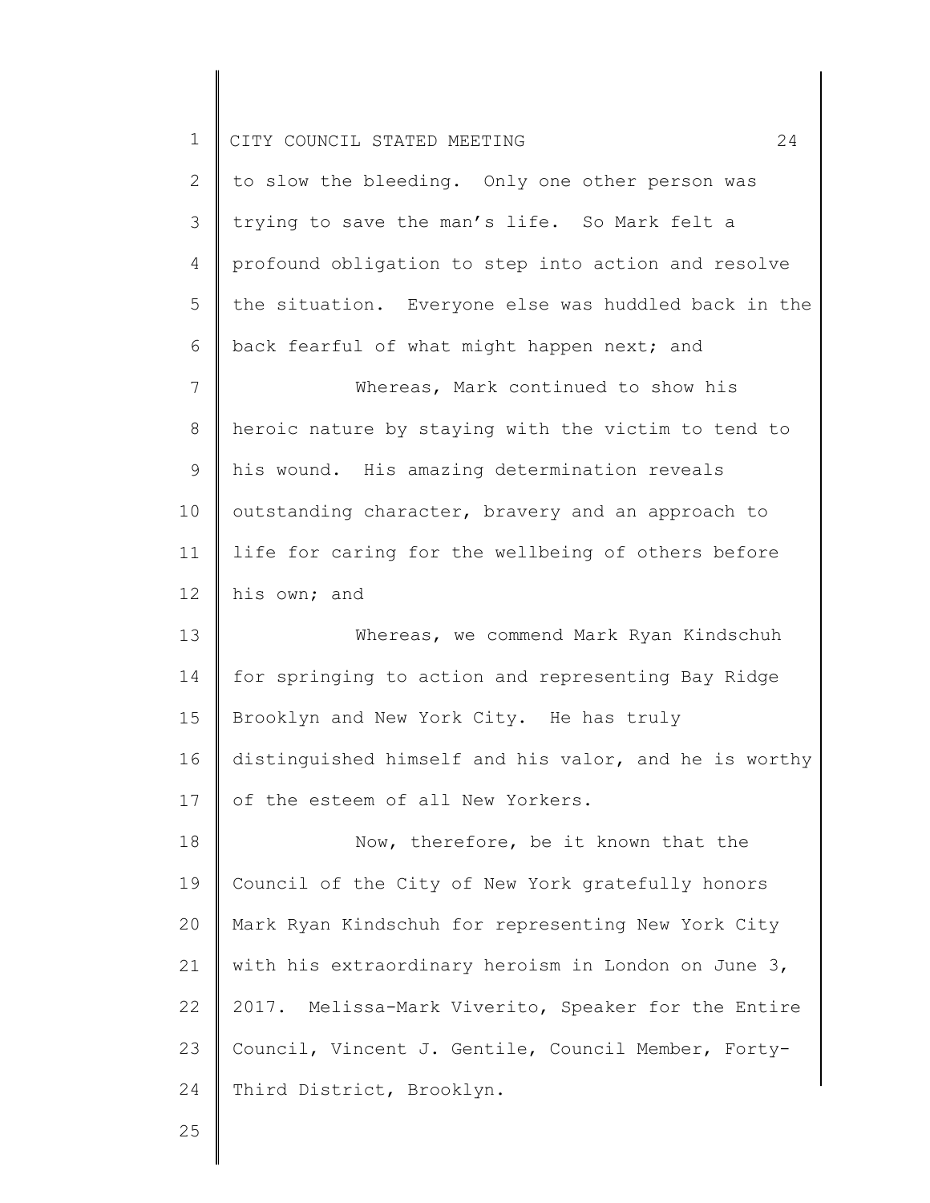to slow the bleeding. Only one other person was trying to save the man's life. So Mark felt a profound obligation to step into action and resolve the situation. Everyone else was huddled back in the back fearful of what might happen next; and

Whereas, Mark continued to show his heroic nature by staying with the victim to tend to his wound. His amazing determination reveals outstanding character, bravery and an approach to life for caring for the wellbeing of others before his own; and

Whereas, we commend Mark Ryan Kindschuh for springing to action and representing Bay Ridge Brooklyn and New York City. He has truly distinguished himself and his valor, and he is worthy of the esteem of all New Yorkers.

Now, therefore, be it known that the Council of the City of New York gratefully honors Mark Ryan Kindschuh for representing New York City with his extraordinary heroism in London on June 3, 2017. Melissa-Mark Viverito, Speaker for the Entire Council, Vincent J. Gentile, Council Member, Forty-Third District, Brooklyn.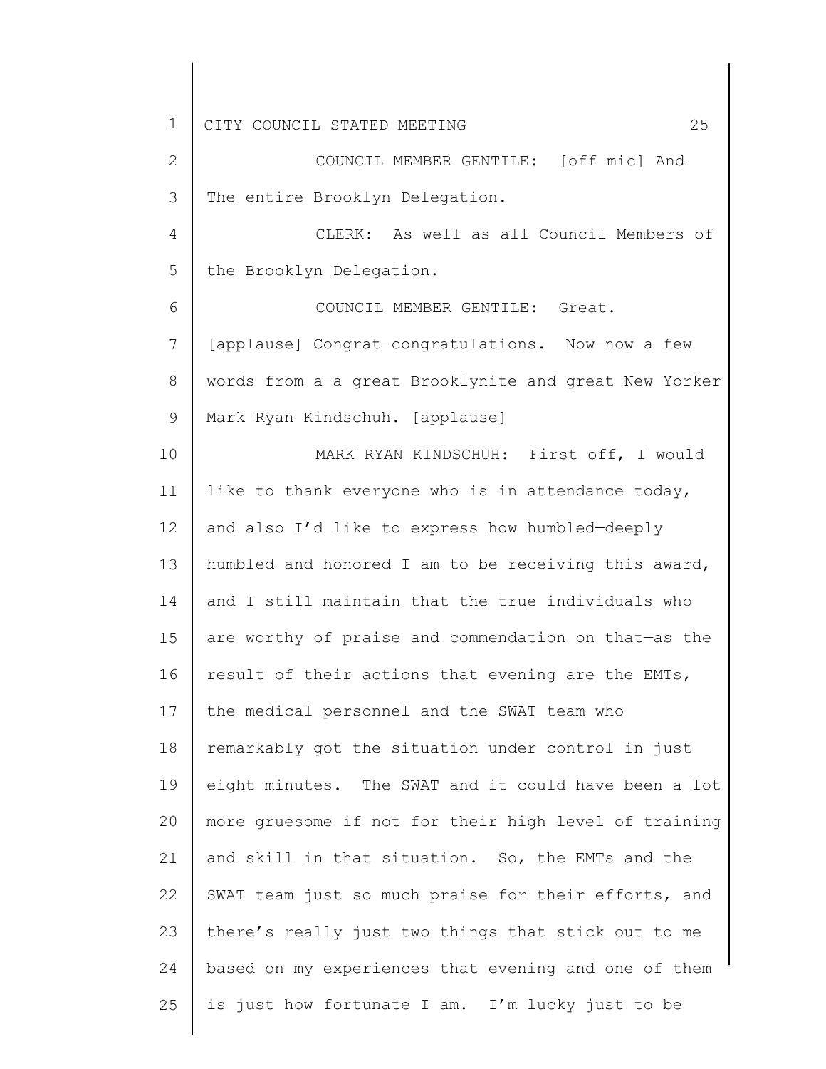COUNCIL MEMBER GENTILE: [off mic] And The entire Brooklyn Delegation.

CLERK: As well as all Council Members of the Brooklyn Delegation.

COUNCIL MEMBER GENTILE: Great. [applause] Congrat—congratulations. Now—now a few words from a—a great Brooklynite and great New Yorker Mark Ryan Kindschuh. [applause]

MARK RYAN KINDSCHUH: First off, I would like to thank everyone who is in attendance today, and also I'd like to express how humbled—deeply humbled and honored I am to be receiving this award, and I still maintain that the true individuals who are worthy of praise and commendation on that—as the result of their actions that evening are the EMTs, the medical personnel and the SWAT team who remarkably got the situation under control in just eight minutes. The SWAT and it could have been a lot more gruesome if not for their high level of training and skill in that situation. So, the EMTs and the SWAT team just so much praise for their efforts, and there's really just two things that stick out to me based on my experiences that evening and one of them is just how fortunate I am. I'm lucky just to be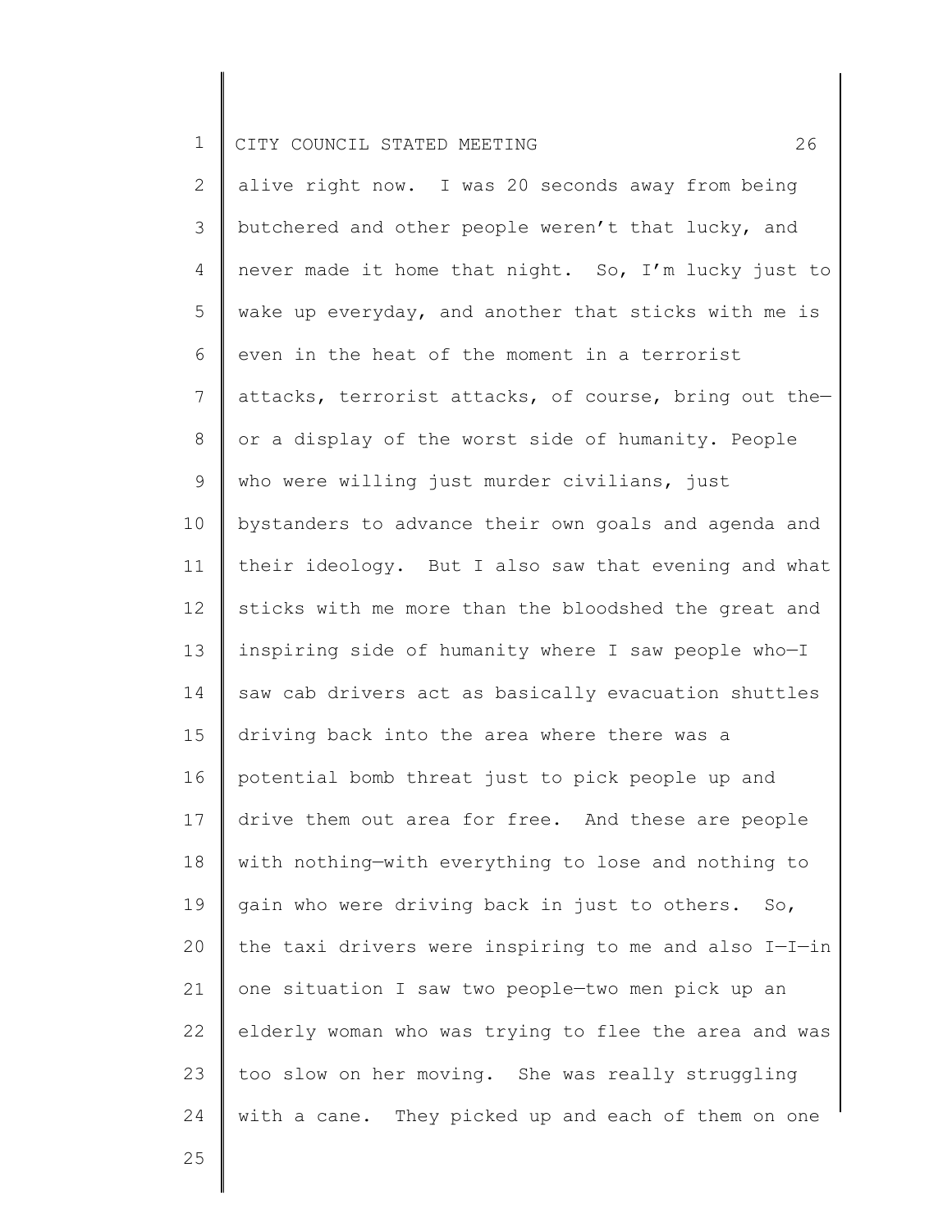alive right now. I was 20 seconds away from being butchered and other people weren't that lucky, and never made it home that night. So, I'm lucky just to wake up everyday, and another that sticks with me is even in the heat of the moment in a terrorist attacks, terrorist attacks, of course, bring out the—or a display of the worst side of humanity. People who were willing just murder civilians, just bystanders to advance their own goals and agenda and their ideology. But I also saw that evening and what sticks with me more than the bloodshed the great and inspiring side of humanity where I saw people who—I saw cab drivers act as basically evacuation shuttles driving back into the area where there was a potential bomb threat just to pick people up and drive them out area for free. And these are people with nothing—with everything to lose and nothing to gain who were driving back in just to others. So, the taxi drivers were inspiring to me and also I—I—in one situation I saw two people—two men pick up an elderly woman who was trying to flee the area and was too slow on her moving. She was really struggling with a cane. They picked up and each of them on one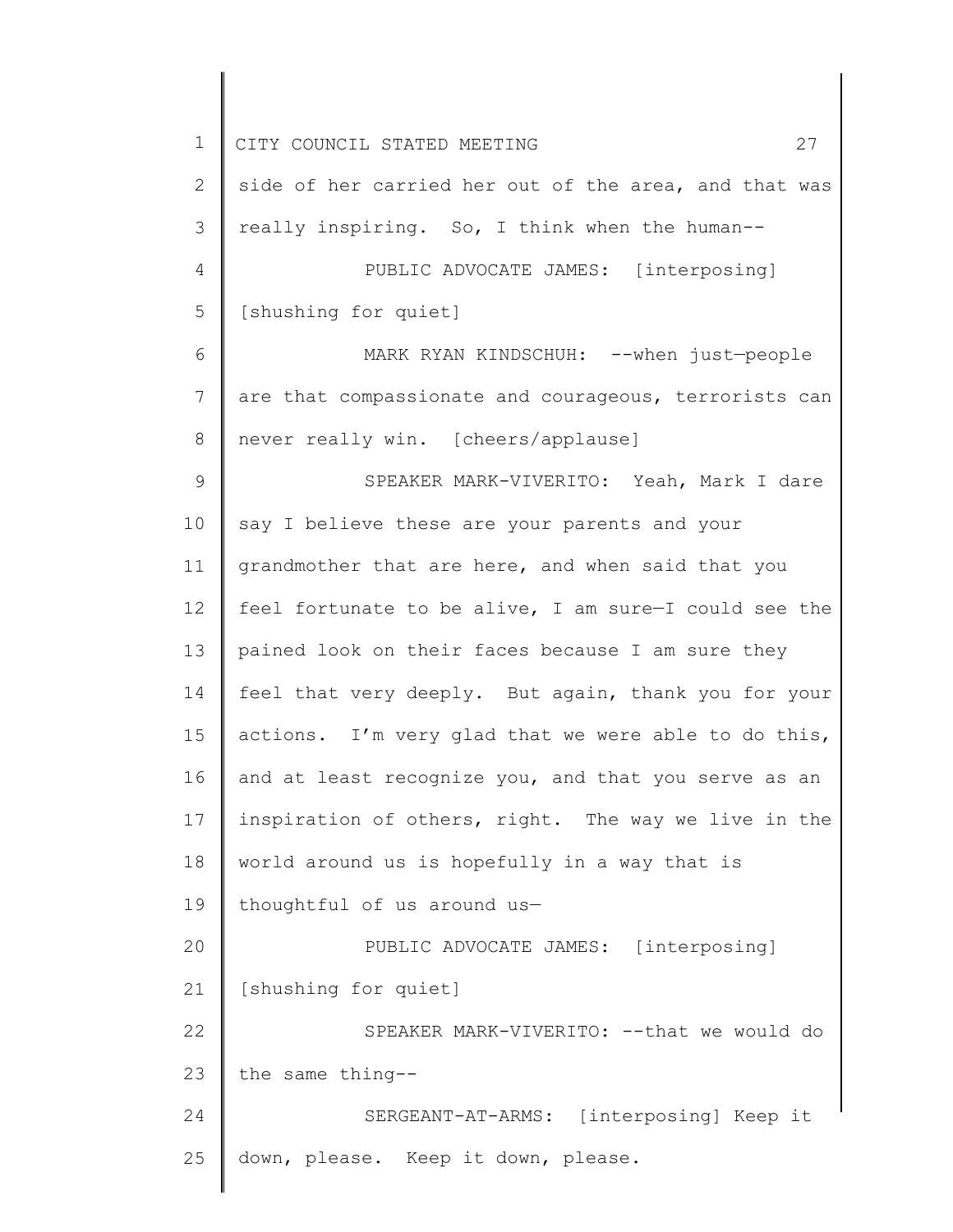side of her carried her out of the area, and that was really inspiring. So, I think when the human--

PUBLIC ADVOCATE JAMES: [interposing] [shushing for quiet]

MARK RYAN KINDSCHUH: --when just—people are that compassionate and courageous, terrorists can never really win. [cheers/applause]

SPEAKER MARK-VIVERITO: Yeah, Mark I dare say I believe these are your parents and your grandmother that are here, and when said that you feel fortunate to be alive, I am sure—I could see the pained look on their faces because I am sure they feel that very deeply. But again, thank you for your actions. I'm very glad that we were able to do this, and at least recognize you, and that you serve as an inspiration of others, right. The way we live in the world around us is hopefully in a way that is thoughtful of us around us—

PUBLIC ADVOCATE JAMES: [interposing] [shushing for quiet]

SPEAKER MARK-VIVERITO: --that we would do the same thing--

SERGEANT-AT-ARMS: [interposing] Keep it down, please. Keep it down, please.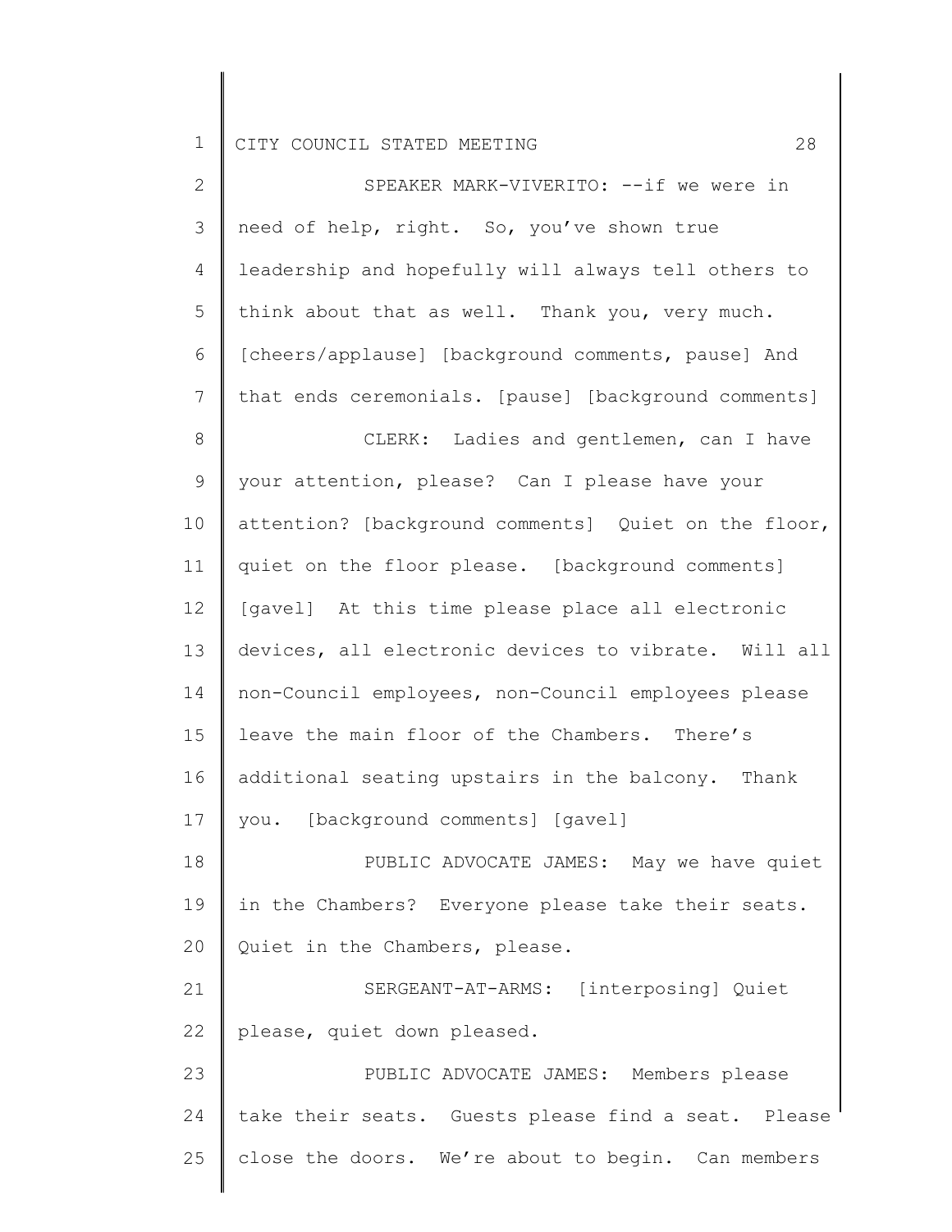SPEAKER MARK-VIVERITO: --if we were in need of help, right. So, you've shown true leadership and hopefully will always tell others to think about that as well. Thank you, very much. [cheers/applause] [background comments, pause] And that ends ceremonials. [pause] [background comments]

CLERK: Ladies and gentlemen, can I have your attention, please? Can I please have your attention? [background comments] Quiet on the floor, quiet on the floor please. [background comments] [gavel] At this time please place all electronic devices, all electronic devices to vibrate. Will all non-Council employees, non-Council employees please leave the main floor of the Chambers. There's additional seating upstairs in the balcony. Thank you. [background comments] [gavel]

PUBLIC ADVOCATE JAMES: May we have quiet in the Chambers? Everyone please take their seats. Quiet in the Chambers, please.

SERGEANT-AT-ARMS: [interposing] Quiet please, quiet down pleased.

PUBLIC ADVOCATE JAMES: Members please take their seats. Guests please find a seat. Please close the doors. We're about to begin. Can members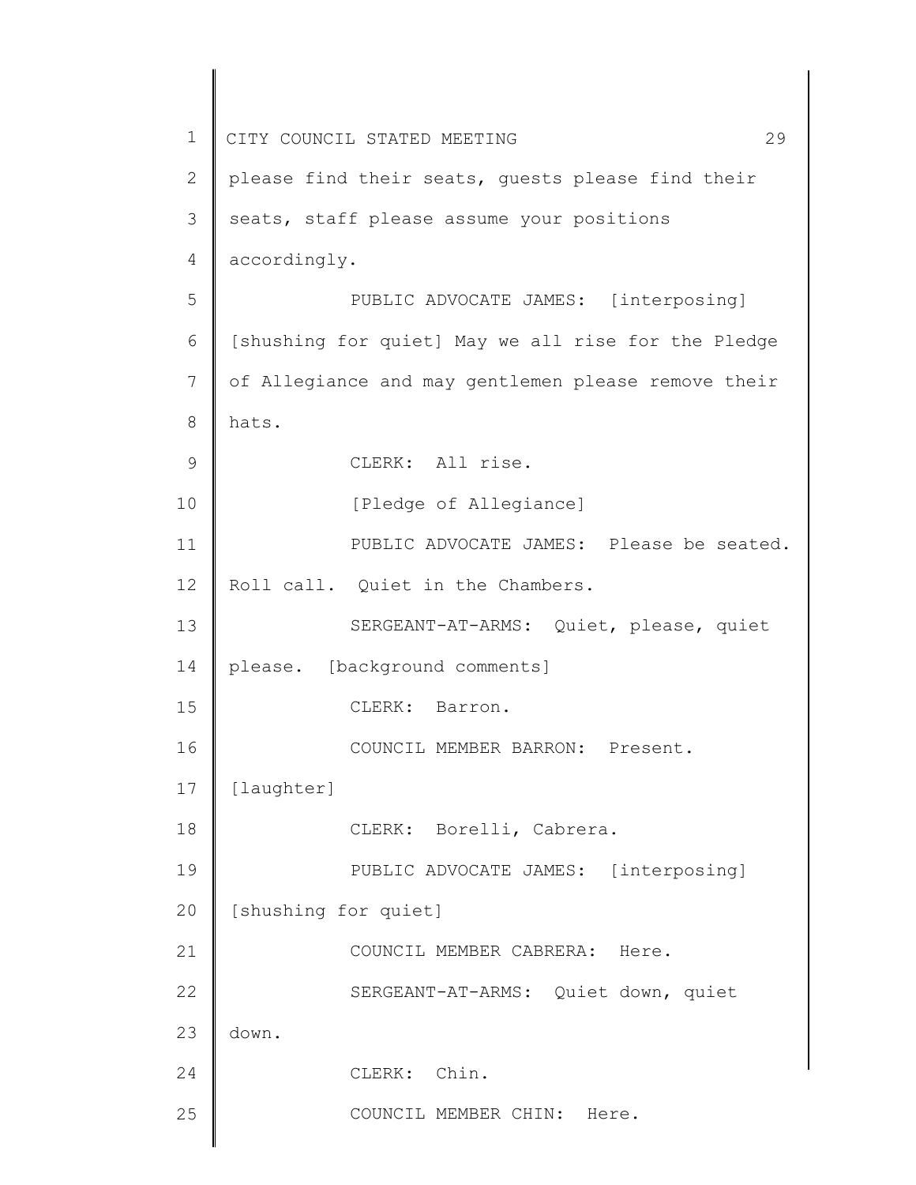please find their seats, guests please find their seats, staff please assume your positions accordingly.

PUBLIC ADVOCATE JAMES: [interposing] [shushing for quiet] May we all rise for the Pledge of Allegiance and may gentlemen please remove their hats.

CLERK: All rise.

[Pledge of Allegiance]

PUBLIC ADVOCATE JAMES: Please be seated. Roll call. Quiet in the Chambers.

SERGEANT-AT-ARMS: Quiet, please, quiet please. [background comments]

CLERK: Barron.

COUNCIL MEMBER BARRON: Present. [laughter]

CLERK: Borelli, Cabrera.

PUBLIC ADVOCATE JAMES: [interposing] [shushing for quiet]

COUNCIL MEMBER CABRERA: Here.

SERGEANT-AT-ARMS: Quiet down, quiet down.

CLERK: Chin.

COUNCIL MEMBER CHIN: Here.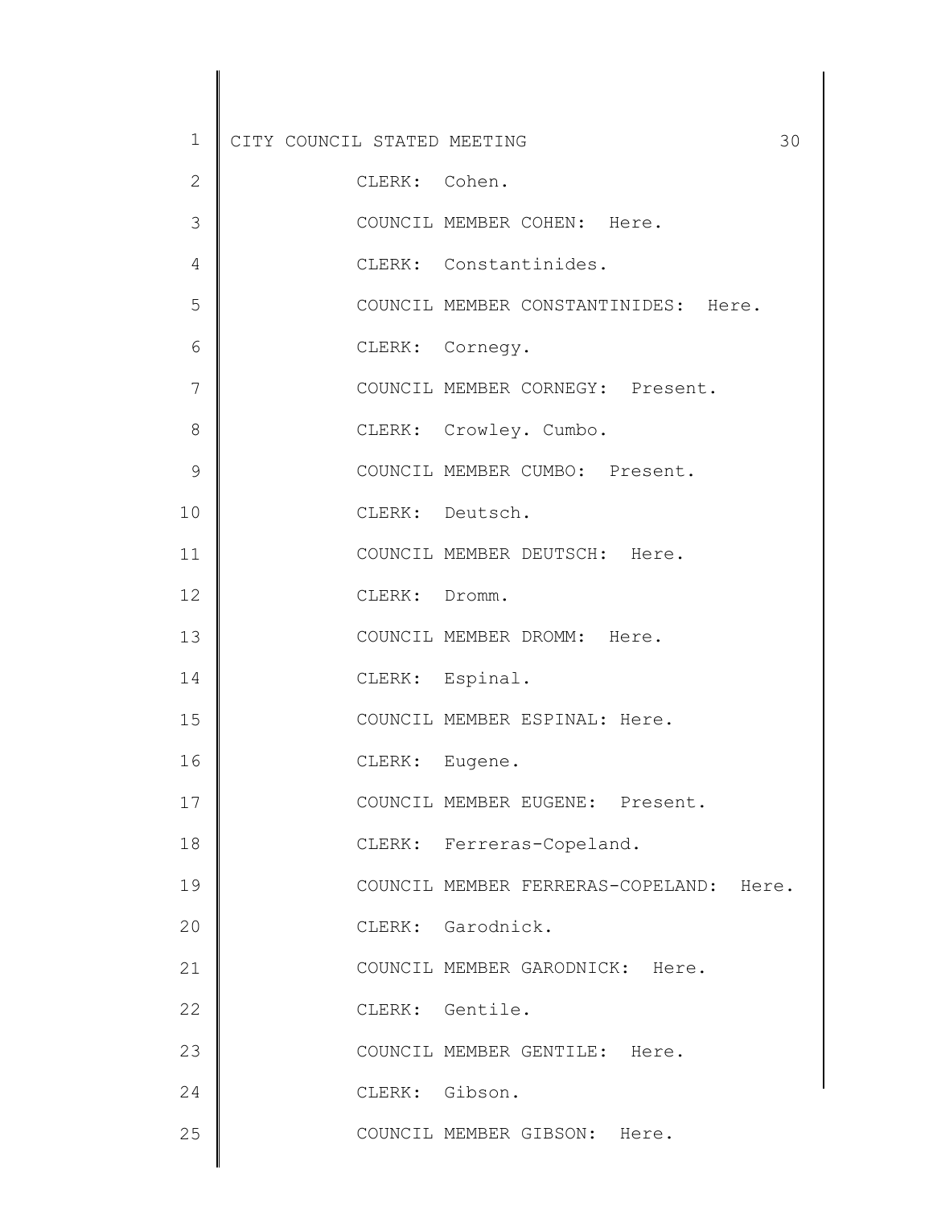CLERK: Cohen.

COUNCIL MEMBER COHEN: Here.

CLERK: Constantinides.

COUNCIL MEMBER CONSTANTINIDES: Here.

CLERK: Cornegy.

COUNCIL MEMBER CORNEGY: Present.

CLERK: Crowley. Cumbo.

COUNCIL MEMBER CUMBO: Present.

CLERK: Deutsch.

COUNCIL MEMBER DEUTSCH: Here.

CLERK: Dromm.

COUNCIL MEMBER DROMM: Here.

CLERK: Espinal.

COUNCIL MEMBER ESPINAL: Here.

CLERK: Eugene.

COUNCIL MEMBER EUGENE: Present.

CLERK: Ferreras-Copeland.

COUNCIL MEMBER FERRERAS-COPELAND: Here.

CLERK: Garodnick.

COUNCIL MEMBER GARODNICK: Here.

CLERK: Gentile.

COUNCIL MEMBER GENTILE: Here.

CLERK: Gibson.

COUNCIL MEMBER GIBSON: Here.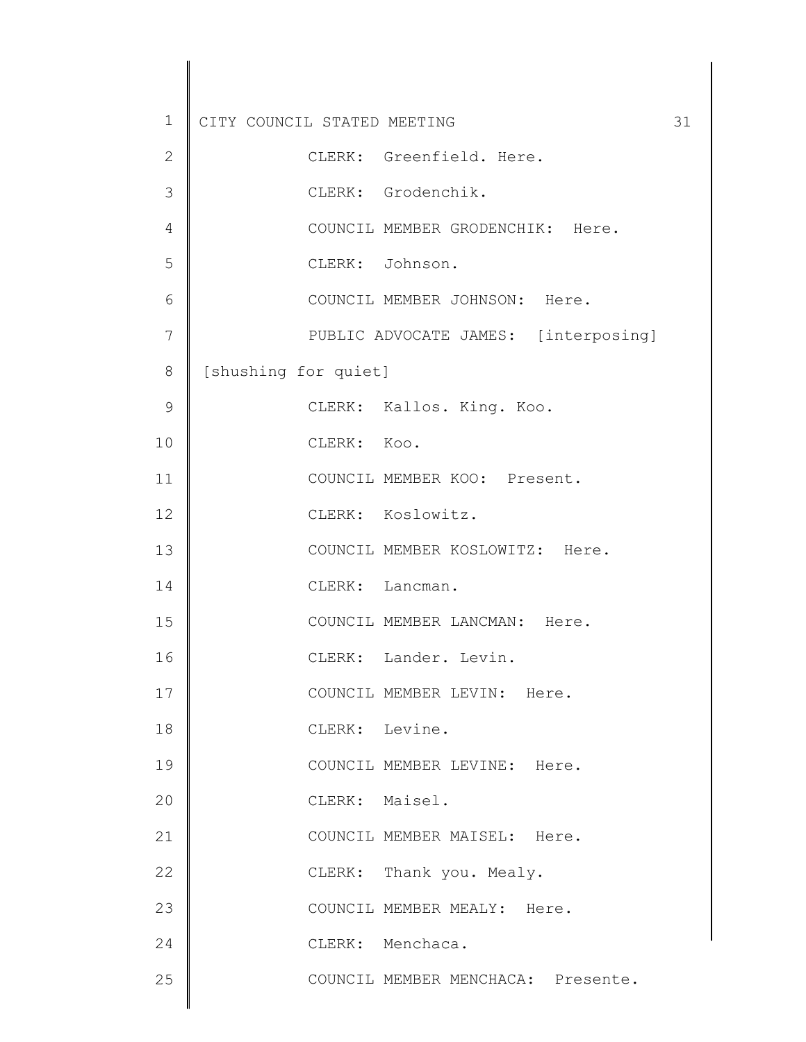CLERK: Greenfield. Here.

CLERK: Grodenchik.

COUNCIL MEMBER GRODENCHIK: Here.

CLERK: Johnson.

COUNCIL MEMBER JOHNSON: Here.

PUBLIC ADVOCATE JAMES: [interposing] [shushing for quiet]

CLERK: Kallos. King. Koo.

CLERK: Koo.

COUNCIL MEMBER KOO: Present.

CLERK: Koslowitz.

COUNCIL MEMBER KOSLOWITZ: Here.

CLERK: Lancman.

COUNCIL MEMBER LANCMAN: Here.

CLERK: Lander. Levin.

COUNCIL MEMBER LEVIN: Here.

CLERK: Levine.

COUNCIL MEMBER LEVINE: Here.

CLERK: Maisel.

COUNCIL MEMBER MAISEL: Here.

CLERK: Thank you. Mealy.

COUNCIL MEMBER MEALY: Here.

CLERK: Menchaca.

COUNCIL MEMBER MENCHACA: Presente.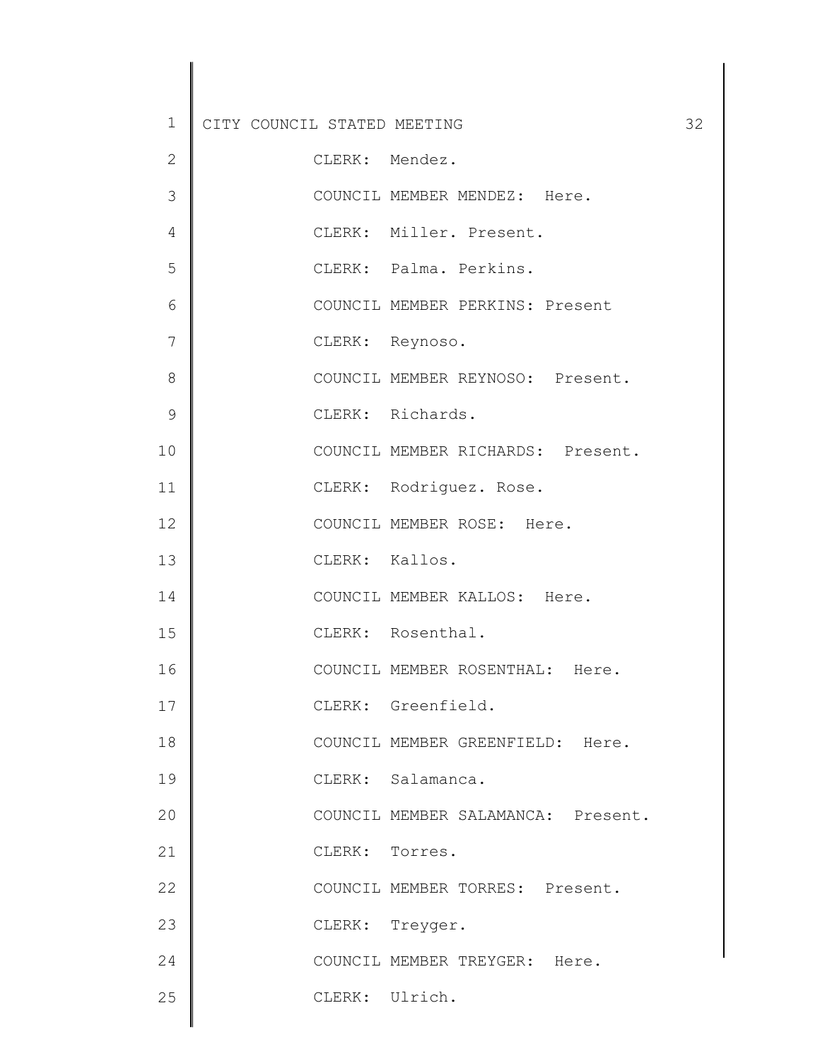CLERK: Mendez.

COUNCIL MEMBER MENDEZ: Here.

CLERK: Miller. Present.

CLERK: Palma. Perkins.

COUNCIL MEMBER PERKINS: Present

CLERK: Reynoso.

COUNCIL MEMBER REYNOSO: Present.

CLERK: Richards.

COUNCIL MEMBER RICHARDS: Present.

CLERK: Rodriguez. Rose.

COUNCIL MEMBER ROSE: Here.

CLERK: Kallos.

COUNCIL MEMBER KALLOS: Here.

CLERK: Rosenthal.

COUNCIL MEMBER ROSENTHAL: Here.

CLERK: Greenfield.

COUNCIL MEMBER GREENFIELD: Here.

CLERK: Salamanca.

COUNCIL MEMBER SALAMANCA: Present.

CLERK: Torres.

COUNCIL MEMBER TORRES: Present.

CLERK: Treyger.

COUNCIL MEMBER TREYGER: Here.

CLERK: Ulrich.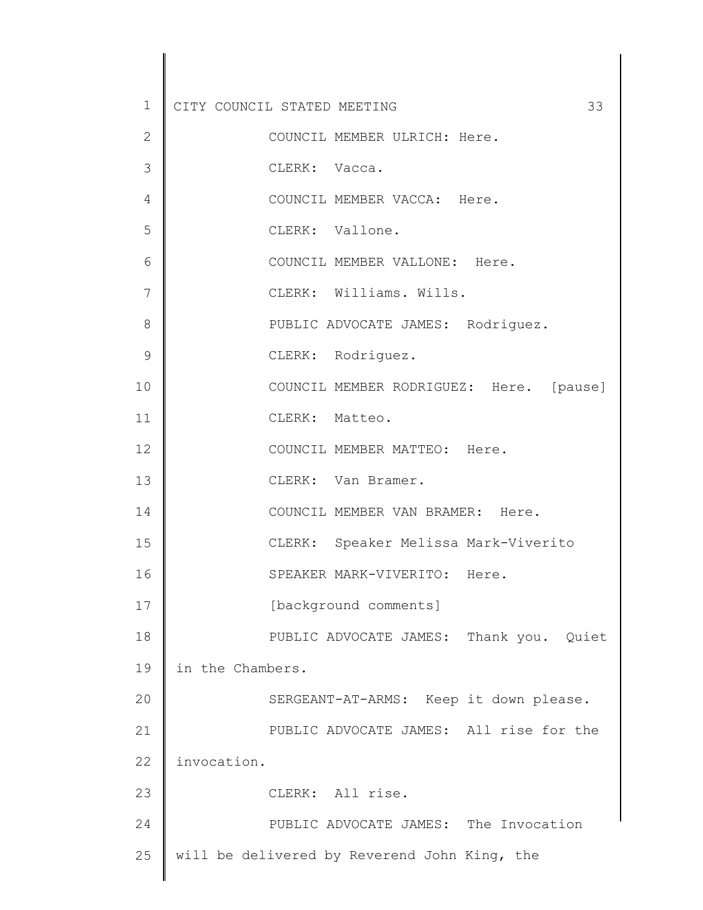COUNCIL MEMBER ULRICH: Here.

CLERK: Vacca.

COUNCIL MEMBER VACCA: Here.

CLERK: Vallone.

COUNCIL MEMBER VALLONE: Here.

CLERK: Williams. Wills.

PUBLIC ADVOCATE JAMES: Rodriguez.

CLERK: Rodriguez.

COUNCIL MEMBER RODRIGUEZ: Here. [pause]

CLERK: Matteo.

COUNCIL MEMBER MATTEO: Here.

CLERK: Van Bramer.

COUNCIL MEMBER VAN BRAMER: Here.

CLERK: Speaker Melissa Mark-Viverito

SPEAKER MARK-VIVERITO: Here.

[background comments]

PUBLIC ADVOCATE JAMES: Thank you. Quiet in the Chambers.

SERGEANT-AT-ARMS: Keep it down please.

PUBLIC ADVOCATE JAMES: All rise for the invocation.

CLERK: All rise.

PUBLIC ADVOCATE JAMES: The Invocation will be delivered by Reverend John King, the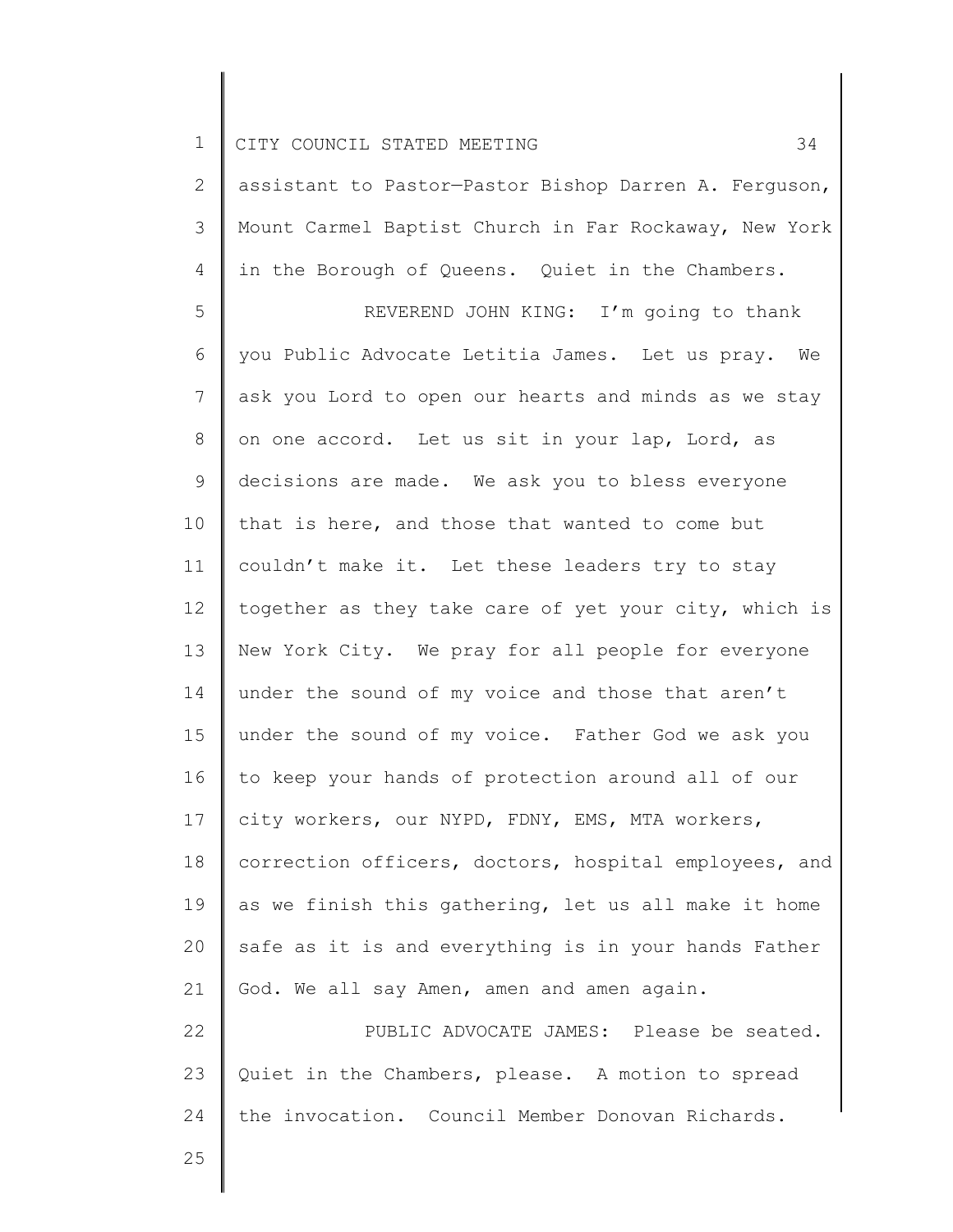assistant to Pastor—Pastor Bishop Darren A. Ferguson, Mount Carmel Baptist Church in Far Rockaway, New York in the Borough of Queens. Quiet in the Chambers.

REVEREND JOHN KING: I'm going to thank you Public Advocate Letitia James. Let us pray. We ask you Lord to open our hearts and minds as we stay on one accord. Let us sit in your lap, Lord, as decisions are made. We ask you to bless everyone that is here, and those that wanted to come but couldn't make it. Let these leaders try to stay together as they take care of yet your city, which is New York City. We pray for all people for everyone under the sound of my voice and those that aren't under the sound of my voice. Father God we ask you to keep your hands of protection around all of our city workers, our NYPD, FDNY, EMS, MTA workers, correction officers, doctors, hospital employees, and as we finish this gathering, let us all make it home safe as it is and everything is in your hands Father God. We all say Amen, amen and amen again.

PUBLIC ADVOCATE JAMES: Please be seated. Quiet in the Chambers, please. A motion to spread the invocation. Council Member Donovan Richards.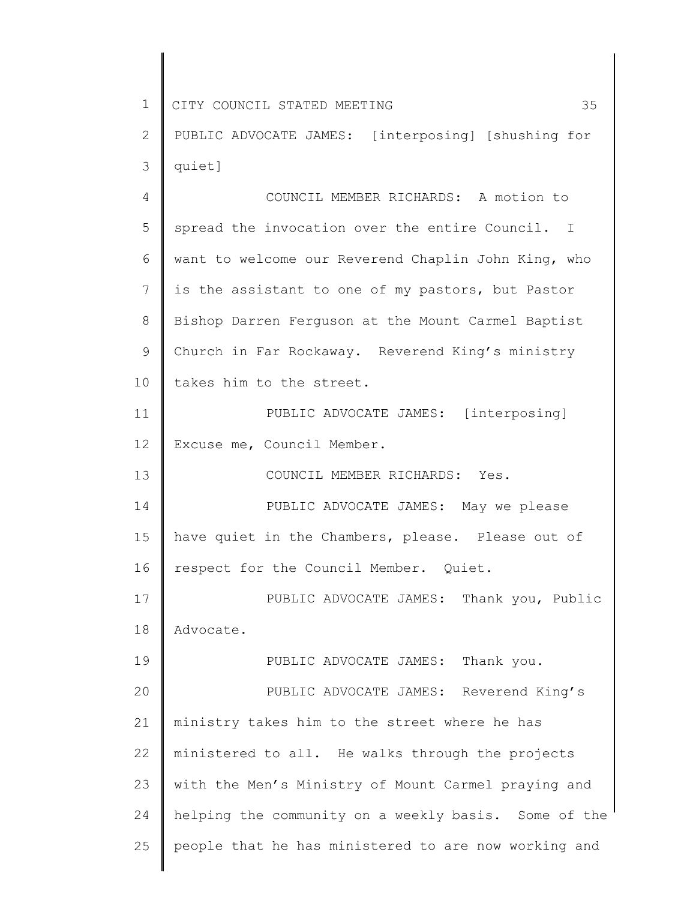PUBLIC ADVOCATE JAMES: [interposing] [shushing for quiet]

COUNCIL MEMBER RICHARDS: A motion to spread the invocation over the entire Council. I want to welcome our Reverend Chaplin John King, who is the assistant to one of my pastors, but Pastor Bishop Darren Ferguson at the Mount Carmel Baptist Church in Far Rockaway. Reverend King's ministry takes him to the street.

PUBLIC ADVOCATE JAMES: [interposing] Excuse me, Council Member.

COUNCIL MEMBER RICHARDS: Yes.

PUBLIC ADVOCATE JAMES: May we please have quiet in the Chambers, please. Please out of respect for the Council Member. Quiet.

PUBLIC ADVOCATE JAMES: Thank you, Public Advocate.

PUBLIC ADVOCATE JAMES: Thank you.

PUBLIC ADVOCATE JAMES: Reverend King's ministry takes him to the street where he has ministered to all. He walks through the projects with the Men's Ministry of Mount Carmel praying and helping the community on a weekly basis. Some of the people that he has ministered to are now working and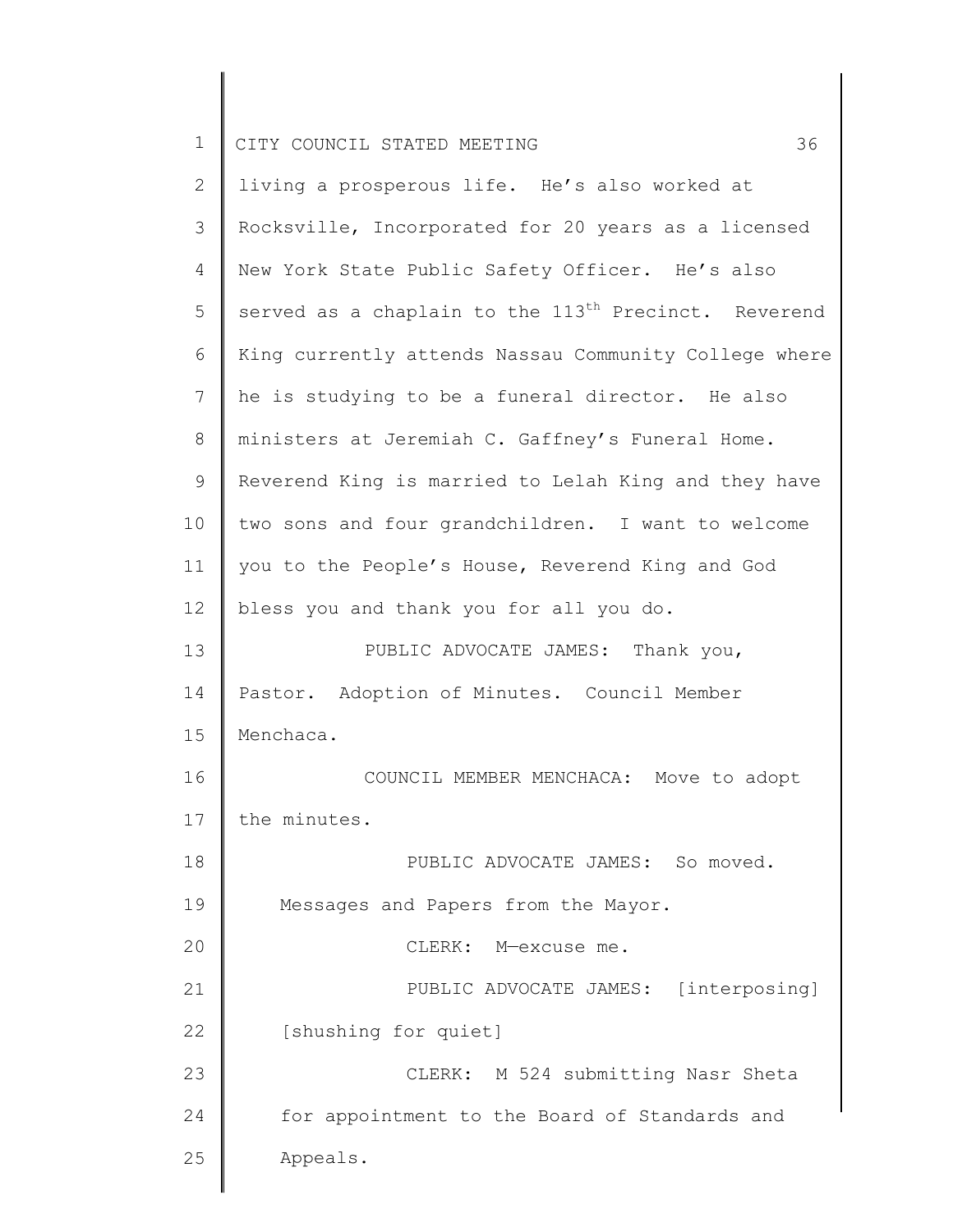living a prosperous life. He's also worked at Rocksville, Incorporated for 20 years as a licensed New York State Public Safety Officer. He's also served as a chaplain to the 113th Precinct. Reverend King currently attends Nassau Community College where he is studying to be a funeral director. He also ministers at Jeremiah C. Gaffney's Funeral Home. Reverend King is married to Lelah King and they have two sons and four grandchildren. I want to welcome you to the People's House, Reverend King and God bless you and thank you for all you do.

PUBLIC ADVOCATE JAMES: Thank you, Pastor. Adoption of Minutes. Council Member Menchaca.

COUNCIL MEMBER MENCHACA: Move to adopt the minutes.

PUBLIC ADVOCATE JAMES: So moved. Messages and Papers from the Mayor.

CLERK: M—excuse me.

PUBLIC ADVOCATE JAMES: [interposing] [shushing for quiet]

CLERK: M 524 submitting Nasr Sheta for appointment to the Board of Standards and Appeals.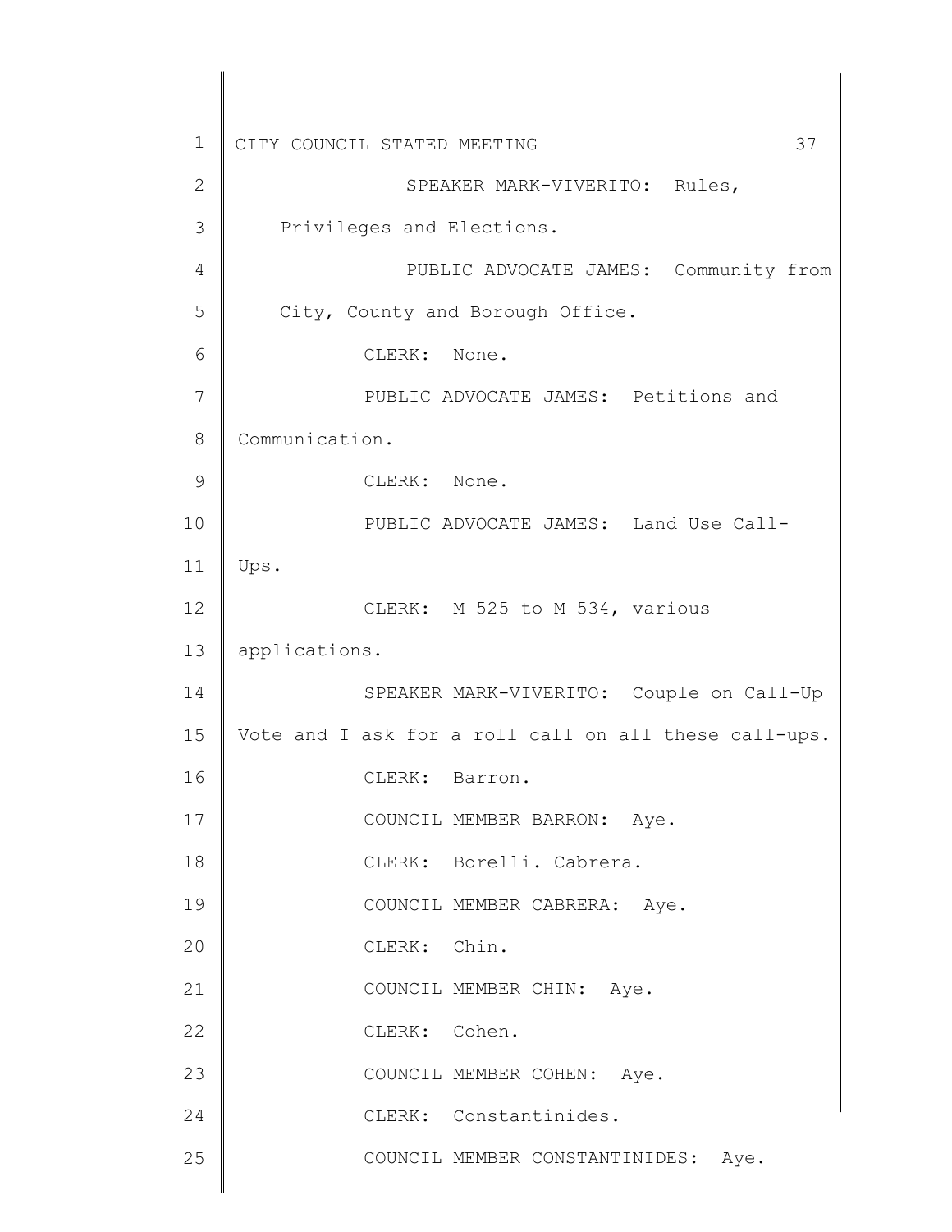SPEAKER MARK-VIVERITO: Rules, Privileges and Elections.

PUBLIC ADVOCATE JAMES: Community from City, County and Borough Office.

CLERK: None.

PUBLIC ADVOCATE JAMES: Petitions and Communication.

CLERK: None.

PUBLIC ADVOCATE JAMES: Land Use Call-Ups.

CLERK: M 525 to M 534, various applications.

SPEAKER MARK-VIVERITO: Couple on Call-Up Vote and I ask for a roll call on all these call-ups.

CLERK: Barron.

COUNCIL MEMBER BARRON: Aye.

CLERK: Borelli. Cabrera.

COUNCIL MEMBER CABRERA: Aye.

CLERK: Chin.

COUNCIL MEMBER CHIN: Aye.

CLERK: Cohen.

COUNCIL MEMBER COHEN: Aye.

CLERK: Constantinides.

COUNCIL MEMBER CONSTANTINIDES: Aye.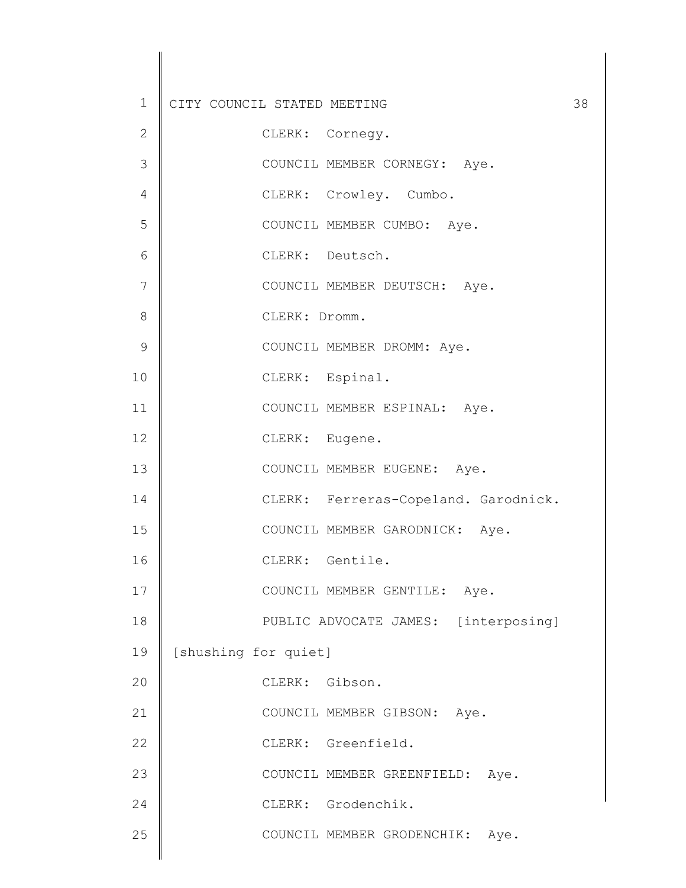CLERK: Cornegy.

COUNCIL MEMBER CORNEGY: Aye.

CLERK: Crowley. Cumbo.

COUNCIL MEMBER CUMBO: Aye.

CLERK: Deutsch.

COUNCIL MEMBER DEUTSCH: Aye.

CLERK: Dromm.

COUNCIL MEMBER DROMM: Aye.

CLERK: Espinal.

COUNCIL MEMBER ESPINAL: Aye.

CLERK: Eugene.

COUNCIL MEMBER EUGENE: Aye.

CLERK: Ferreras-Copeland. Garodnick.

COUNCIL MEMBER GARODNICK: Aye.

CLERK: Gentile.

COUNCIL MEMBER GENTILE: Aye.

PUBLIC ADVOCATE JAMES: [interposing] [shushing for quiet]

CLERK: Gibson.

COUNCIL MEMBER GIBSON: Aye.

CLERK: Greenfield.

COUNCIL MEMBER GREENFIELD: Aye.

CLERK: Grodenchik.

COUNCIL MEMBER GRODENCHIK: Aye.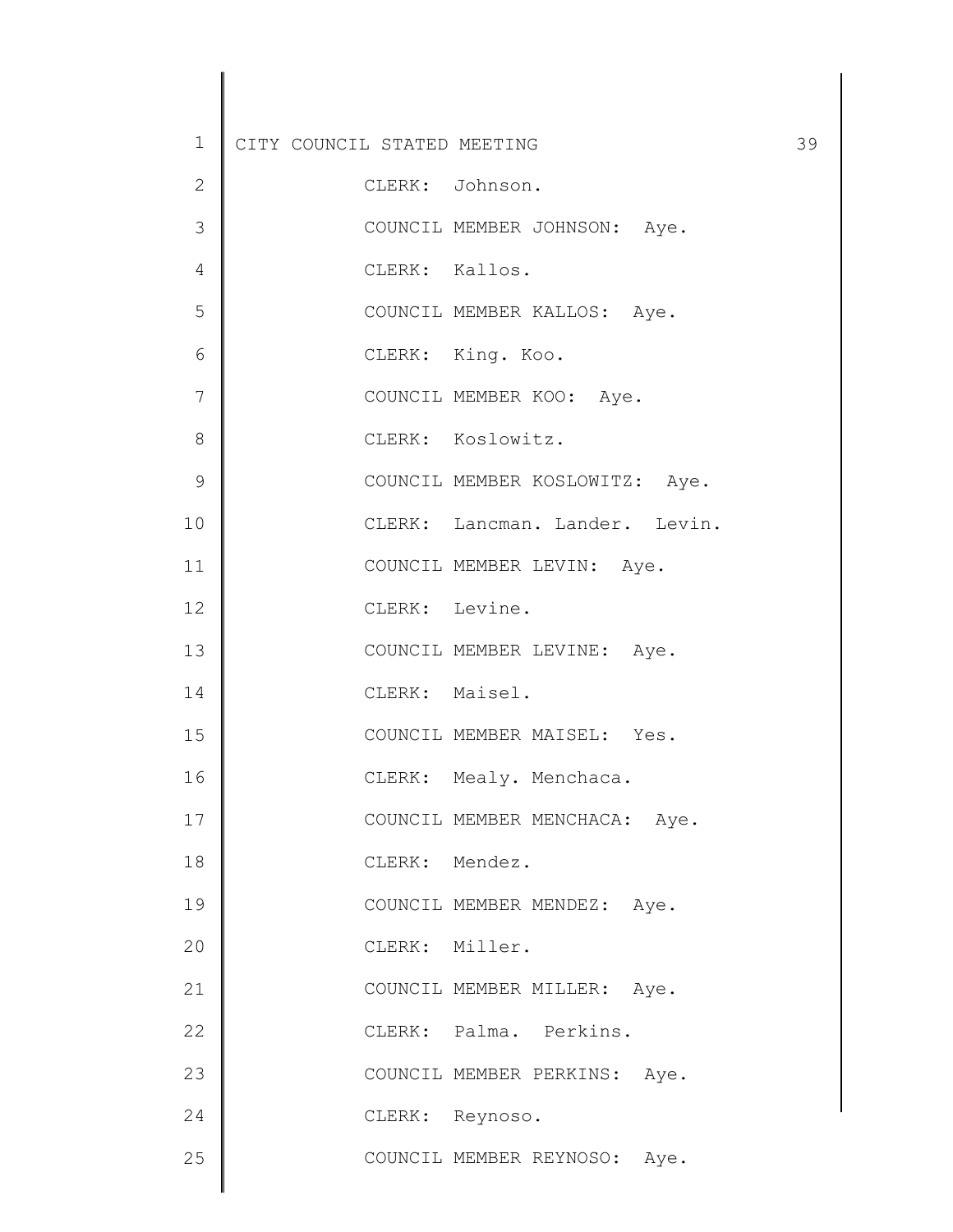CLERK: Johnson.

COUNCIL MEMBER JOHNSON: Aye.

CLERK: Kallos.

COUNCIL MEMBER KALLOS: Aye.

CLERK: King. Koo.

COUNCIL MEMBER KOO: Aye.

CLERK: Koslowitz.

COUNCIL MEMBER KOSLOWITZ: Aye.

CLERK: Lancman. Lander. Levin.

COUNCIL MEMBER LEVIN: Aye.

CLERK: Levine.

COUNCIL MEMBER LEVINE: Aye.

CLERK: Maisel.

COUNCIL MEMBER MAISEL: Yes.

CLERK: Mealy. Menchaca.

COUNCIL MEMBER MENCHACA: Aye.

CLERK: Mendez.

COUNCIL MEMBER MENDEZ: Aye.

CLERK: Miller.

COUNCIL MEMBER MILLER: Aye.

CLERK: Palma. Perkins.

COUNCIL MEMBER PERKINS: Aye.

CLERK: Reynoso.

COUNCIL MEMBER REYNOSO: Aye.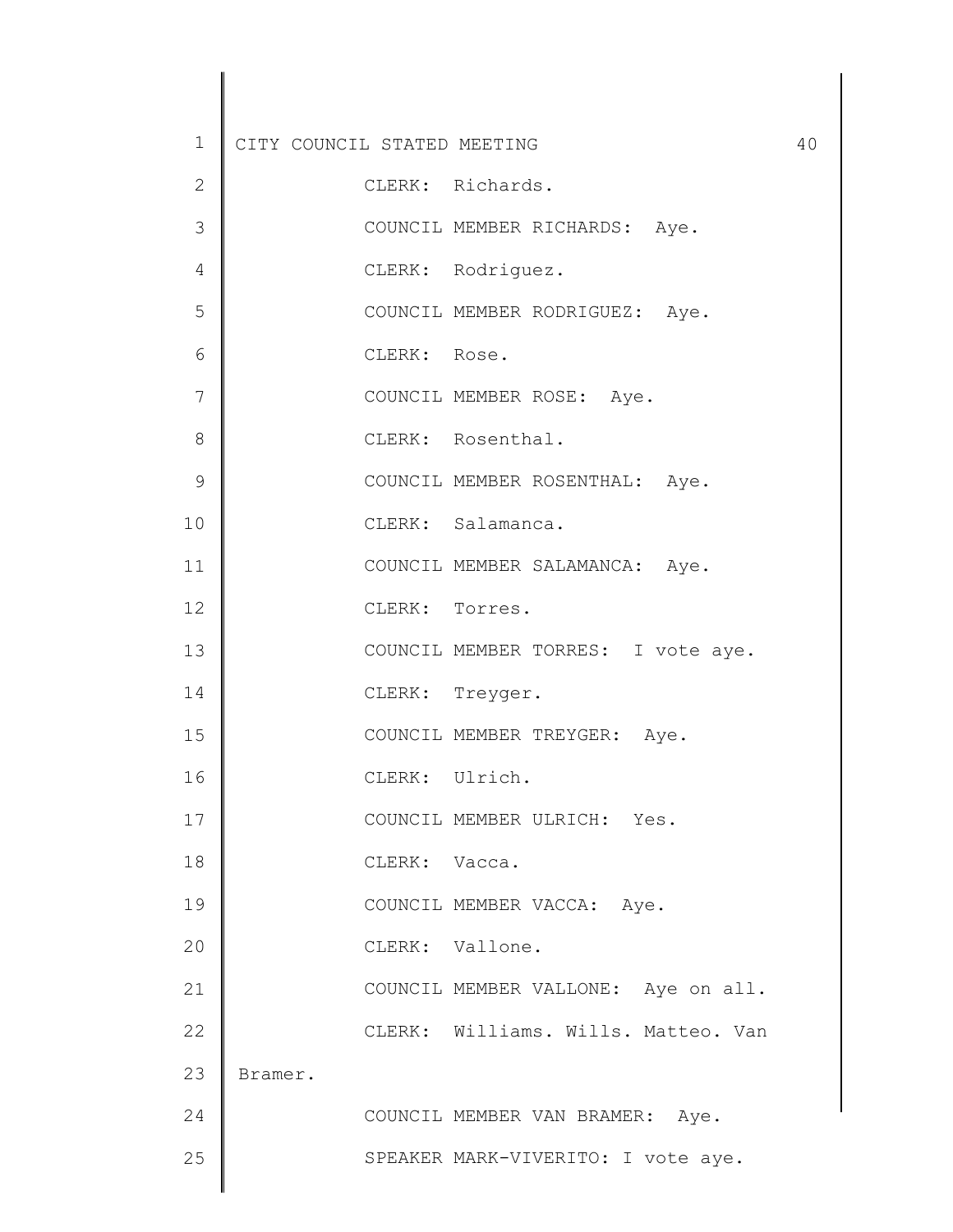CLERK: Richards.

COUNCIL MEMBER RICHARDS: Aye.

CLERK: Rodriguez.

COUNCIL MEMBER RODRIGUEZ: Aye.

CLERK: Rose.

COUNCIL MEMBER ROSE: Aye.

CLERK: Rosenthal.

COUNCIL MEMBER ROSENTHAL: Aye.

CLERK: Salamanca.

COUNCIL MEMBER SALAMANCA: Aye.

CLERK: Torres.

COUNCIL MEMBER TORRES: I vote aye.

CLERK: Treyger.

COUNCIL MEMBER TREYGER: Aye.

CLERK: Ulrich.

COUNCIL MEMBER ULRICH: Yes.

CLERK: Vacca.

COUNCIL MEMBER VACCA: Aye.

CLERK: Vallone.

COUNCIL MEMBER VALLONE: Aye on all.

CLERK: Williams. Wills. Matteo. Van Bramer.

COUNCIL MEMBER VAN BRAMER: Aye.

SPEAKER MARK-VIVERITO: I vote aye.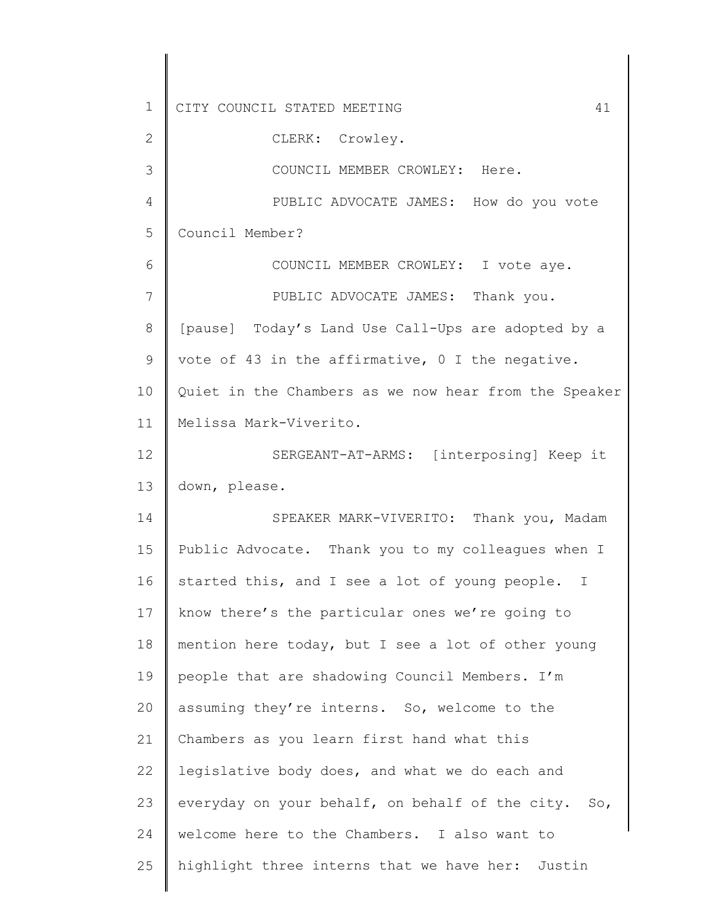CLERK: Crowley.

COUNCIL MEMBER CROWLEY: Here.

PUBLIC ADVOCATE JAMES: How do you vote Council Member?

COUNCIL MEMBER CROWLEY: I vote aye.

PUBLIC ADVOCATE JAMES: Thank you. [pause] Today's Land Use Call-Ups are adopted by a vote of 43 in the affirmative, 0 I the negative. Quiet in the Chambers as we now hear from the Speaker Melissa Mark-Viverito.

SERGEANT-AT-ARMS: [interposing] Keep it down, please.

SPEAKER MARK-VIVERITO: Thank you, Madam Public Advocate. Thank you to my colleagues when I started this, and I see a lot of young people. I know there's the particular ones we're going to mention here today, but I see a lot of other young people that are shadowing Council Members. I'm assuming they're interns. So, welcome to the Chambers as you learn first hand what this legislative body does, and what we do each and everyday on your behalf, on behalf of the city. So, welcome here to the Chambers. I also want to highlight three interns that we have her: Justin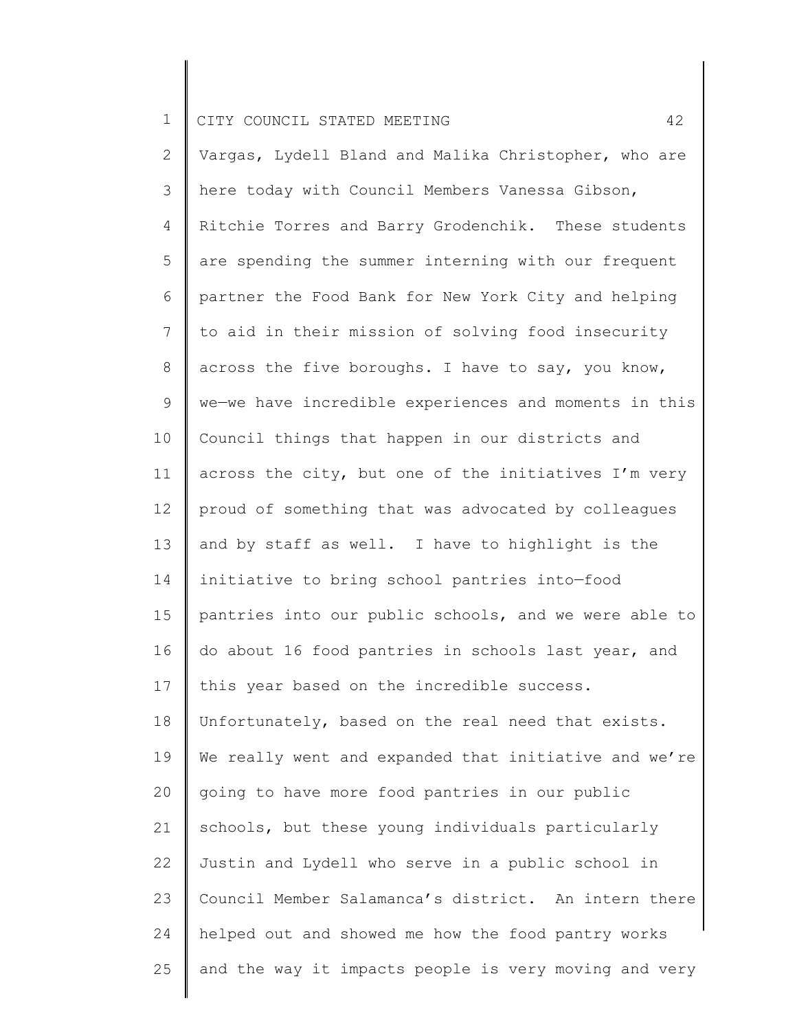Vargas, Lydell Bland and Malika Christopher, who are here today with Council Members Vanessa Gibson, Ritchie Torres and Barry Grodenchik. These students are spending the summer interning with our frequent partner the Food Bank for New York City and helping to aid in their mission of solving food insecurity across the five boroughs. I have to say, you know, we—we have incredible experiences and moments in this Council things that happen in our districts and across the city, but one of the initiatives I'm very proud of something that was advocated by colleagues and by staff as well. I have to highlight is the initiative to bring school pantries into—food pantries into our public schools, and we were able to do about 16 food pantries in schools last year, and this year based on the incredible success. Unfortunately, based on the real need that exists. We really went and expanded that initiative and we're going to have more food pantries in our public schools, but these young individuals particularly Justin and Lydell who serve in a public school in Council Member Salamanca's district. An intern there helped out and showed me how the food pantry works and the way it impacts people is very moving and very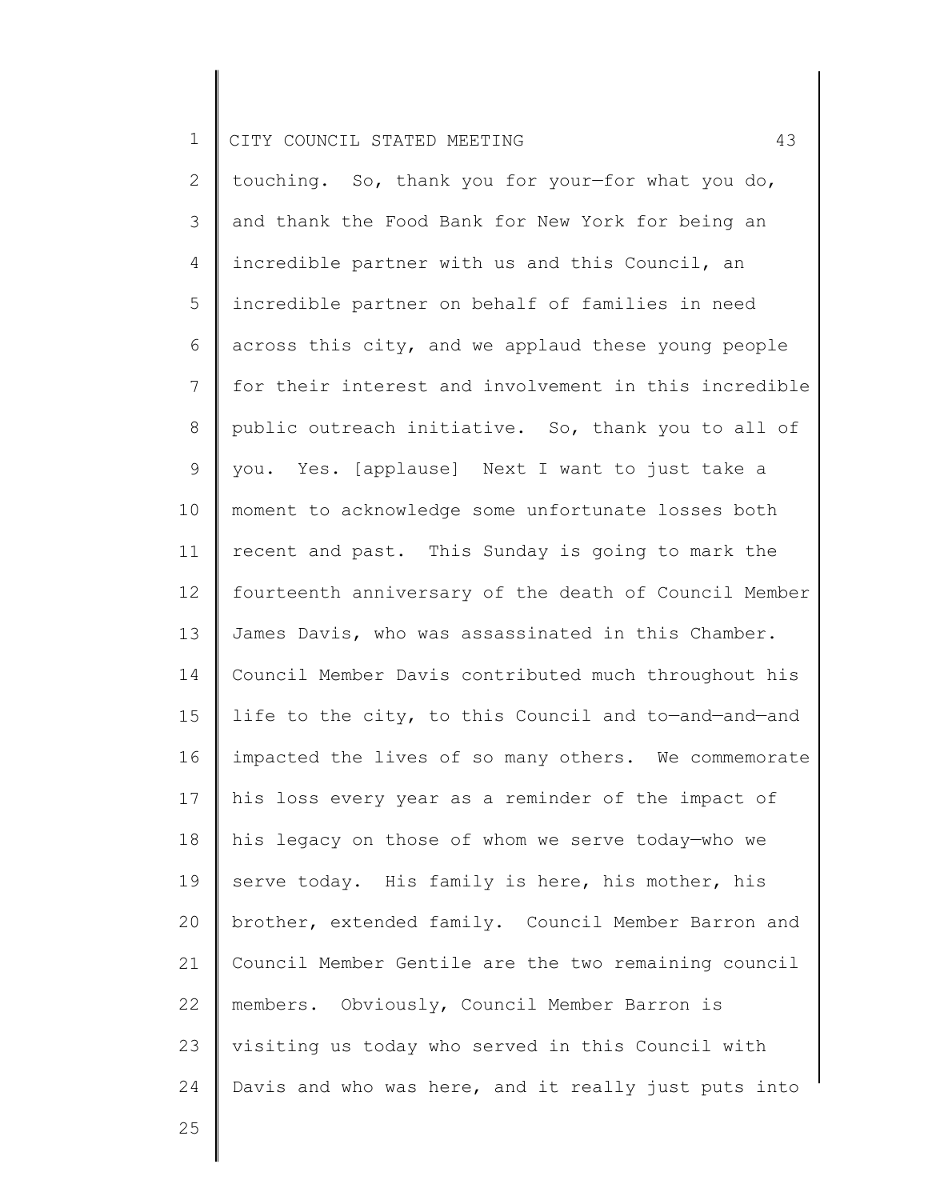touching. So, thank you for your—for what you do, and thank the Food Bank for New York for being an incredible partner with us and this Council, an incredible partner on behalf of families in need across this city, and we applaud these young people for their interest and involvement in this incredible public outreach initiative. So, thank you to all of you. Yes. [applause] Next I want to just take a moment to acknowledge some unfortunate losses both recent and past. This Sunday is going to mark the fourteenth anniversary of the death of Council Member James Davis, who was assassinated in this Chamber. Council Member Davis contributed much throughout his life to the city, to this Council and to—and—and—and impacted the lives of so many others. We commemorate his loss every year as a reminder of the impact of his legacy on those of whom we serve today—who we serve today. His family is here, his mother, his brother, extended family. Council Member Barron and Council Member Gentile are the two remaining council members. Obviously, Council Member Barron is visiting us today who served in this Council with Davis and who was here, and it really just puts into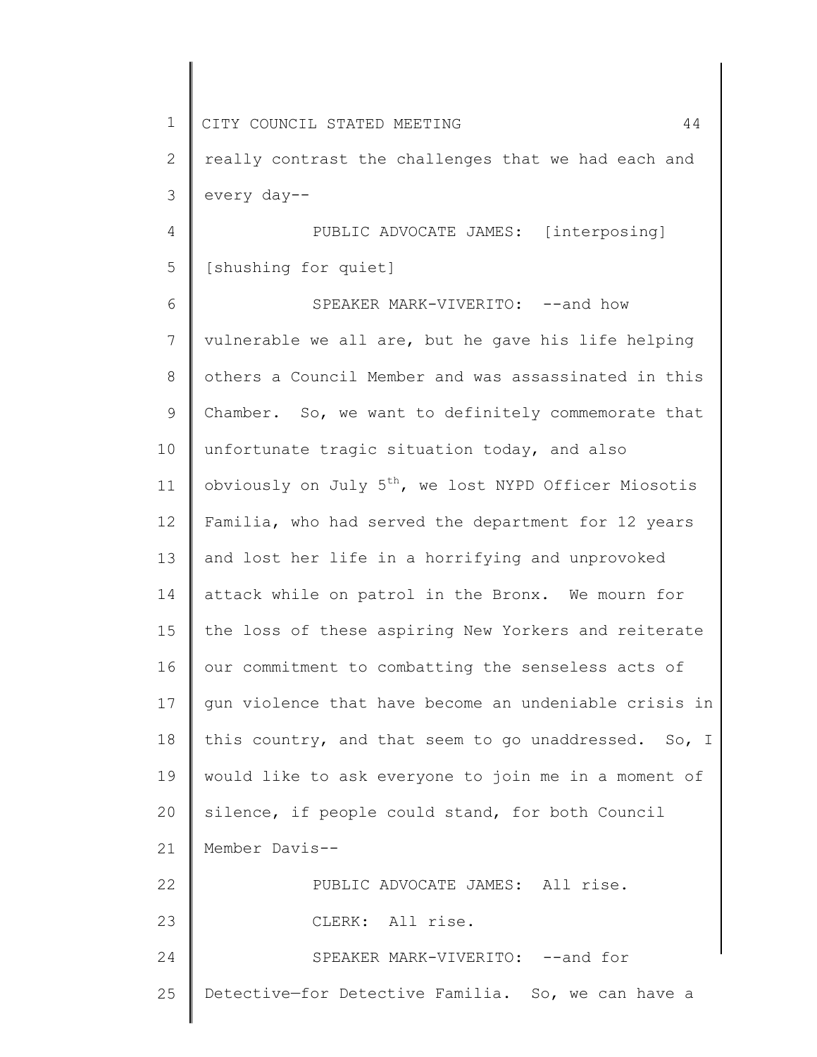really contrast the challenges that we had each and every day--

PUBLIC ADVOCATE JAMES: [interposing] [shushing for quiet]

SPEAKER MARK-VIVERITO: --and how vulnerable we all are, but he gave his life helping others a Council Member and was assassinated in this Chamber. So, we want to definitely commemorate that unfortunate tragic situation today, and also obviously on July 5th, we lost NYPD Officer Miosotis Familia, who had served the department for 12 years and lost her life in a horrifying and unprovoked attack while on patrol in the Bronx. We mourn for the loss of these aspiring New Yorkers and reiterate our commitment to combatting the senseless acts of gun violence that have become an undeniable crisis in this country, and that seem to go unaddressed. So, I would like to ask everyone to join me in a moment of silence, if people could stand, for both Council Member Davis--

PUBLIC ADVOCATE JAMES: All rise.

CLERK: All rise.

SPEAKER MARK-VIVERITO: --and for Detective—for Detective Familia. So, we can have a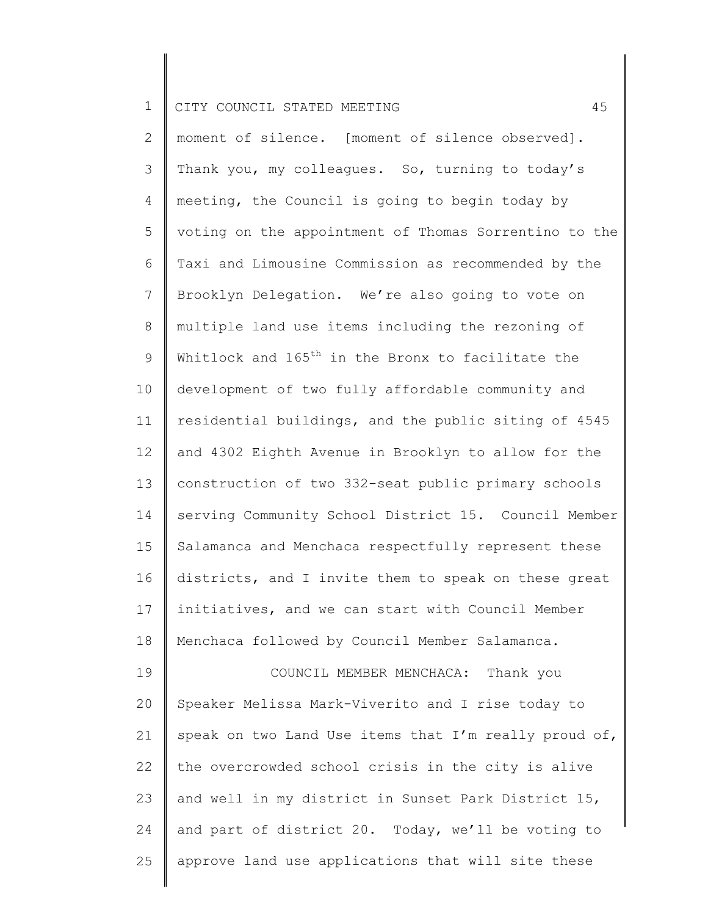moment of silence. [moment of silence observed]. Thank you, my colleagues. So, turning to today's meeting, the Council is going to begin today by voting on the appointment of Thomas Sorrentino to the Taxi and Limousine Commission as recommended by the Brooklyn Delegation. We're also going to vote on multiple land use items including the rezoning of Whitlock and 165th in the Bronx to facilitate the development of two fully affordable community and residential buildings, and the public siting of 4545 and 4302 Eighth Avenue in Brooklyn to allow for the construction of two 332-seat public primary schools serving Community School District 15. Council Member Salamanca and Menchaca respectfully represent these districts, and I invite them to speak on these great initiatives, and we can start with Council Member Menchaca followed by Council Member Salamanca.

COUNCIL MEMBER MENCHACA: Thank you Speaker Melissa Mark-Viverito and I rise today to speak on two Land Use items that I'm really proud of, the overcrowded school crisis in the city is alive and well in my district in Sunset Park District 15, and part of district 20. Today, we'll be voting to approve land use applications that will site these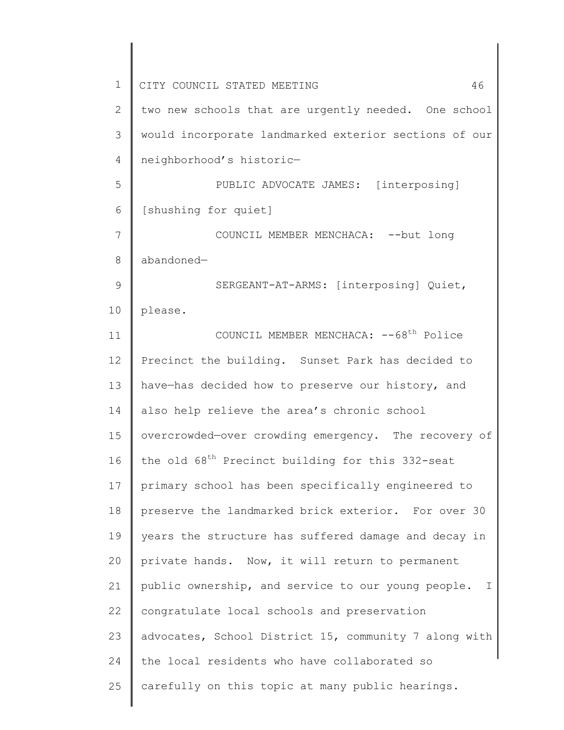two new schools that are urgently needed. One school would incorporate landmarked exterior sections of our neighborhood's historic—

PUBLIC ADVOCATE JAMES: [interposing] [shushing for quiet]

COUNCIL MEMBER MENCHACA: --but long abandoned—

SERGEANT-AT-ARMS: [interposing] Quiet, please.

COUNCIL MEMBER MENCHACA: --68th Police Precinct the building. Sunset Park has decided to have—has decided how to preserve our history, and also help relieve the area's chronic school overcrowded—over crowding emergency. The recovery of the old 68th Precinct building for this 332-seat primary school has been specifically engineered to preserve the landmarked brick exterior. For over 30 years the structure has suffered damage and decay in private hands. Now, it will return to permanent public ownership, and service to our young people. I congratulate local schools and preservation advocates, School District 15, community 7 along with the local residents who have collaborated so carefully on this topic at many public hearings.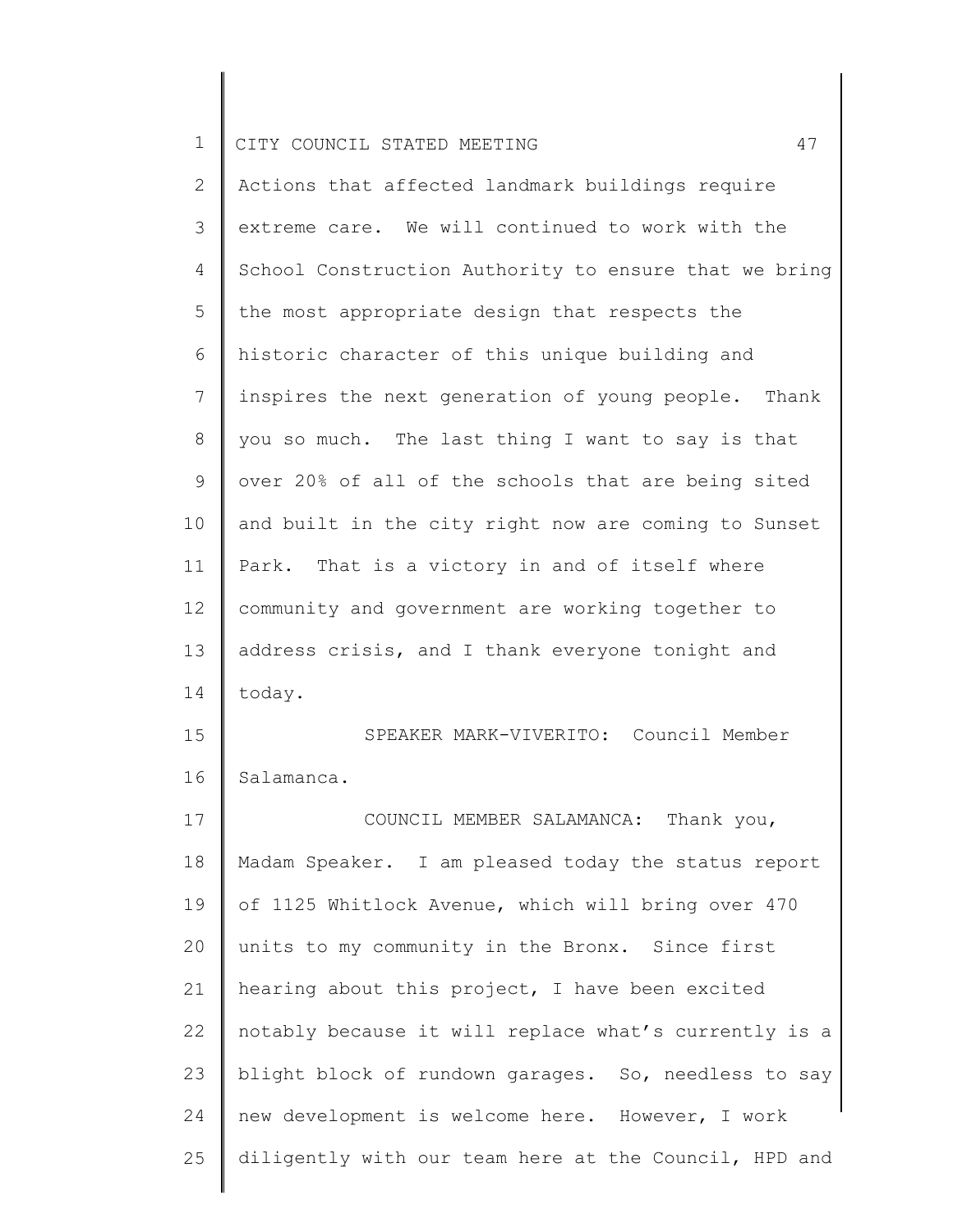Actions that affected landmark buildings require extreme care. We will continued to work with the School Construction Authority to ensure that we bring the most appropriate design that respects the historic character of this unique building and inspires the next generation of young people. Thank you so much. The last thing I want to say is that over 20% of all of the schools that are being sited and built in the city right now are coming to Sunset Park. That is a victory in and of itself where community and government are working together to address crisis, and I thank everyone tonight and today.

SPEAKER MARK-VIVERITO: Council Member Salamanca.

COUNCIL MEMBER SALAMANCA: Thank you, Madam Speaker. I am pleased today the status report of 1125 Whitlock Avenue, which will bring over 470 units to my community in the Bronx. Since first hearing about this project, I have been excited notably because it will replace what's currently is a blight block of rundown garages. So, needless to say new development is welcome here. However, I work diligently with our team here at the Council, HPD and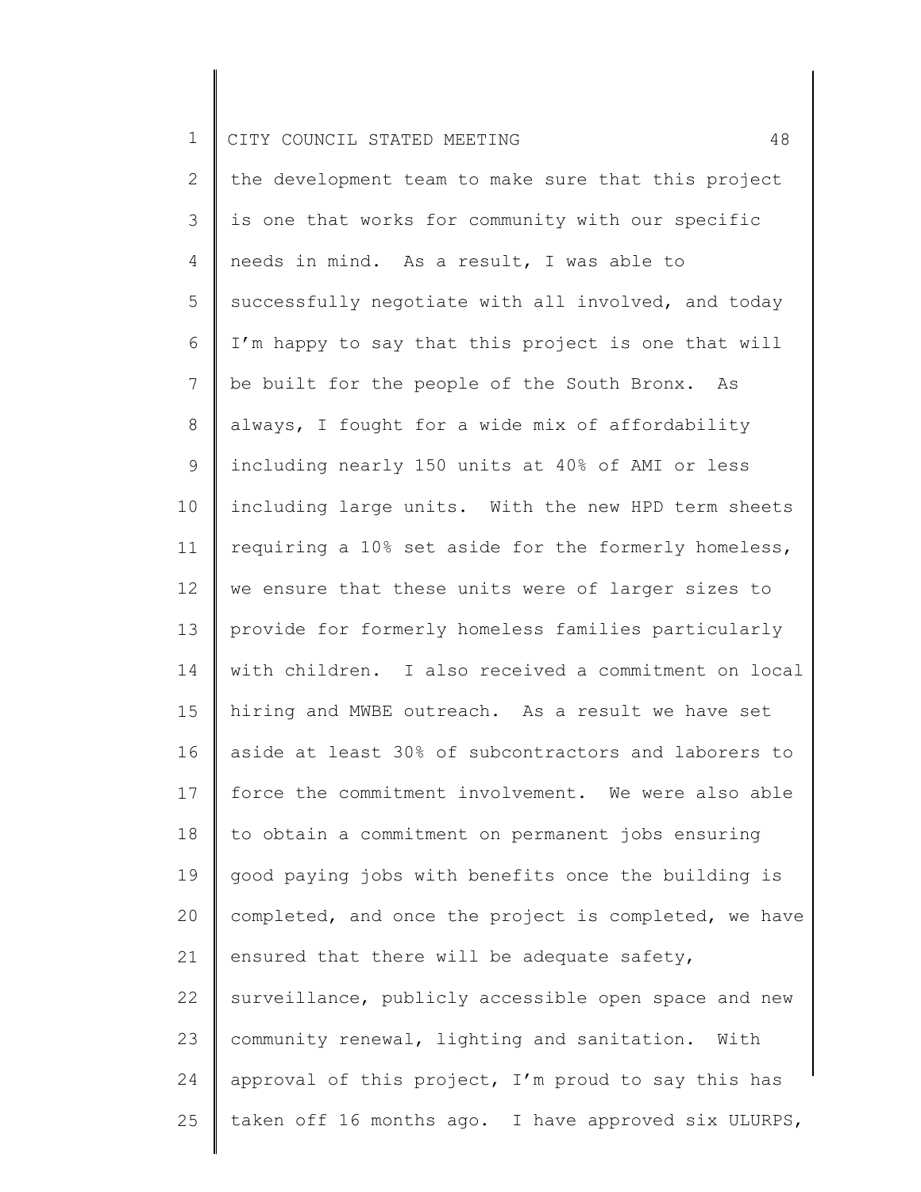the development team to make sure that this project is one that works for community with our specific needs in mind. As a result, I was able to successfully negotiate with all involved, and today I'm happy to say that this project is one that will be built for the people of the South Bronx. As always, I fought for a wide mix of affordability including nearly 150 units at 40% of AMI or less including large units. With the new HPD term sheets requiring a 10% set aside for the formerly homeless, we ensure that these units were of larger sizes to provide for formerly homeless families particularly with children. I also received a commitment on local hiring and MWBE outreach. As a result we have set aside at least 30% of subcontractors and laborers to force the commitment involvement. We were also able to obtain a commitment on permanent jobs ensuring good paying jobs with benefits once the building is completed, and once the project is completed, we have ensured that there will be adequate safety, surveillance, publicly accessible open space and new community renewal, lighting and sanitation. With approval of this project, I'm proud to say this has taken off 16 months ago. I have approved six ULURPS,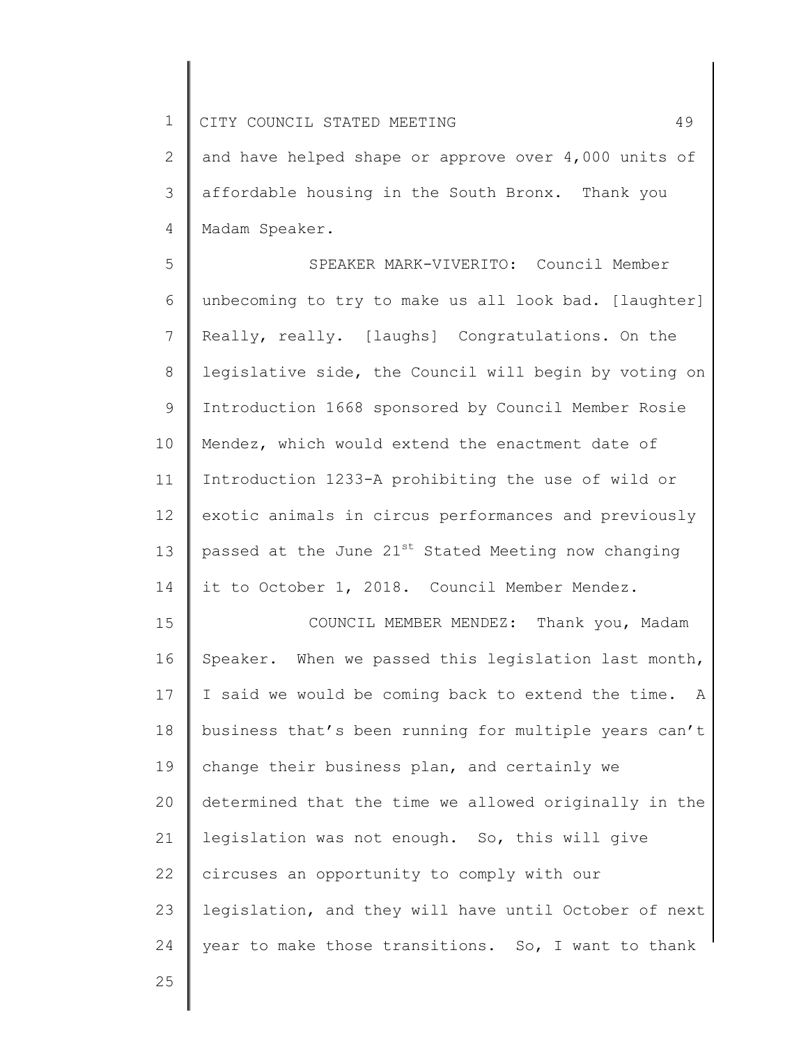and have helped shape or approve over 4,000 units of affordable housing in the South Bronx. Thank you Madam Speaker.

SPEAKER MARK-VIVERITO: Council Member unbecoming to try to make us all look bad. [laughter] Really, really. [laughs] Congratulations. On the legislative side, the Council will begin by voting on Introduction 1668 sponsored by Council Member Rosie Mendez, which would extend the enactment date of Introduction 1233-A prohibiting the use of wild or exotic animals in circus performances and previously passed at the June 21st Stated Meeting now changing it to October 1, 2018. Council Member Mendez.

COUNCIL MEMBER MENDEZ: Thank you, Madam Speaker. When we passed this legislation last month, I said we would be coming back to extend the time. A business that's been running for multiple years can't change their business plan, and certainly we determined that the time we allowed originally in the legislation was not enough. So, this will give circuses an opportunity to comply with our legislation, and they will have until October of next year to make those transitions. So, I want to thank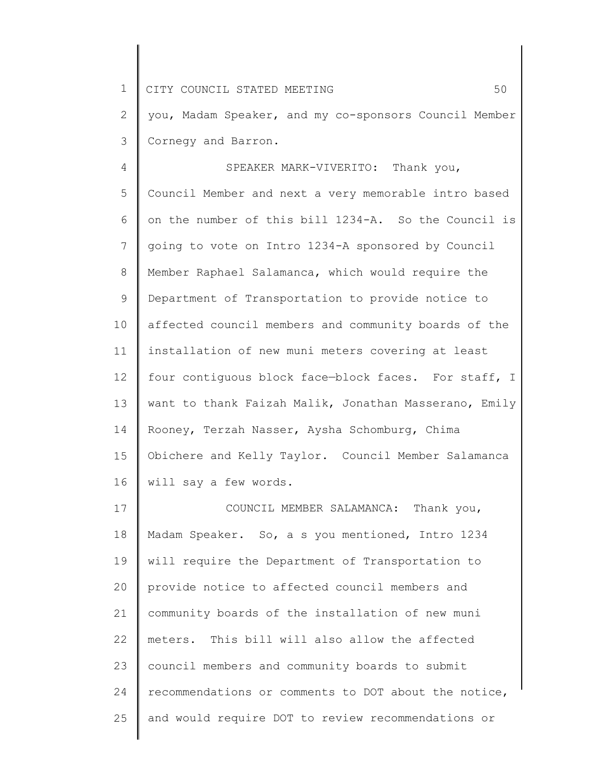you, Madam Speaker, and my co-sponsors Council Member Cornegy and Barron.

SPEAKER MARK-VIVERITO: Thank you, Council Member and next a very memorable intro based on the number of this bill 1234-A. So the Council is going to vote on Intro 1234-A sponsored by Council Member Raphael Salamanca, which would require the Department of Transportation to provide notice to affected council members and community boards of the installation of new muni meters covering at least four contiguous block face—block faces. For staff, I want to thank Faizah Malik, Jonathan Masserano, Emily Rooney, Terzah Nasser, Aysha Schomburg, Chima Obichere and Kelly Taylor. Council Member Salamanca will say a few words.

COUNCIL MEMBER SALAMANCA: Thank you, Madam Speaker. So, a s you mentioned, Intro 1234 will require the Department of Transportation to provide notice to affected council members and community boards of the installation of new muni meters. This bill will also allow the affected council members and community boards to submit recommendations or comments to DOT about the notice, and would require DOT to review recommendations or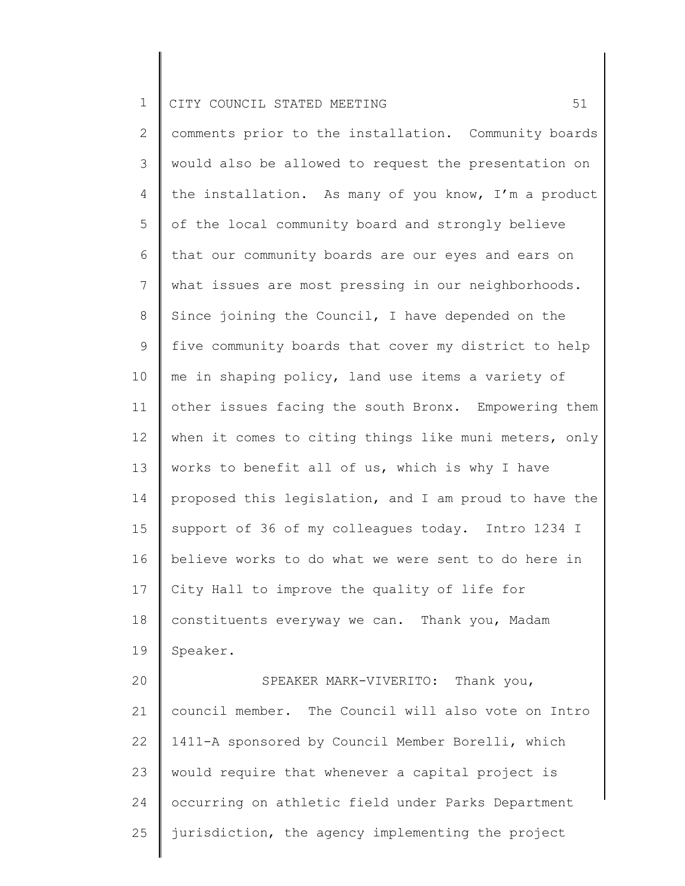comments prior to the installation. Community boards would also be allowed to request the presentation on the installation. As many of you know, I'm a product of the local community board and strongly believe that our community boards are our eyes and ears on what issues are most pressing in our neighborhoods. Since joining the Council, I have depended on the five community boards that cover my district to help me in shaping policy, land use items a variety of other issues facing the south Bronx. Empowering them when it comes to citing things like muni meters, only works to benefit all of us, which is why I have proposed this legislation, and I am proud to have the support of 36 of my colleagues today. Intro 1234 I believe works to do what we were sent to do here in City Hall to improve the quality of life for constituents everyway we can. Thank you, Madam Speaker.

SPEAKER MARK-VIVERITO: Thank you, council member. The Council will also vote on Intro 1411-A sponsored by Council Member Borelli, which would require that whenever a capital project is occurring on athletic field under Parks Department jurisdiction, the agency implementing the project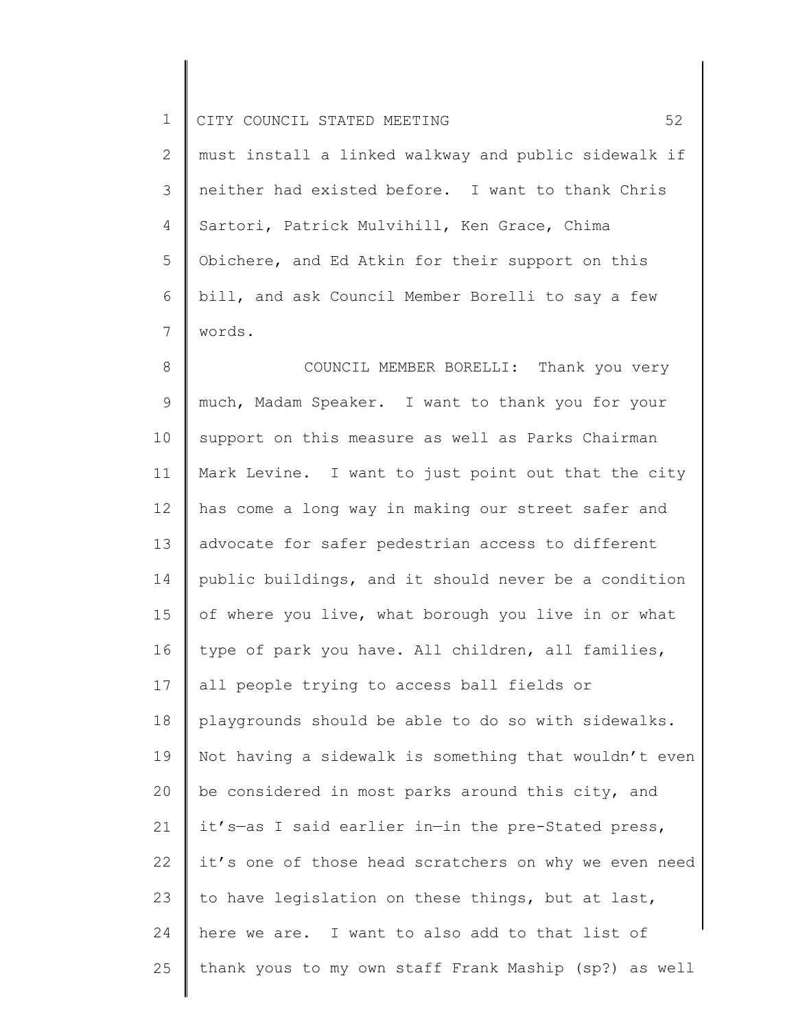must install a linked walkway and public sidewalk if neither had existed before. I want to thank Chris Sartori, Patrick Mulvihill, Ken Grace, Chima Obichere, and Ed Atkin for their support on this bill, and ask Council Member Borelli to say a few words.

COUNCIL MEMBER BORELLI: Thank you very much, Madam Speaker. I want to thank you for your support on this measure as well as Parks Chairman Mark Levine. I want to just point out that the city has come a long way in making our street safer and advocate for safer pedestrian access to different public buildings, and it should never be a condition of where you live, what borough you live in or what type of park you have. All children, all families, all people trying to access ball fields or playgrounds should be able to do so with sidewalks. Not having a sidewalk is something that wouldn't even be considered in most parks around this city, and it's—as I said earlier in—in the pre-Stated press, it's one of those head scratchers on why we even need to have legislation on these things, but at last, here we are. I want to also add to that list of thank yous to my own staff Frank Maship (sp?) as well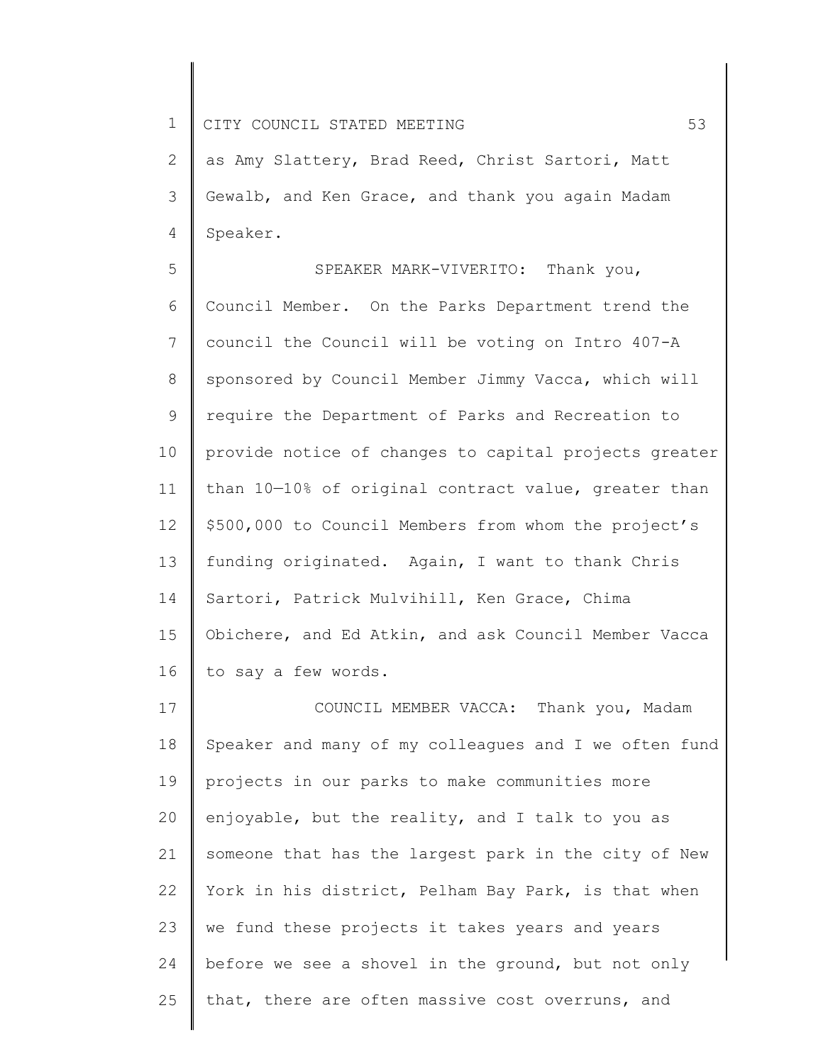as Amy Slattery, Brad Reed, Christ Sartori, Matt Gewalb, and Ken Grace, and thank you again Madam Speaker.

SPEAKER MARK-VIVERITO: Thank you, Council Member. On the Parks Department trend the council the Council will be voting on Intro 407-A sponsored by Council Member Jimmy Vacca, which will require the Department of Parks and Recreation to provide notice of changes to capital projects greater than 10—10% of original contract value, greater than \$500,000 to Council Members from whom the project's funding originated. Again, I want to thank Chris Sartori, Patrick Mulvihill, Ken Grace, Chima Obichere, and Ed Atkin, and ask Council Member Vacca to say a few words.

COUNCIL MEMBER VACCA: Thank you, Madam Speaker and many of my colleagues and I we often fund projects in our parks to make communities more enjoyable, but the reality, and I talk to you as someone that has the largest park in the city of New York in his district, Pelham Bay Park, is that when we fund these projects it takes years and years before we see a shovel in the ground, but not only that, there are often massive cost overruns, and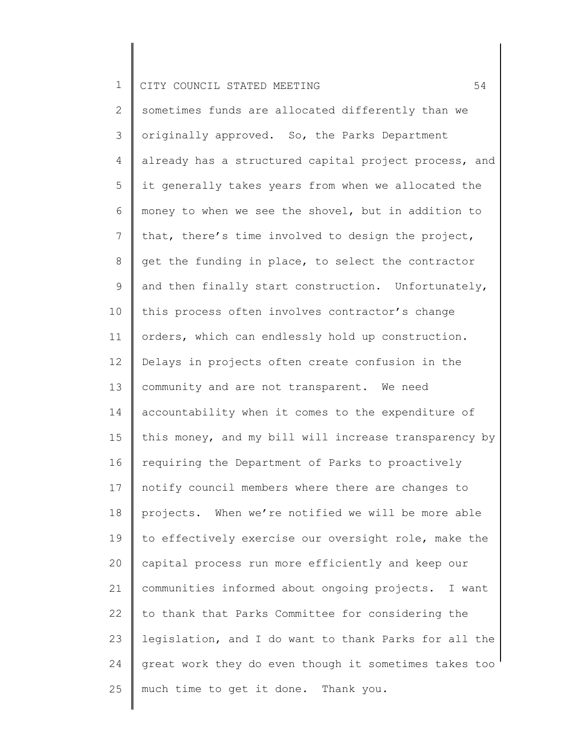sometimes funds are allocated differently than we originally approved. So, the Parks Department already has a structured capital project process, and it generally takes years from when we allocated the money to when we see the shovel, but in addition to that, there's time involved to design the project, get the funding in place, to select the contractor and then finally start construction. Unfortunately, this process often involves contractor's change orders, which can endlessly hold up construction. Delays in projects often create confusion in the community and are not transparent. We need accountability when it comes to the expenditure of this money, and my bill will increase transparency by requiring the Department of Parks to proactively notify council members where there are changes to projects. When we're notified we will be more able to effectively exercise our oversight role, make the capital process run more efficiently and keep our communities informed about ongoing projects. I want to thank that Parks Committee for considering the legislation, and I do want to thank Parks for all the great work they do even though it sometimes takes too much time to get it done. Thank you.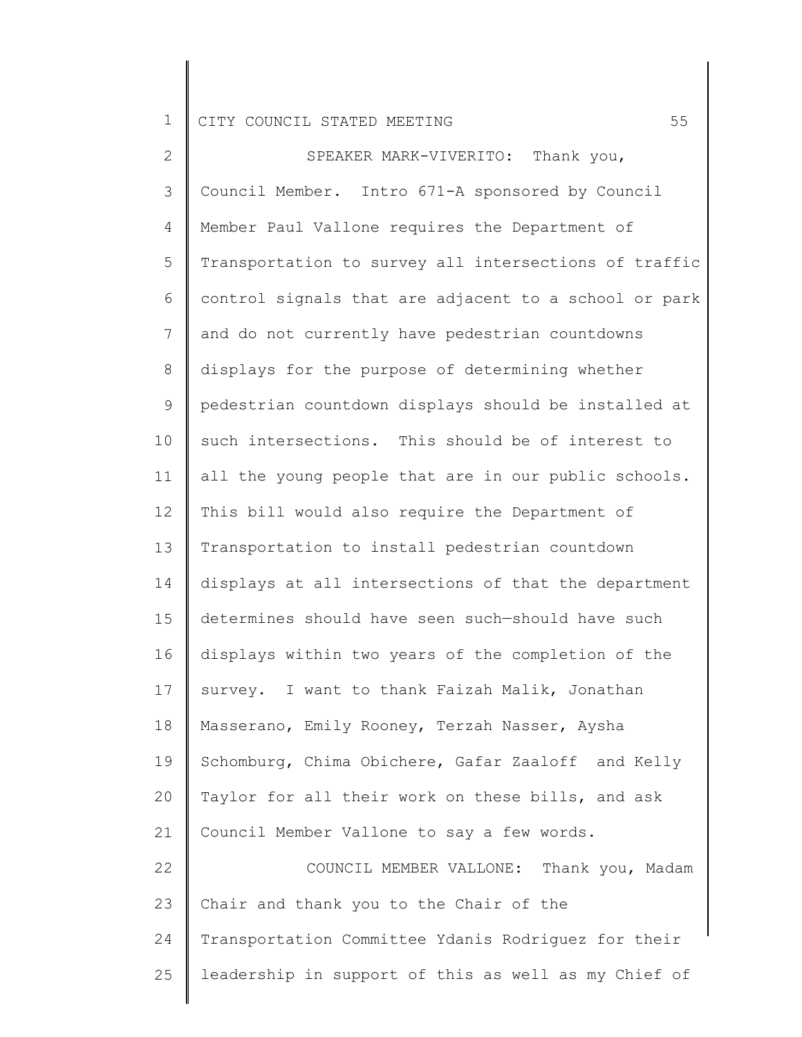SPEAKER MARK-VIVERITO: Thank you, Council Member. Intro 671-A sponsored by Council Member Paul Vallone requires the Department of Transportation to survey all intersections of traffic control signals that are adjacent to a school or park and do not currently have pedestrian countdowns displays for the purpose of determining whether pedestrian countdown displays should be installed at such intersections. This should be of interest to all the young people that are in our public schools. This bill would also require the Department of Transportation to install pedestrian countdown displays at all intersections of that the department determines should have seen such—should have such displays within two years of the completion of the survey. I want to thank Faizah Malik, Jonathan Masserano, Emily Rooney, Terzah Nasser, Aysha Schomburg, Chima Obichere, Gafar Zaaloff and Kelly Taylor for all their work on these bills, and ask Council Member Vallone to say a few words.

COUNCIL MEMBER VALLONE: Thank you, Madam Chair and thank you to the Chair of the Transportation Committee Ydanis Rodriguez for their leadership in support of this as well as my Chief of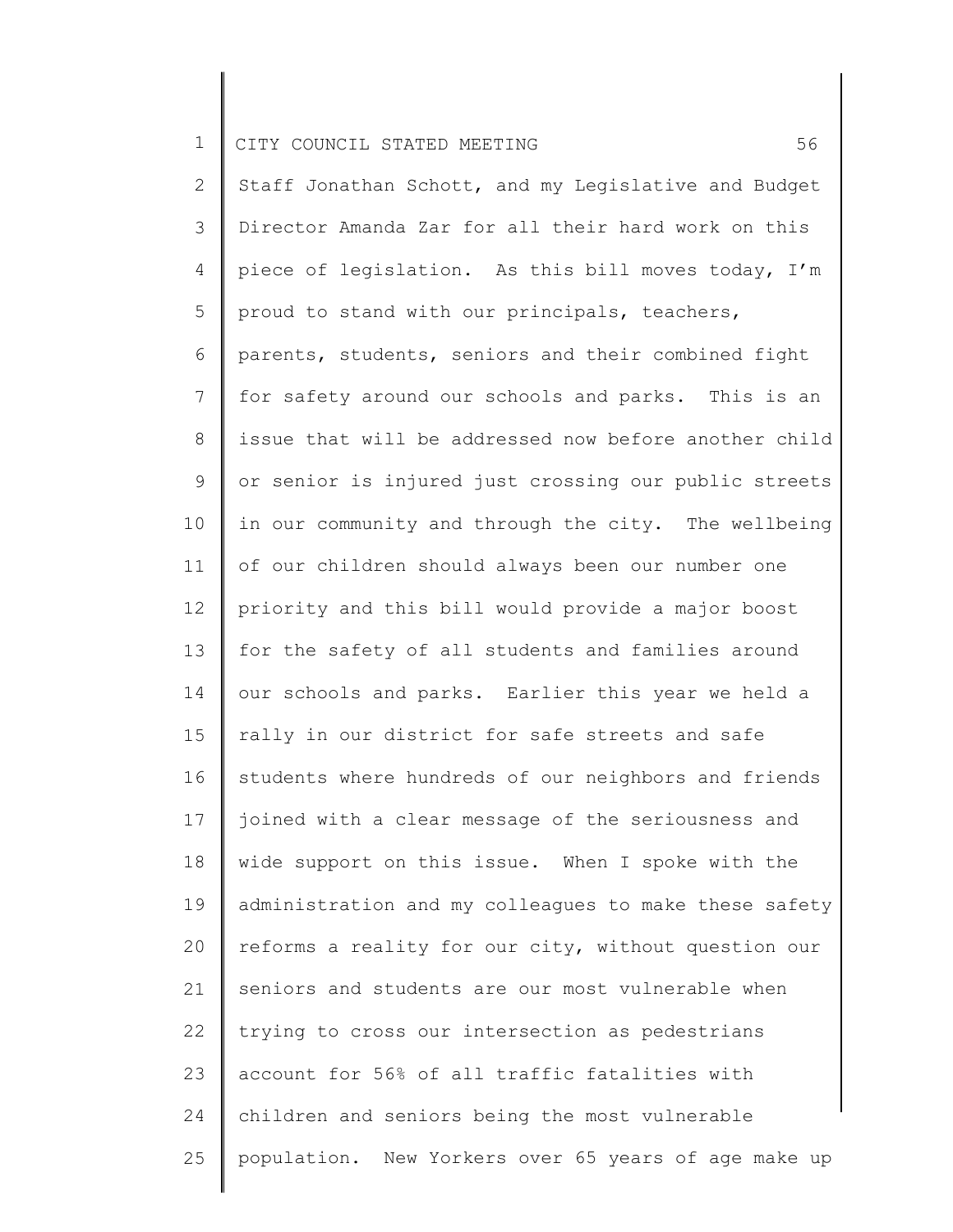Staff Jonathan Schott, and my Legislative and Budget Director Amanda Zar for all their hard work on this piece of legislation. As this bill moves today, I'm proud to stand with our principals, teachers, parents, students, seniors and their combined fight for safety around our schools and parks. This is an issue that will be addressed now before another child or senior is injured just crossing our public streets in our community and through the city. The wellbeing of our children should always been our number one priority and this bill would provide a major boost for the safety of all students and families around our schools and parks. Earlier this year we held a rally in our district for safe streets and safe students where hundreds of our neighbors and friends joined with a clear message of the seriousness and wide support on this issue. When I spoke with the administration and my colleagues to make these safety reforms a reality for our city, without question our seniors and students are our most vulnerable when trying to cross our intersection as pedestrians account for 56% of all traffic fatalities with children and seniors being the most vulnerable population. New Yorkers over 65 years of age make up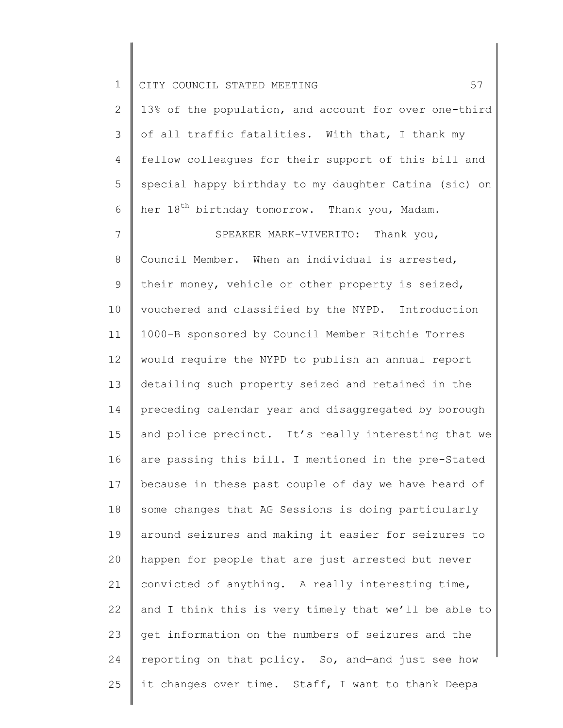13% of the population, and account for over one-third of all traffic fatalities. With that, I thank my fellow colleagues for their support of this bill and special happy birthday to my daughter Catina (sic) on her 18th birthday tomorrow. Thank you, Madam.

SPEAKER MARK-VIVERITO: Thank you, Council Member. When an individual is arrested, their money, vehicle or other property is seized, vouchered and classified by the NYPD. Introduction 1000-B sponsored by Council Member Ritchie Torres would require the NYPD to publish an annual report detailing such property seized and retained in the preceding calendar year and disaggregated by borough and police precinct. It's really interesting that we are passing this bill. I mentioned in the pre-Stated because in these past couple of day we have heard of some changes that AG Sessions is doing particularly around seizures and making it easier for seizures to happen for people that are just arrested but never convicted of anything. A really interesting time, and I think this is very timely that we'll be able to get information on the numbers of seizures and the reporting on that policy. So, and—and just see how it changes over time. Staff, I want to thank Deepa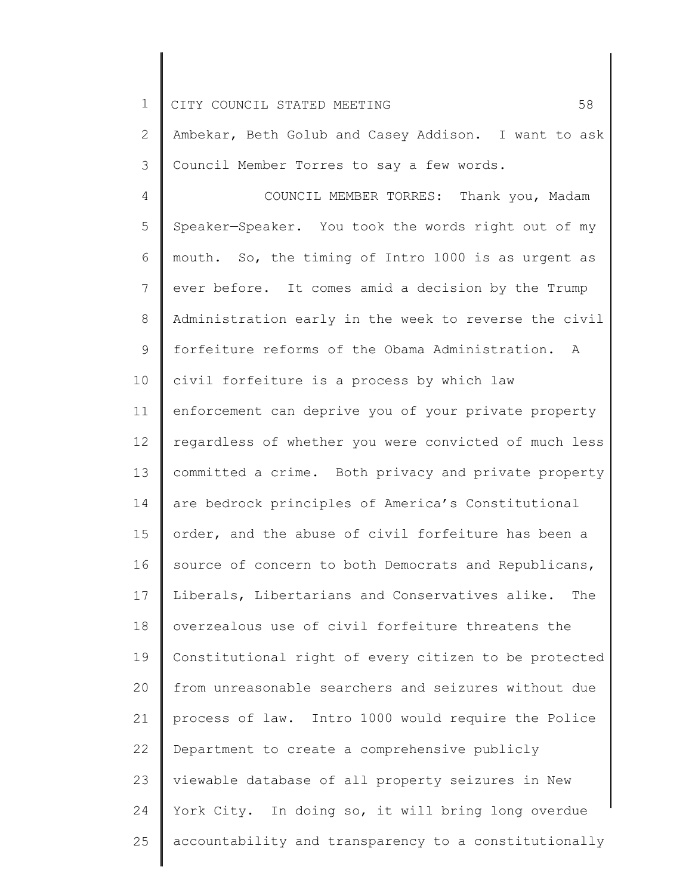Ambekar, Beth Golub and Casey Addison. I want to ask Council Member Torres to say a few words.

COUNCIL MEMBER TORRES: Thank you, Madam Speaker—Speaker. You took the words right out of my mouth. So, the timing of Intro 1000 is as urgent as ever before. It comes amid a decision by the Trump Administration early in the week to reverse the civil forfeiture reforms of the Obama Administration. A civil forfeiture is a process by which law enforcement can deprive you of your private property regardless of whether you were convicted of much less committed a crime. Both privacy and private property are bedrock principles of America's Constitutional order, and the abuse of civil forfeiture has been a source of concern to both Democrats and Republicans, Liberals, Libertarians and Conservatives alike. The overzealous use of civil forfeiture threatens the Constitutional right of every citizen to be protected from unreasonable searchers and seizures without due process of law. Intro 1000 would require the Police Department to create a comprehensive publicly viewable database of all property seizures in New York City. In doing so, it will bring long overdue accountability and transparency to a constitutionally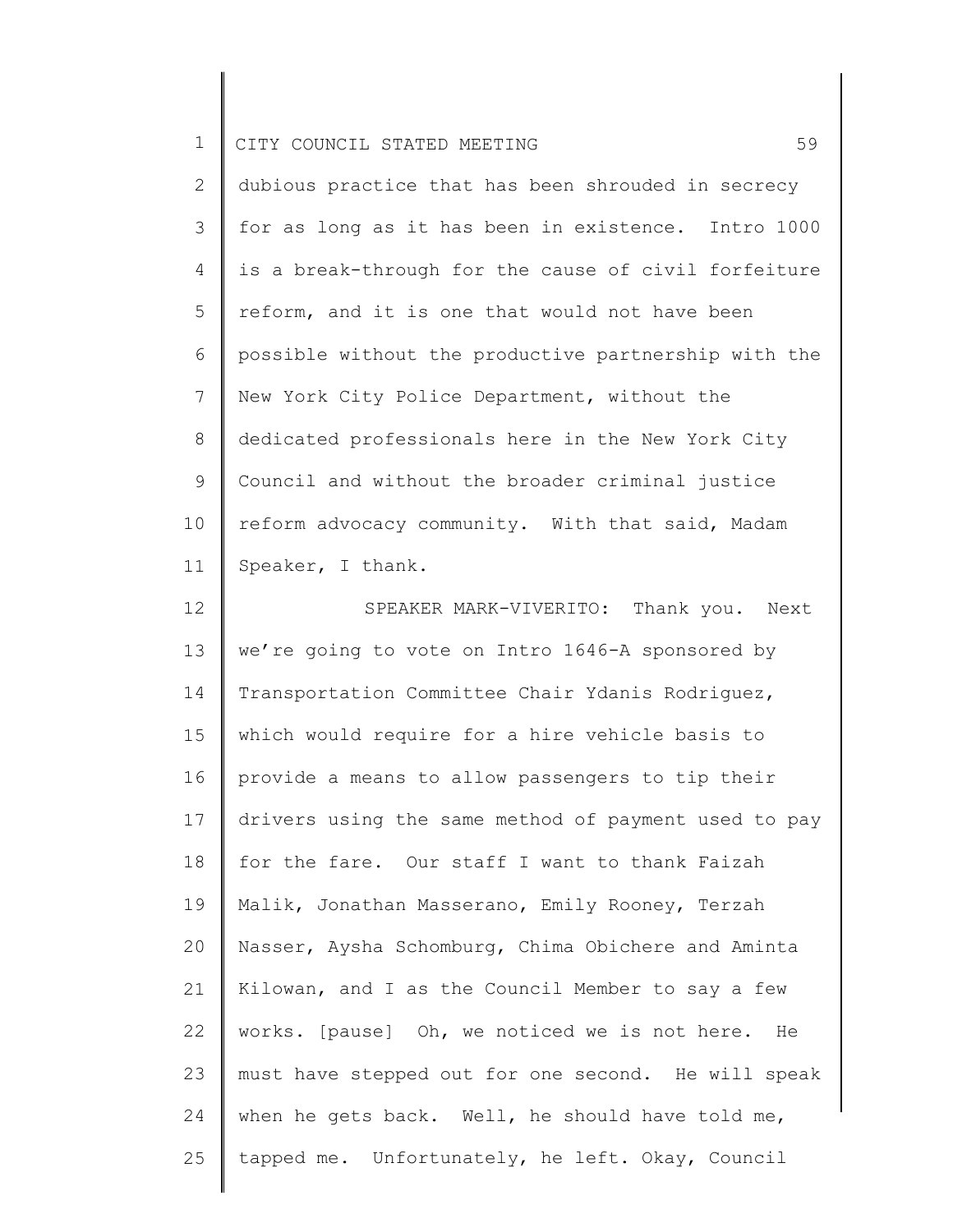dubious practice that has been shrouded in secrecy for as long as it has been in existence. Intro 1000 is a break-through for the cause of civil forfeiture reform, and it is one that would not have been possible without the productive partnership with the New York City Police Department, without the dedicated professionals here in the New York City Council and without the broader criminal justice reform advocacy community. With that said, Madam Speaker, I thank.

SPEAKER MARK-VIVERITO: Thank you. Next we're going to vote on Intro 1646-A sponsored by Transportation Committee Chair Ydanis Rodriguez, which would require for a hire vehicle basis to provide a means to allow passengers to tip their drivers using the same method of payment used to pay for the fare. Our staff I want to thank Faizah Malik, Jonathan Masserano, Emily Rooney, Terzah Nasser, Aysha Schomburg, Chima Obichere and Aminta Kilowan, and I as the Council Member to say a few works. [pause] Oh, we noticed we is not here. He must have stepped out for one second. He will speak when he gets back. Well, he should have told me, tapped me. Unfortunately, he left. Okay, Council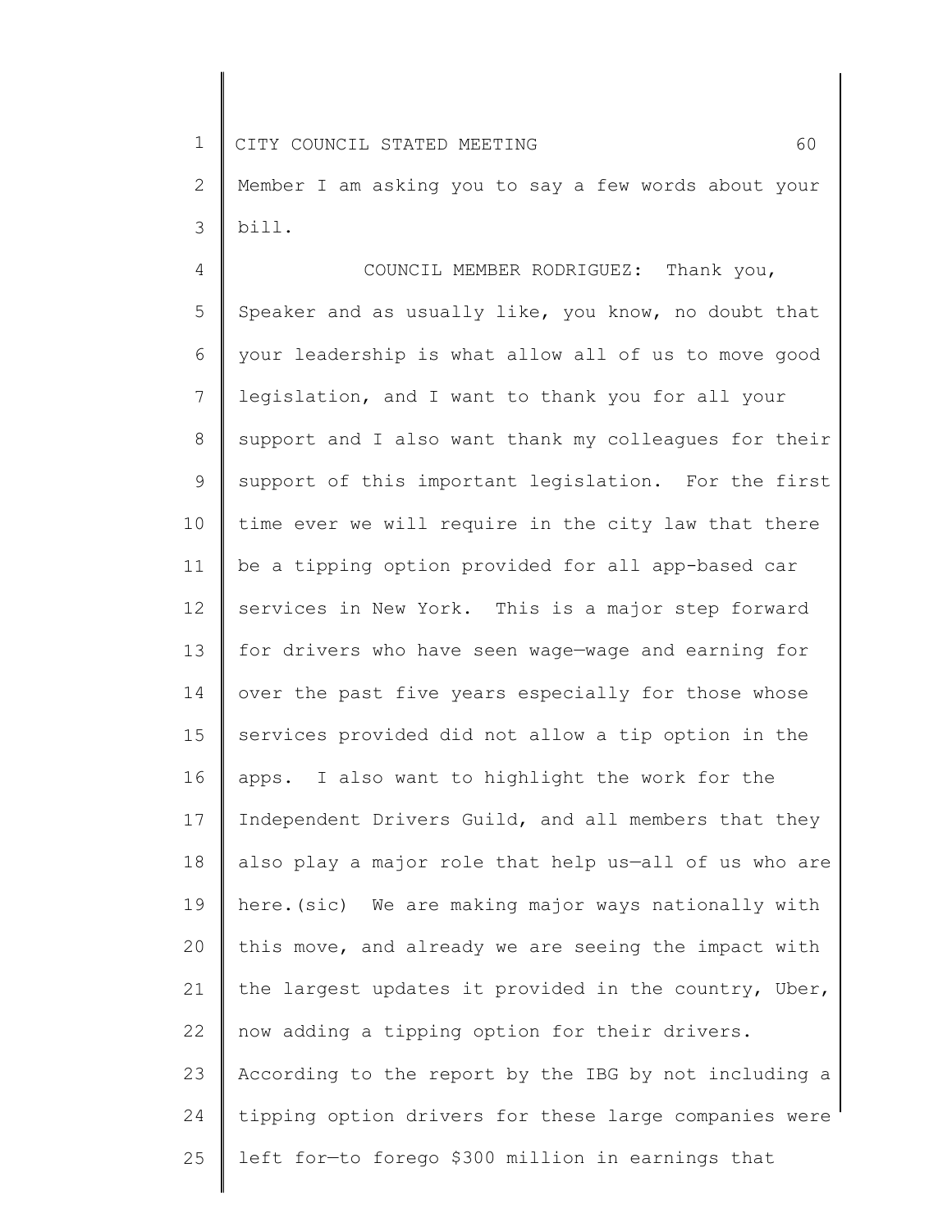Member I am asking you to say a few words about your bill.

COUNCIL MEMBER RODRIGUEZ: Thank you, Speaker and as usually like, you know, no doubt that your leadership is what allow all of us to move good legislation, and I want to thank you for all your support and I also want thank my colleagues for their support of this important legislation. For the first time ever we will require in the city law that there be a tipping option provided for all app-based car services in New York. This is a major step forward for drivers who have seen wage—wage and earning for over the past five years especially for those whose services provided did not allow a tip option in the apps. I also want to highlight the work for the Independent Drivers Guild, and all members that they also play a major role that help us—all of us who are here.(sic) We are making major ways nationally with this move, and already we are seeing the impact with the largest updates it provided in the country, Uber, now adding a tipping option for their drivers. According to the report by the IBG by not including a tipping option drivers for these large companies were left for—to forego $300 million in earnings that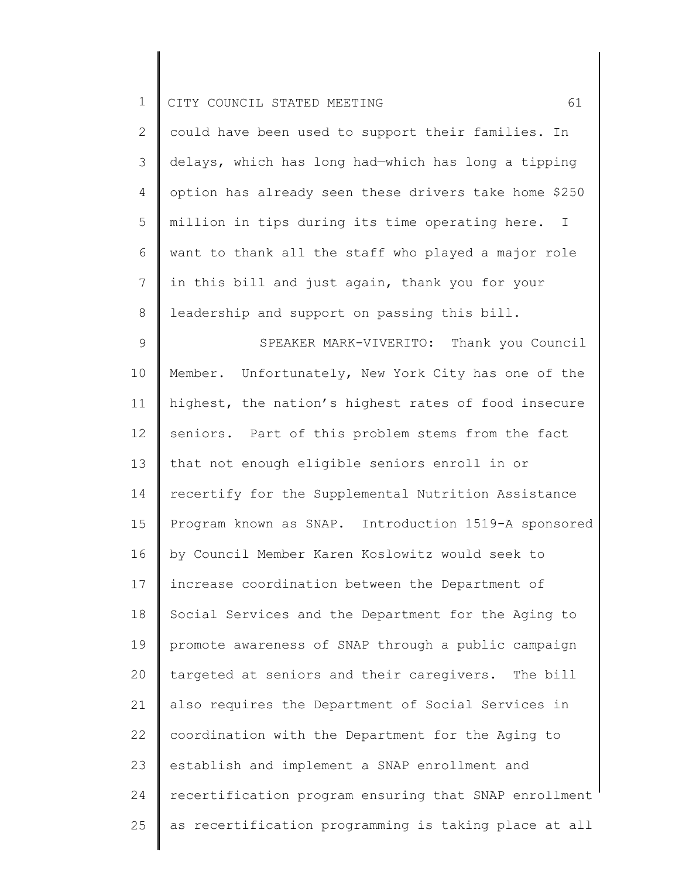could have been used to support their families. In delays, which has long had—which has long a tipping option has already seen these drivers take home $250 million in tips during its time operating here. I want to thank all the staff who played a major role in this bill and just again, thank you for your leadership and support on passing this bill.

SPEAKER MARK-VIVERITO: Thank you Council Member. Unfortunately, New York City has one of the highest, the nation's highest rates of food insecure seniors. Part of this problem stems from the fact that not enough eligible seniors enroll in or recertify for the Supplemental Nutrition Assistance Program known as SNAP. Introduction 1519-A sponsored by Council Member Karen Koslowitz would seek to increase coordination between the Department of Social Services and the Department for the Aging to promote awareness of SNAP through a public campaign targeted at seniors and their caregivers. The bill also requires the Department of Social Services in coordination with the Department for the Aging to establish and implement a SNAP enrollment and recertification program ensuring that SNAP enrollment as recertification programming is taking place at all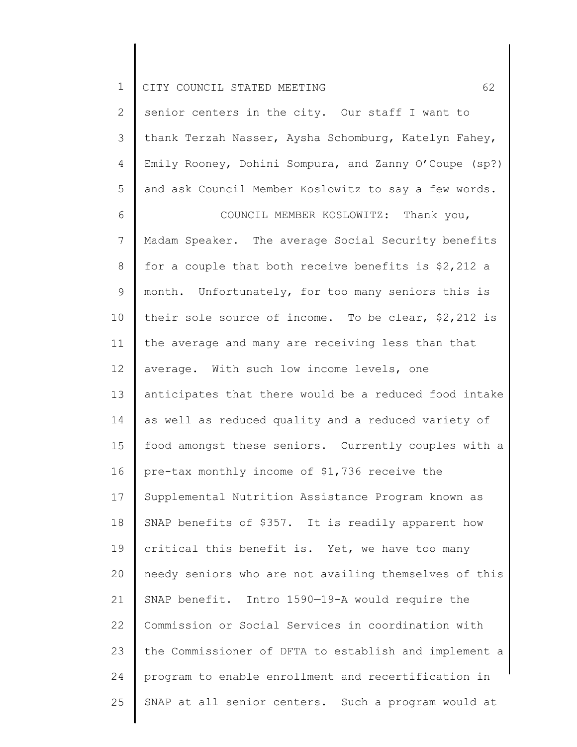senior centers in the city. Our staff I want to thank Terzah Nasser, Aysha Schomburg, Katelyn Fahey, Emily Rooney, Dohini Sompura, and Zanny O'Coupe (sp?) and ask Council Member Koslowitz to say a few words.

COUNCIL MEMBER KOSLOWITZ: Thank you, Madam Speaker. The average Social Security benefits for a couple that both receive benefits is $2,212 a month. Unfortunately, for too many seniors this is their sole source of income. To be clear, $2,212 is the average and many are receiving less than that average. With such low income levels, one anticipates that there would be a reduced food intake as well as reduced quality and a reduced variety of food amongst these seniors. Currently couples with a pre-tax monthly income of $1,736 receive the Supplemental Nutrition Assistance Program known as SNAP benefits of $357. It is readily apparent how critical this benefit is. Yet, we have too many needy seniors who are not availing themselves of this SNAP benefit. Intro 1590—19-A would require the Commission or Social Services in coordination with the Commissioner of DFTA to establish and implement a program to enable enrollment and recertification in SNAP at all senior centers. Such a program would at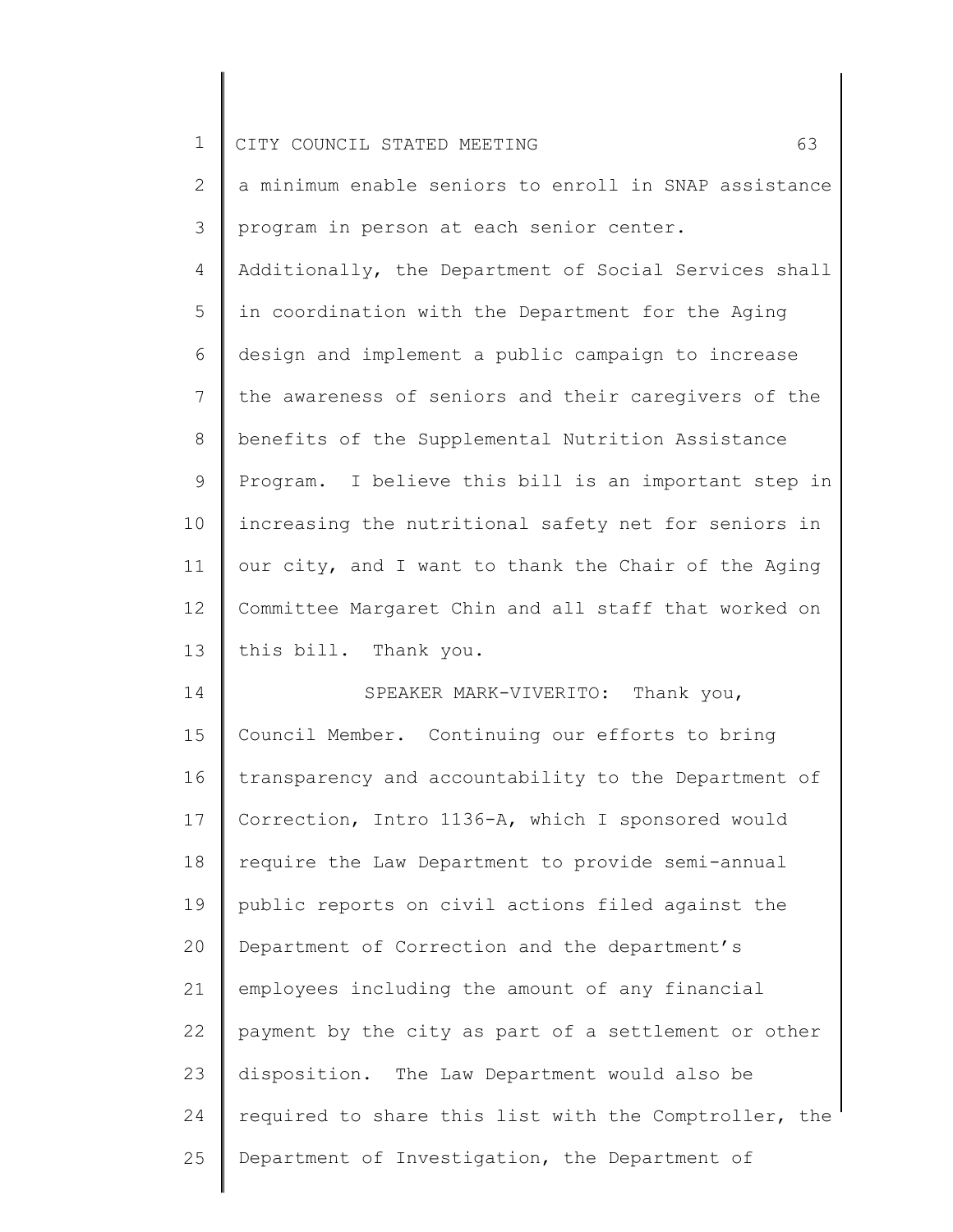a minimum enable seniors to enroll in SNAP assistance program in person at each senior center. Additionally, the Department of Social Services shall in coordination with the Department for the Aging design and implement a public campaign to increase the awareness of seniors and their caregivers of the benefits of the Supplemental Nutrition Assistance Program. I believe this bill is an important step in increasing the nutritional safety net for seniors in our city, and I want to thank the Chair of the Aging Committee Margaret Chin and all staff that worked on this bill. Thank you.

SPEAKER MARK-VIVERITO: Thank you, Council Member. Continuing our efforts to bring transparency and accountability to the Department of Correction, Intro 1136-A, which I sponsored would require the Law Department to provide semi-annual public reports on civil actions filed against the Department of Correction and the department's employees including the amount of any financial payment by the city as part of a settlement or other disposition. The Law Department would also be required to share this list with the Comptroller, the Department of Investigation, the Department of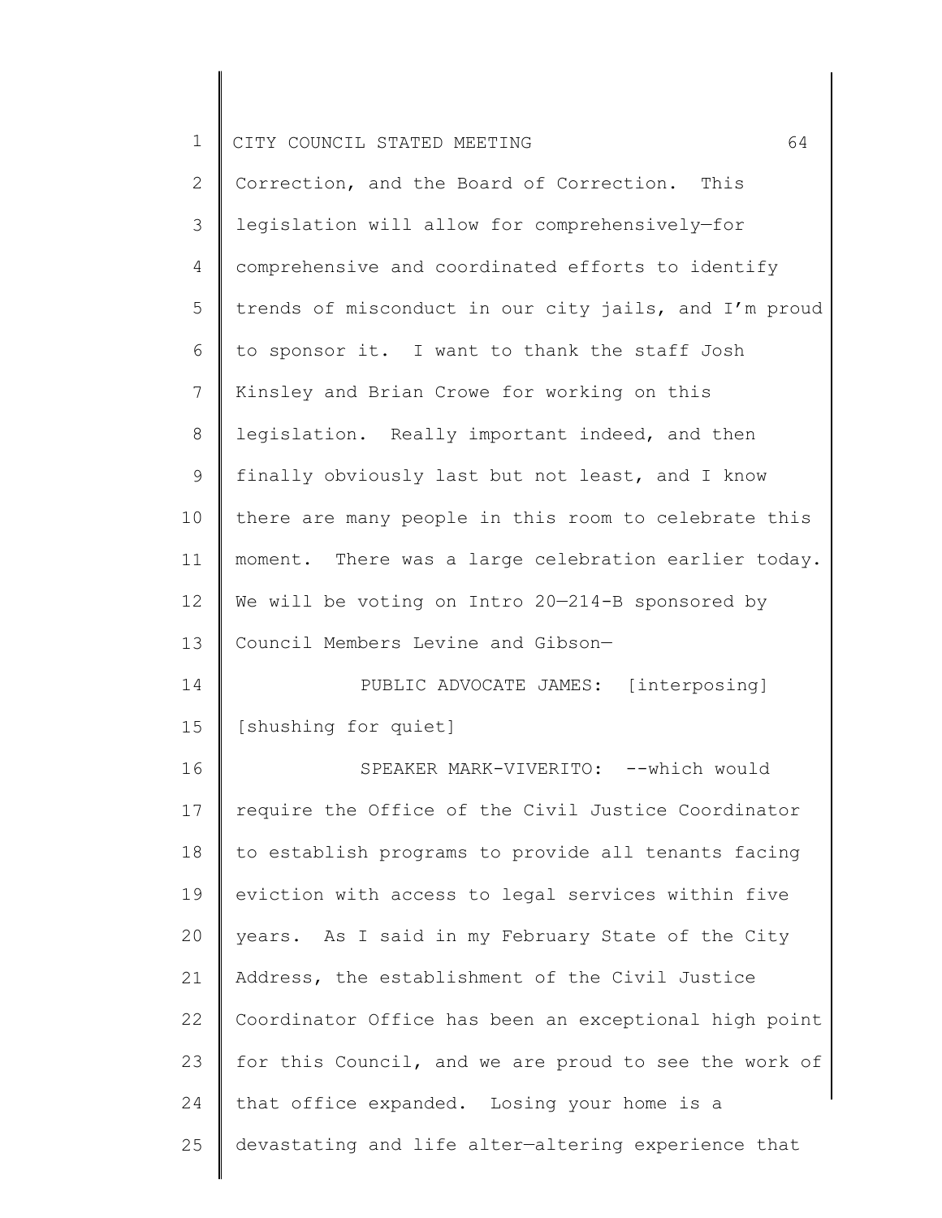Correction, and the Board of Correction. This legislation will allow for comprehensively—for comprehensive and coordinated efforts to identify trends of misconduct in our city jails, and I'm proud to sponsor it. I want to thank the staff Josh Kinsley and Brian Crowe for working on this legislation. Really important indeed, and then finally obviously last but not least, and I know there are many people in this room to celebrate this moment. There was a large celebration earlier today. We will be voting on Intro 20—214-B sponsored by Council Members Levine and Gibson—

PUBLIC ADVOCATE JAMES: [interposing] [shushing for quiet]

SPEAKER MARK-VIVERITO: --which would require the Office of the Civil Justice Coordinator to establish programs to provide all tenants facing eviction with access to legal services within five years. As I said in my February State of the City Address, the establishment of the Civil Justice Coordinator Office has been an exceptional high point for this Council, and we are proud to see the work of that office expanded. Losing your home is a devastating and life alter—altering experience that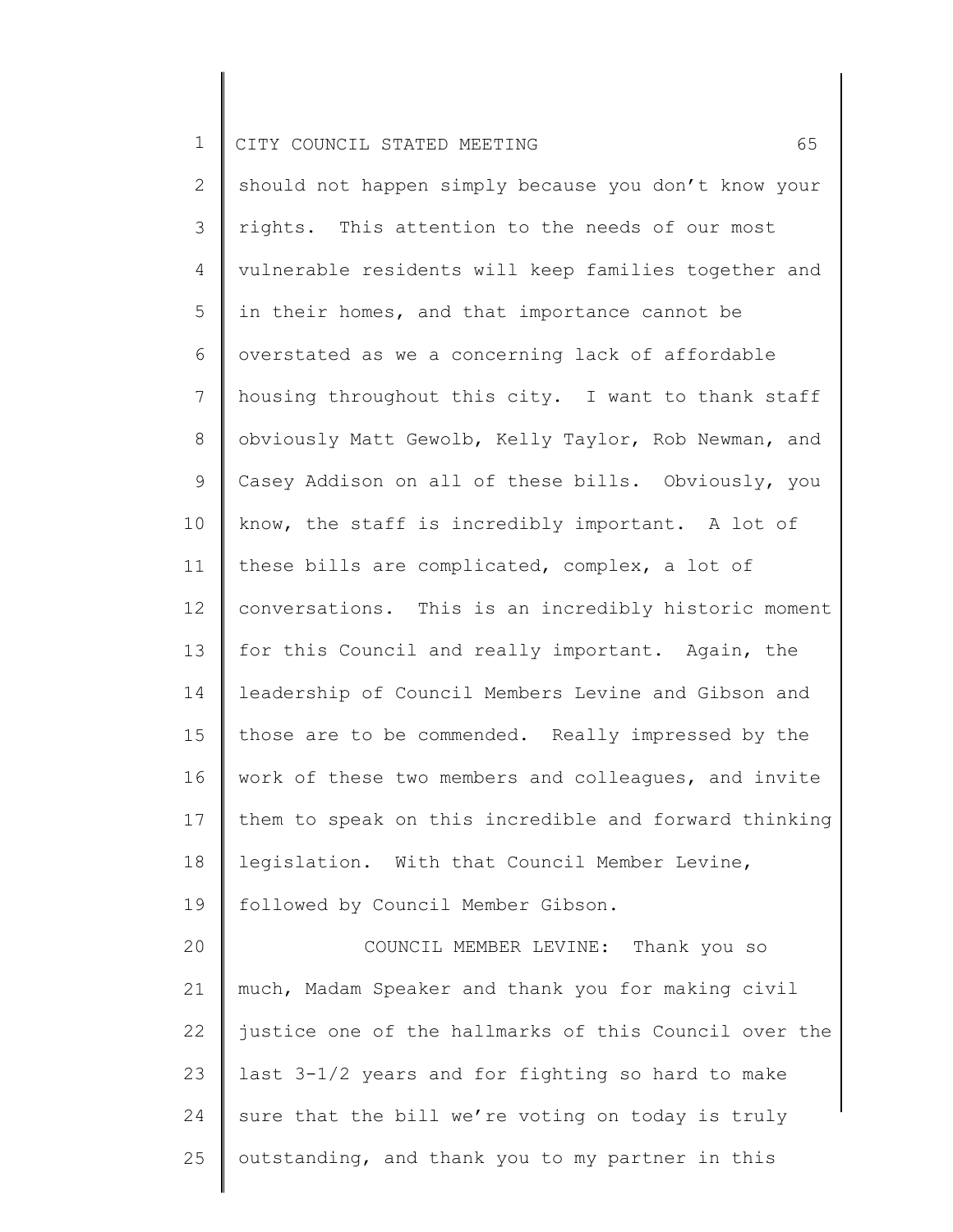should not happen simply because you don't know your rights. This attention to the needs of our most vulnerable residents will keep families together and in their homes, and that importance cannot be overstated as we a concerning lack of affordable housing throughout this city. I want to thank staff obviously Matt Gewolb, Kelly Taylor, Rob Newman, and Casey Addison on all of these bills. Obviously, you know, the staff is incredibly important. A lot of these bills are complicated, complex, a lot of conversations. This is an incredibly historic moment for this Council and really important. Again, the leadership of Council Members Levine and Gibson and those are to be commended. Really impressed by the work of these two members and colleagues, and invite them to speak on this incredible and forward thinking legislation. With that Council Member Levine, followed by Council Member Gibson.

COUNCIL MEMBER LEVINE: Thank you so much, Madam Speaker and thank you for making civil justice one of the hallmarks of this Council over the last 3-1/2 years and for fighting so hard to make sure that the bill we're voting on today is truly outstanding, and thank you to my partner in this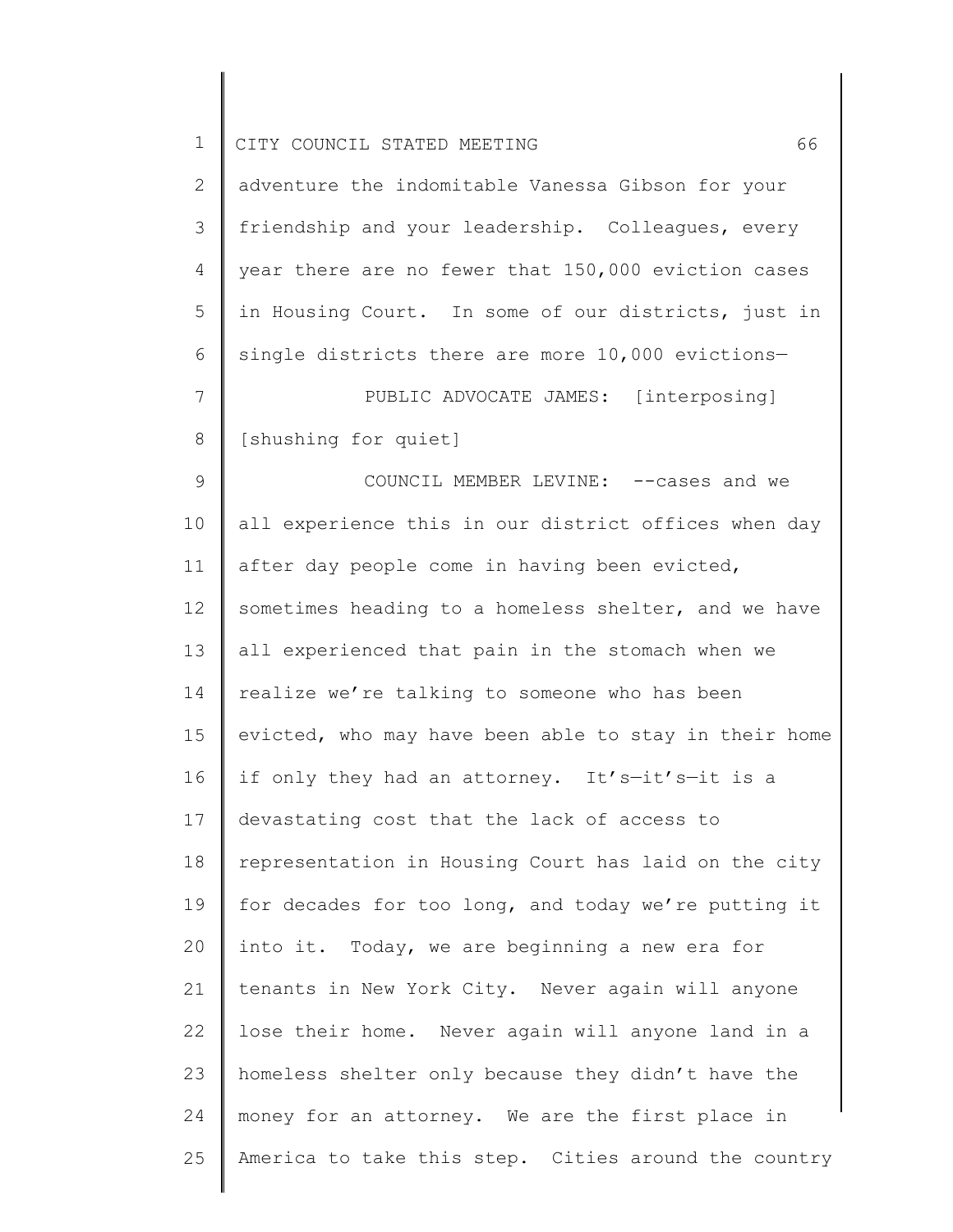adventure the indomitable Vanessa Gibson for your friendship and your leadership. Colleagues, every year there are no fewer that 150,000 eviction cases in Housing Court. In some of our districts, just in single districts there are more 10,000 evictions—

PUBLIC ADVOCATE JAMES: [interposing] [shushing for quiet]

COUNCIL MEMBER LEVINE: --cases and we all experience this in our district offices when day after day people come in having been evicted, sometimes heading to a homeless shelter, and we have all experienced that pain in the stomach when we realize we're talking to someone who has been evicted, who may have been able to stay in their home if only they had an attorney. It's—it's—it is a devastating cost that the lack of access to representation in Housing Court has laid on the city for decades for too long, and today we're putting it into it. Today, we are beginning a new era for tenants in New York City. Never again will anyone lose their home. Never again will anyone land in a homeless shelter only because they didn't have the money for an attorney. We are the first place in America to take this step. Cities around the country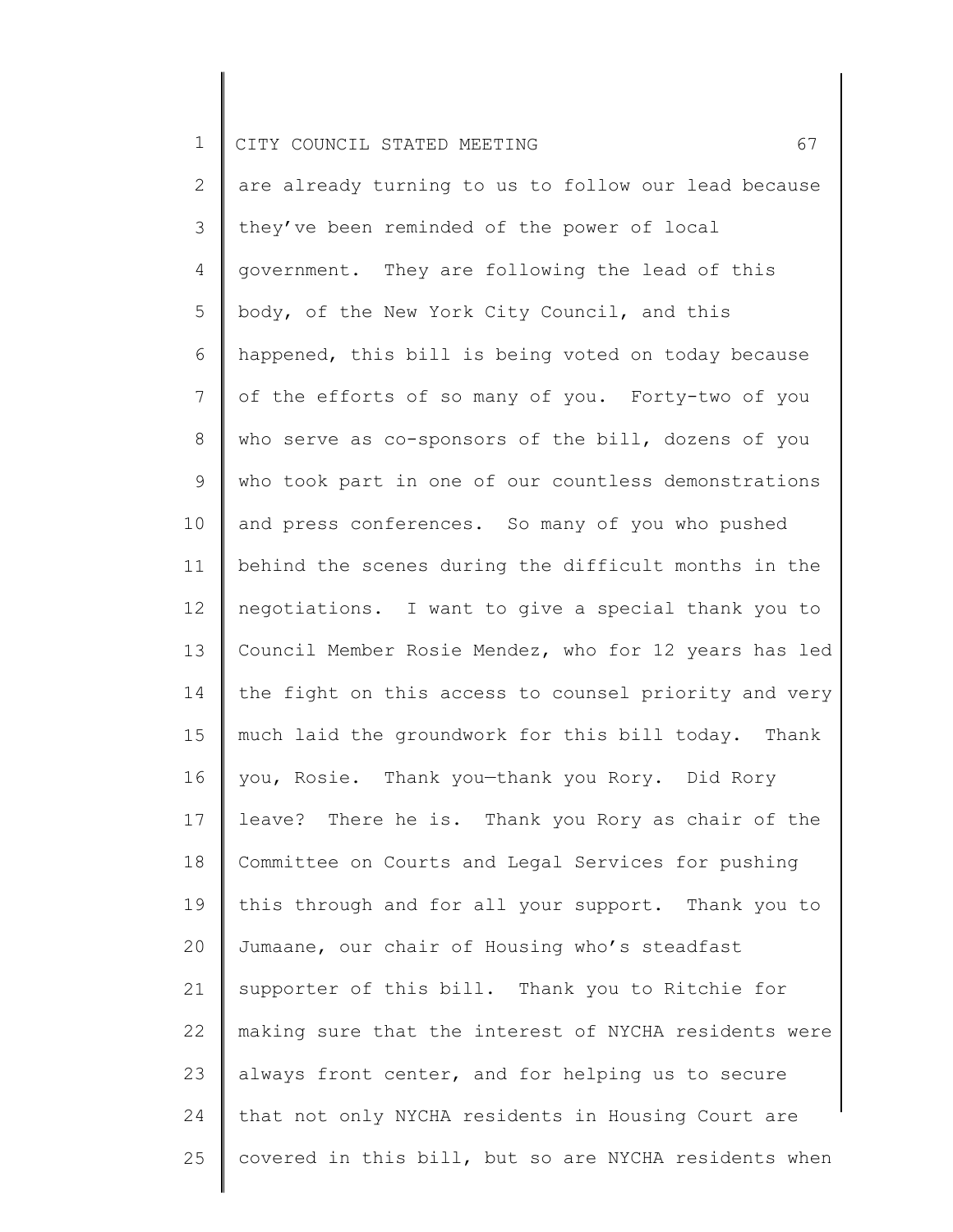are already turning to us to follow our lead because they've been reminded of the power of local government. They are following the lead of this body, of the New York City Council, and this happened, this bill is being voted on today because of the efforts of so many of you. Forty-two of you who serve as co-sponsors of the bill, dozens of you who took part in one of our countless demonstrations and press conferences. So many of you who pushed behind the scenes during the difficult months in the negotiations. I want to give a special thank you to Council Member Rosie Mendez, who for 12 years has led the fight on this access to counsel priority and very much laid the groundwork for this bill today. Thank you, Rosie. Thank you—thank you Rory. Did Rory leave? There he is. Thank you Rory as chair of the Committee on Courts and Legal Services for pushing this through and for all your support. Thank you to Jumaane, our chair of Housing who's steadfast supporter of this bill. Thank you to Ritchie for making sure that the interest of NYCHA residents were always front center, and for helping us to secure that not only NYCHA residents in Housing Court are covered in this bill, but so are NYCHA residents when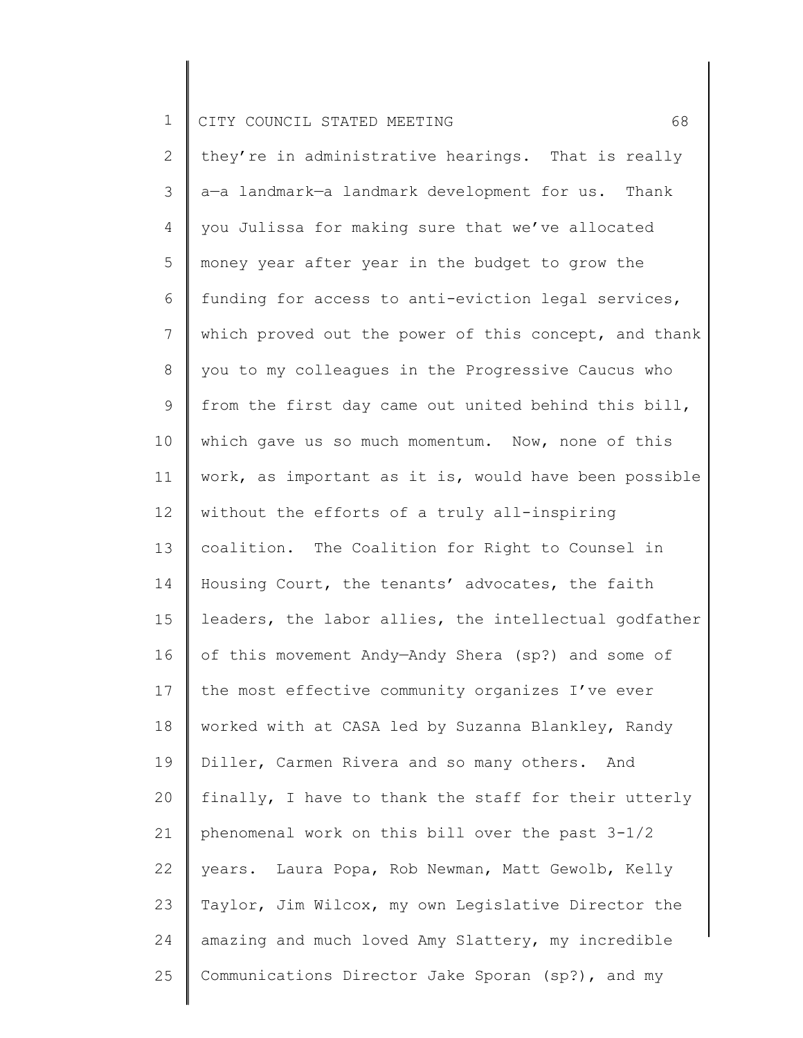they're in administrative hearings. That is really a—a landmark—a landmark development for us. Thank you Julissa for making sure that we've allocated money year after year in the budget to grow the funding for access to anti-eviction legal services, which proved out the power of this concept, and thank you to my colleagues in the Progressive Caucus who from the first day came out united behind this bill, which gave us so much momentum. Now, none of this work, as important as it is, would have been possible without the efforts of a truly all-inspiring coalition. The Coalition for Right to Counsel in Housing Court, the tenants' advocates, the faith leaders, the labor allies, the intellectual godfather of this movement Andy—Andy Shera (sp?) and some of the most effective community organizes I've ever worked with at CASA led by Suzanna Blankley, Randy Diller, Carmen Rivera and so many others. And finally, I have to thank the staff for their utterly phenomenal work on this bill over the past 3-1/2 years. Laura Popa, Rob Newman, Matt Gewolb, Kelly Taylor, Jim Wilcox, my own Legislative Director the amazing and much loved Amy Slattery, my incredible Communications Director Jake Sporan (sp?), and my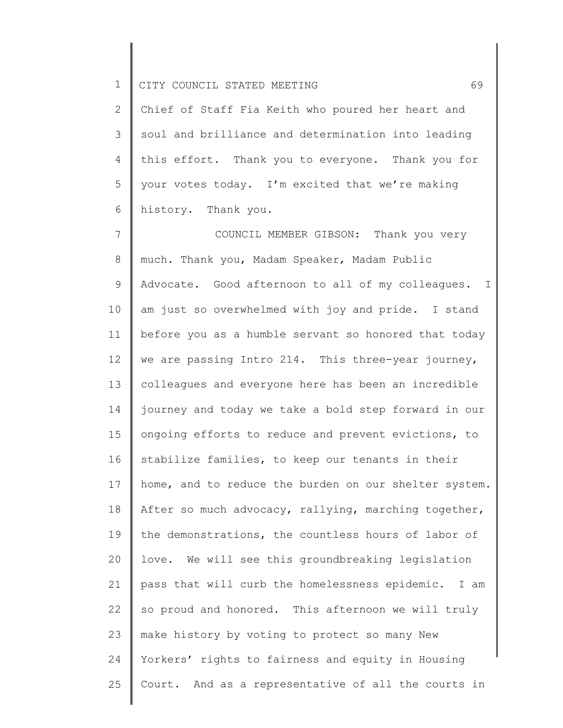Chief of Staff Fia Keith who poured her heart and soul and brilliance and determination into leading this effort. Thank you to everyone. Thank you for your votes today. I'm excited that we're making history. Thank you.

COUNCIL MEMBER GIBSON: Thank you very much. Thank you, Madam Speaker, Madam Public Advocate. Good afternoon to all of my colleagues. I am just so overwhelmed with joy and pride. I stand before you as a humble servant so honored that today we are passing Intro 214. This three-year journey, colleagues and everyone here has been an incredible journey and today we take a bold step forward in our ongoing efforts to reduce and prevent evictions, to stabilize families, to keep our tenants in their home, and to reduce the burden on our shelter system. After so much advocacy, rallying, marching together, the demonstrations, the countless hours of labor of love. We will see this groundbreaking legislation pass that will curb the homelessness epidemic. I am so proud and honored. This afternoon we will truly make history by voting to protect so many New Yorkers' rights to fairness and equity in Housing Court. And as a representative of all the courts in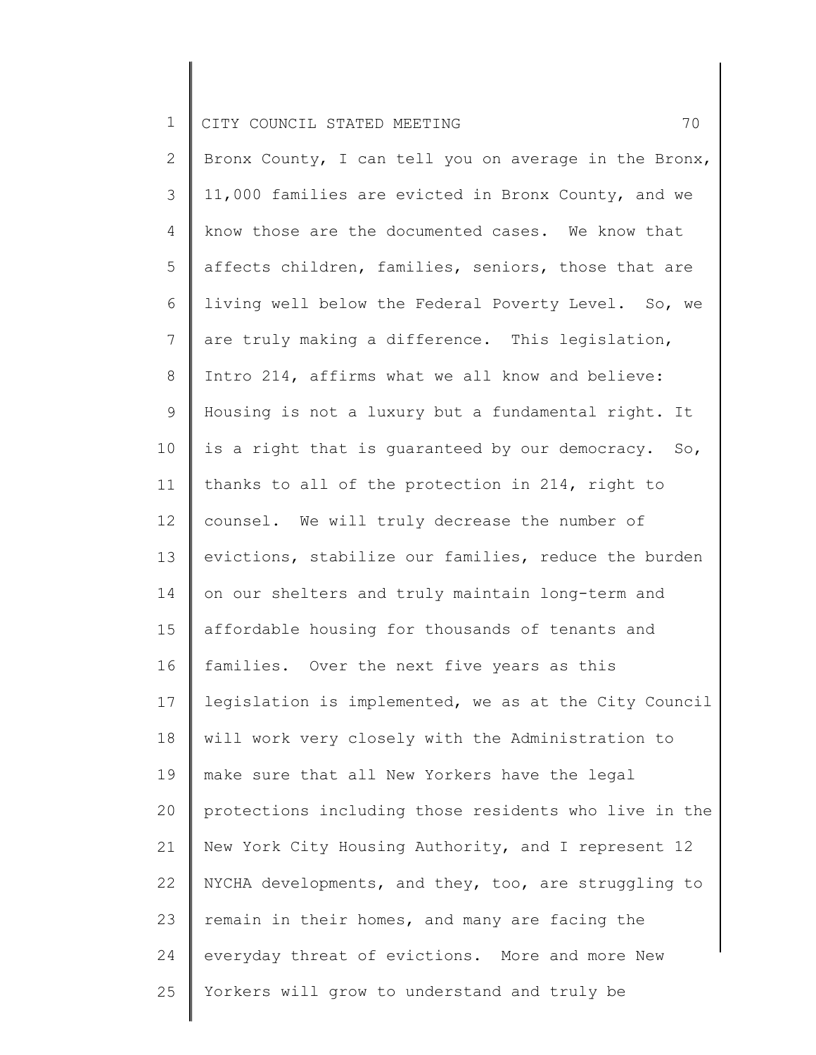Bronx County, I can tell you on average in the Bronx, 11,000 families are evicted in Bronx County, and we know those are the documented cases. We know that affects children, families, seniors, those that are living well below the Federal Poverty Level. So, we are truly making a difference. This legislation, Intro 214, affirms what we all know and believe: Housing is not a luxury but a fundamental right. It is a right that is guaranteed by our democracy. So, thanks to all of the protection in 214, right to counsel. We will truly decrease the number of evictions, stabilize our families, reduce the burden on our shelters and truly maintain long-term and affordable housing for thousands of tenants and families. Over the next five years as this legislation is implemented, we as at the City Council will work very closely with the Administration to make sure that all New Yorkers have the legal protections including those residents who live in the New York City Housing Authority, and I represent 12 NYCHA developments, and they, too, are struggling to remain in their homes, and many are facing the everyday threat of evictions. More and more New Yorkers will grow to understand and truly be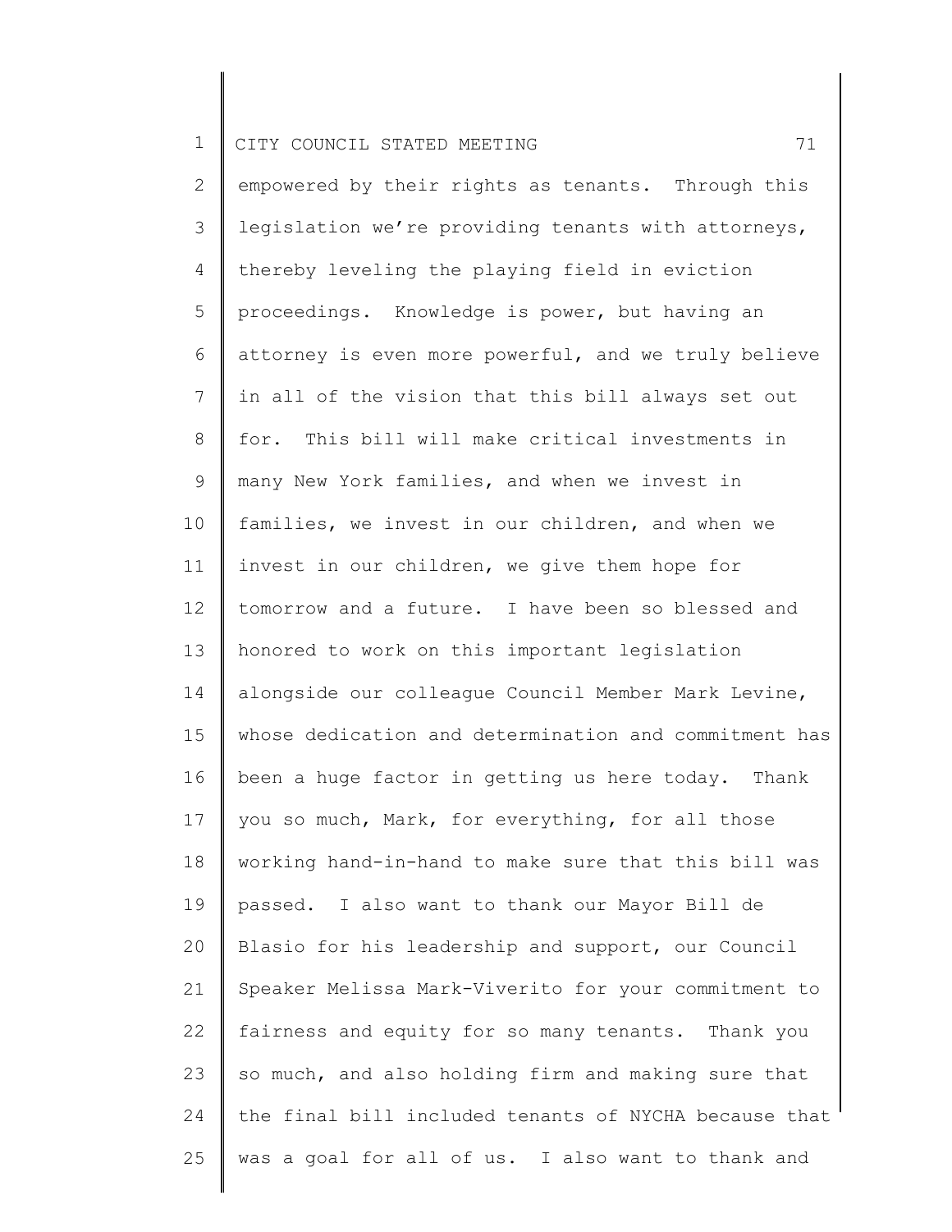empowered by their rights as tenants. Through this legislation we're providing tenants with attorneys, thereby leveling the playing field in eviction proceedings. Knowledge is power, but having an attorney is even more powerful, and we truly believe in all of the vision that this bill always set out for. This bill will make critical investments in many New York families, and when we invest in families, we invest in our children, and when we invest in our children, we give them hope for tomorrow and a future. I have been so blessed and honored to work on this important legislation alongside our colleague Council Member Mark Levine, whose dedication and determination and commitment has been a huge factor in getting us here today. Thank you so much, Mark, for everything, for all those working hand-in-hand to make sure that this bill was passed. I also want to thank our Mayor Bill de Blasio for his leadership and support, our Council Speaker Melissa Mark-Viverito for your commitment to fairness and equity for so many tenants. Thank you so much, and also holding firm and making sure that the final bill included tenants of NYCHA because that was a goal for all of us. I also want to thank and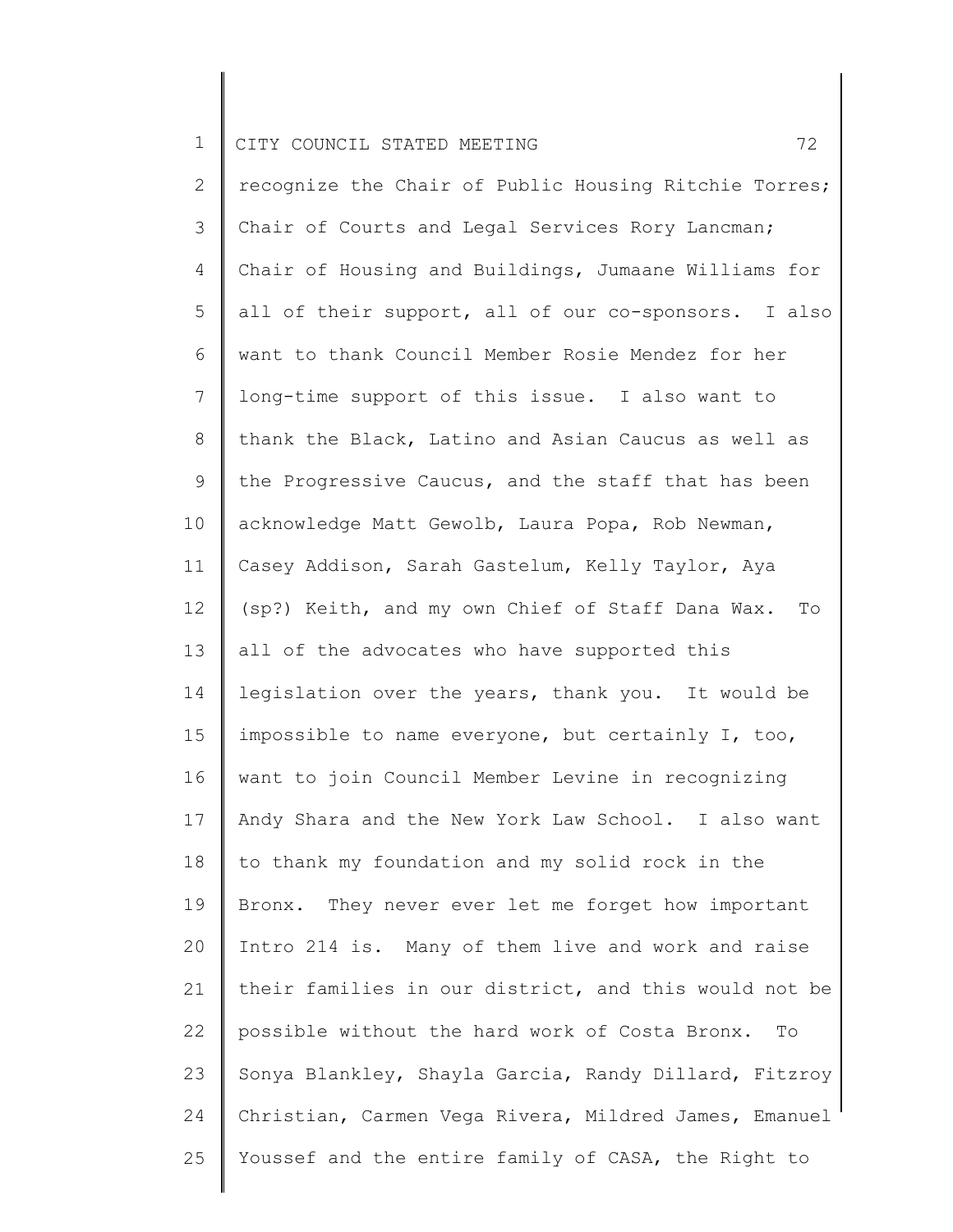recognize the Chair of Public Housing Ritchie Torres; Chair of Courts and Legal Services Rory Lancman; Chair of Housing and Buildings, Jumaane Williams for all of their support, all of our co-sponsors. I also want to thank Council Member Rosie Mendez for her long-time support of this issue. I also want to thank the Black, Latino and Asian Caucus as well as the Progressive Caucus, and the staff that has been acknowledge Matt Gewolb, Laura Popa, Rob Newman, Casey Addison, Sarah Gastelum, Kelly Taylor, Aya (sp?) Keith, and my own Chief of Staff Dana Wax. To all of the advocates who have supported this legislation over the years, thank you. It would be impossible to name everyone, but certainly I, too, want to join Council Member Levine in recognizing Andy Shara and the New York Law School. I also want to thank my foundation and my solid rock in the Bronx. They never ever let me forget how important Intro 214 is. Many of them live and work and raise their families in our district, and this would not be possible without the hard work of Costa Bronx. To Sonya Blankley, Shayla Garcia, Randy Dillard, Fitzroy Christian, Carmen Vega Rivera, Mildred James, Emanuel Youssef and the entire family of CASA, the Right to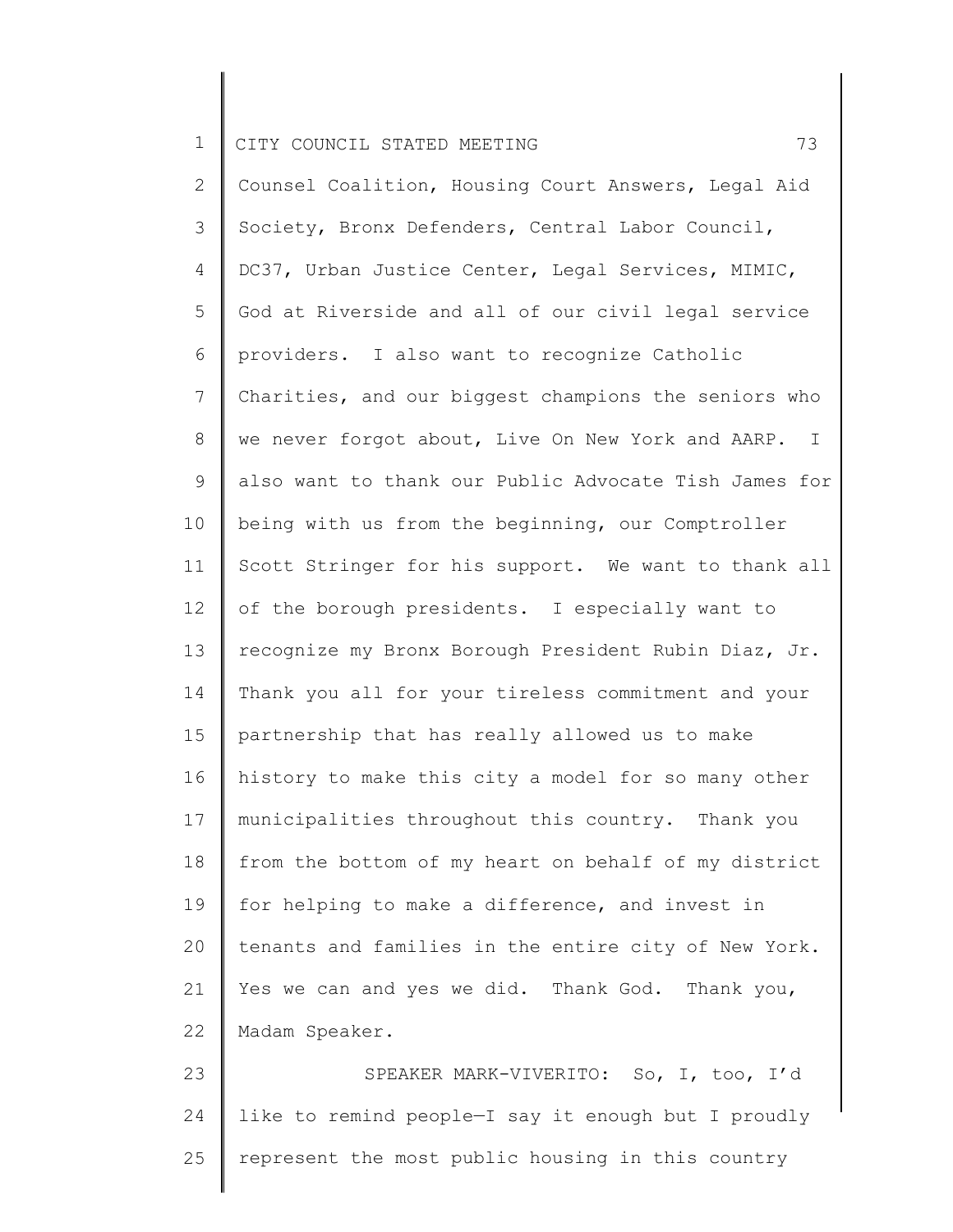Counsel Coalition, Housing Court Answers, Legal Aid Society, Bronx Defenders, Central Labor Council, DC37, Urban Justice Center, Legal Services, MIMIC, God at Riverside and all of our civil legal service providers. I also want to recognize Catholic Charities, and our biggest champions the seniors who we never forgot about, Live On New York and AARP. I also want to thank our Public Advocate Tish James for being with us from the beginning, our Comptroller Scott Stringer for his support. We want to thank all of the borough presidents. I especially want to recognize my Bronx Borough President Rubin Diaz, Jr. Thank you all for your tireless commitment and your partnership that has really allowed us to make history to make this city a model for so many other municipalities throughout this country. Thank you from the bottom of my heart on behalf of my district for helping to make a difference, and invest in tenants and families in the entire city of New York. Yes we can and yes we did. Thank God. Thank you, Madam Speaker.

SPEAKER MARK-VIVERITO: So, I, too, I'd like to remind people—I say it enough but I proudly represent the most public housing in this country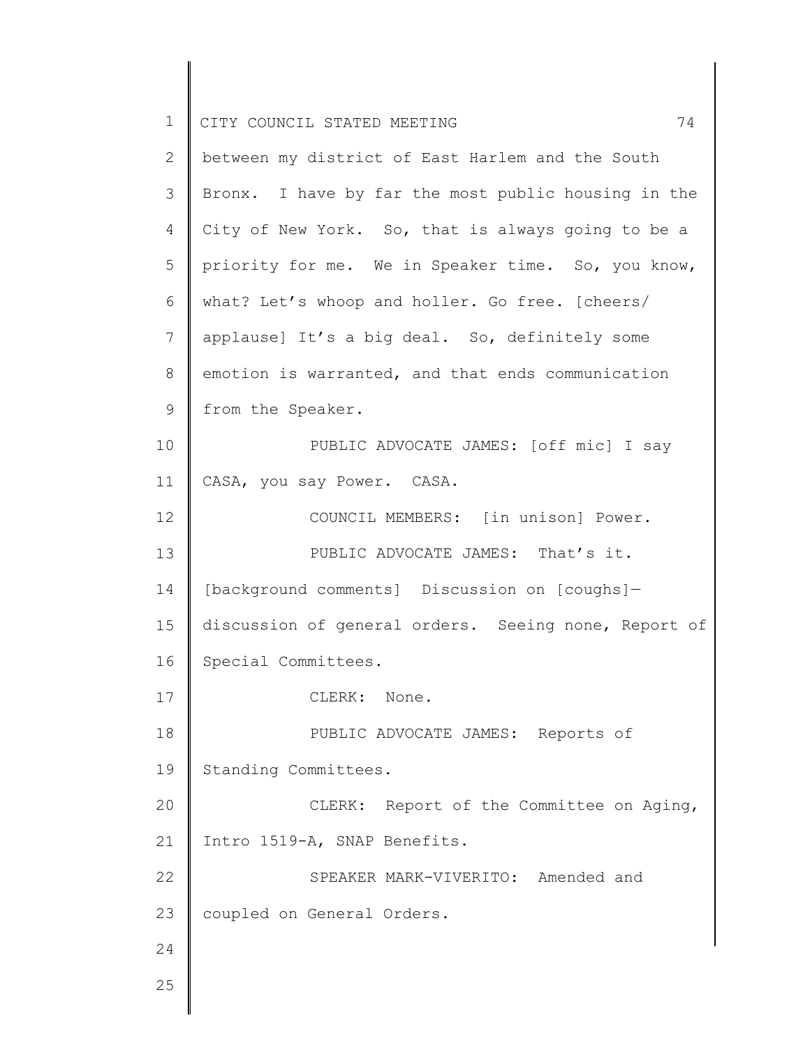between my district of East Harlem and the South Bronx. I have by far the most public housing in the City of New York. So, that is always going to be a priority for me. We in Speaker time. So, you know, what? Let's whoop and holler. Go free. [cheers/ applause] It's a big deal. So, definitely some emotion is warranted, and that ends communication from the Speaker.

PUBLIC ADVOCATE JAMES: [off mic] I say CASA, you say Power. CASA.

COUNCIL MEMBERS: [in unison] Power.

PUBLIC ADVOCATE JAMES: That's it. [background comments] Discussion on [coughs]—discussion of general orders. Seeing none, Report of Special Committees.

CLERK: None.

PUBLIC ADVOCATE JAMES: Reports of Standing Committees.

CLERK: Report of the Committee on Aging, Intro 1519-A, SNAP Benefits.

SPEAKER MARK-VIVERITO: Amended and coupled on General Orders.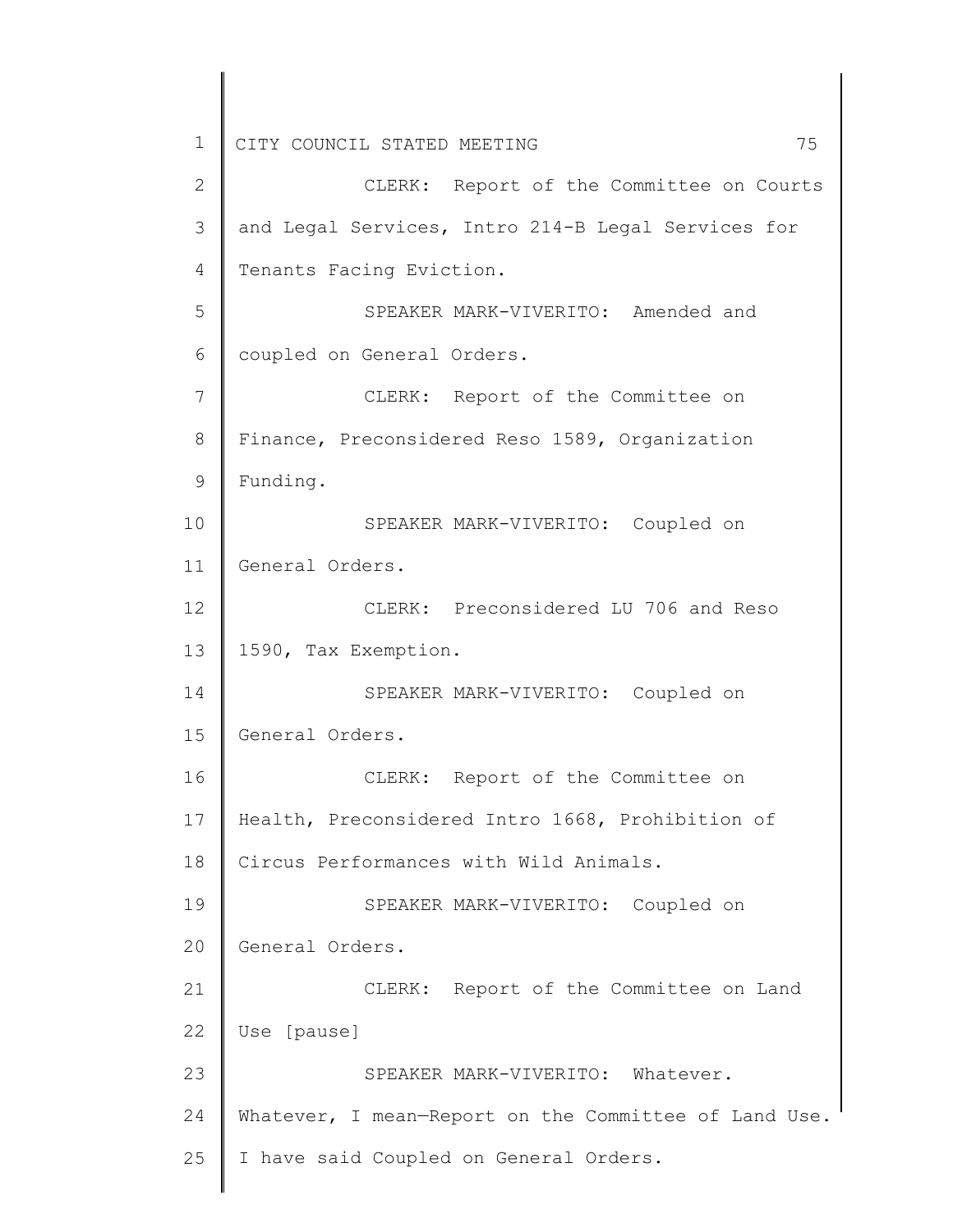CLERK: Report of the Committee on Courts and Legal Services, Intro 214-B Legal Services for Tenants Facing Eviction.

SPEAKER MARK-VIVERITO: Amended and coupled on General Orders.

CLERK: Report of the Committee on Finance, Preconsidered Reso 1589, Organization Funding.

SPEAKER MARK-VIVERITO: Coupled on General Orders.

CLERK: Preconsidered LU 706 and Reso 1590, Tax Exemption.

SPEAKER MARK-VIVERITO: Coupled on General Orders.

CLERK: Report of the Committee on Health, Preconsidered Intro 1668, Prohibition of Circus Performances with Wild Animals.

SPEAKER MARK-VIVERITO: Coupled on General Orders.

CLERK: Report of the Committee on Land Use [pause]

SPEAKER MARK-VIVERITO: Whatever. Whatever, I mean—Report on the Committee of Land Use. I have said Coupled on General Orders.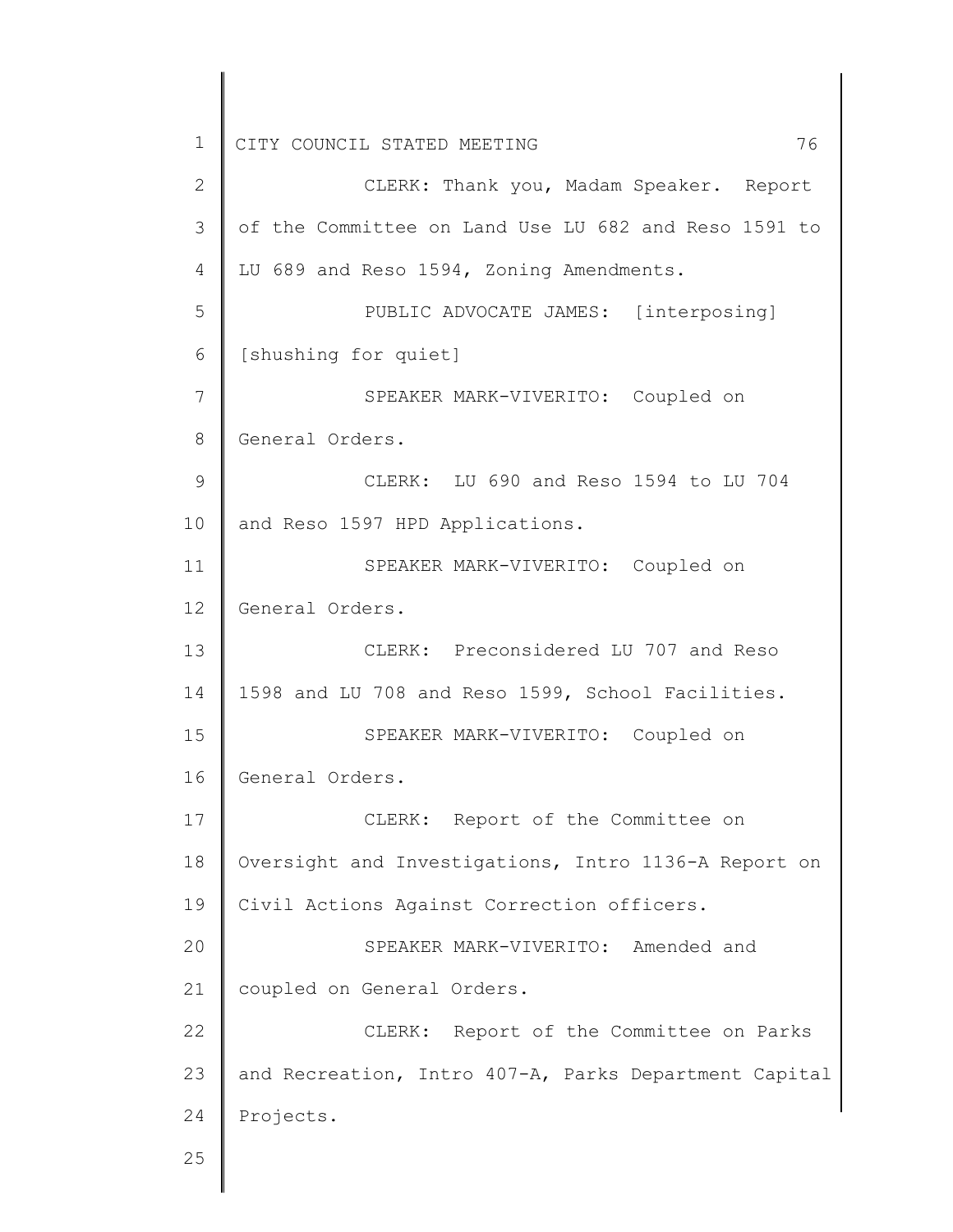CLERK: Thank you, Madam Speaker. Report of the Committee on Land Use LU 682 and Reso 1591 to LU 689 and Reso 1594, Zoning Amendments.

PUBLIC ADVOCATE JAMES: [interposing] [shushing for quiet]

SPEAKER MARK-VIVERITO: Coupled on General Orders.

CLERK: LU 690 and Reso 1594 to LU 704 and Reso 1597 HPD Applications.

SPEAKER MARK-VIVERITO: Coupled on General Orders.

CLERK: Preconsidered LU 707 and Reso 1598 and LU 708 and Reso 1599, School Facilities.

SPEAKER MARK-VIVERITO: Coupled on General Orders.

CLERK: Report of the Committee on Oversight and Investigations, Intro 1136-A Report on Civil Actions Against Correction officers.

SPEAKER MARK-VIVERITO: Amended and coupled on General Orders.

CLERK: Report of the Committee on Parks and Recreation, Intro 407-A, Parks Department Capital Projects.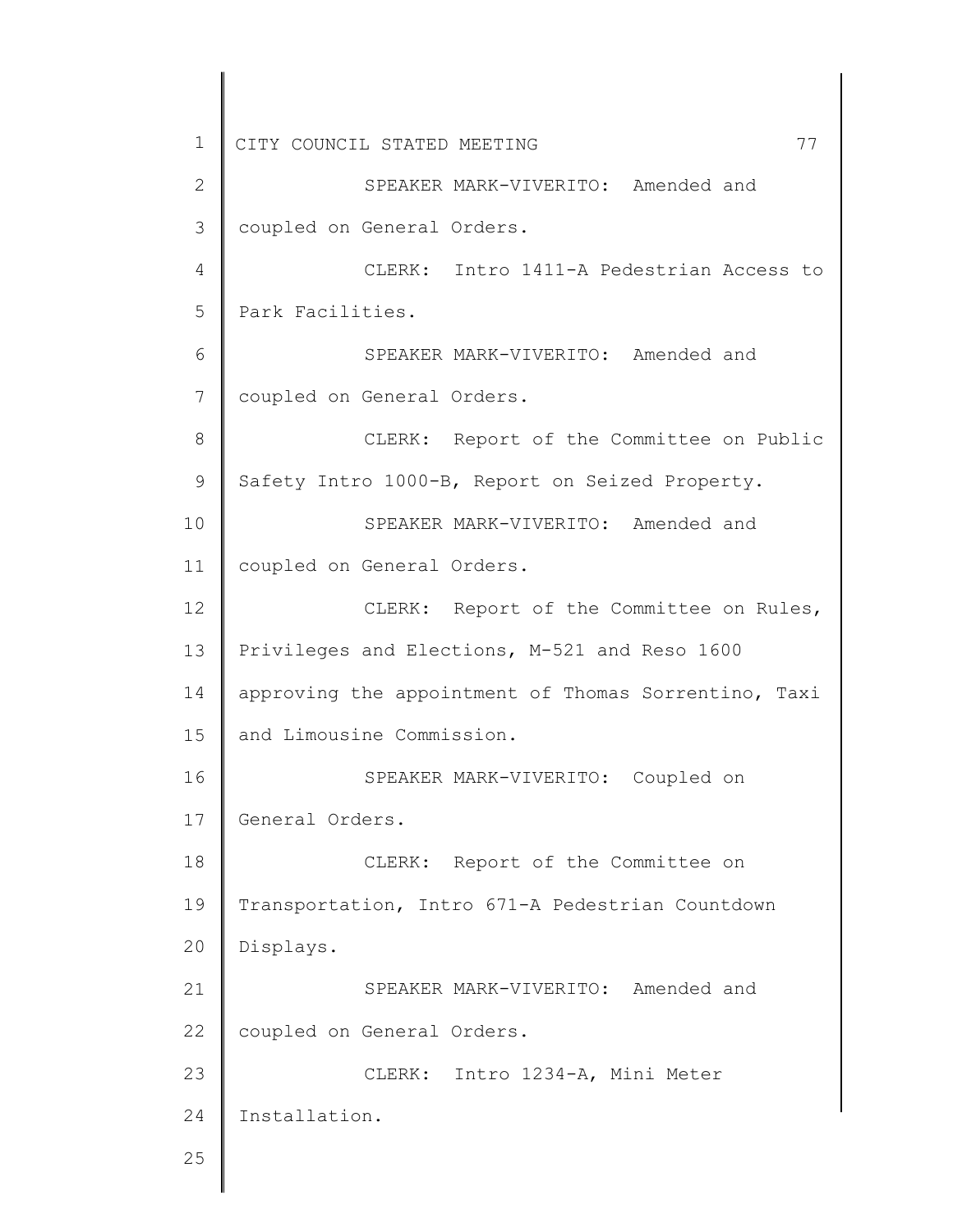SPEAKER MARK-VIVERITO: Amended and coupled on General Orders.

CLERK: Intro 1411-A Pedestrian Access to Park Facilities.

SPEAKER MARK-VIVERITO: Amended and coupled on General Orders.

CLERK: Report of the Committee on Public Safety Intro 1000-B, Report on Seized Property.

SPEAKER MARK-VIVERITO: Amended and coupled on General Orders.

CLERK: Report of the Committee on Rules, Privileges and Elections, M-521 and Reso 1600 approving the appointment of Thomas Sorrentino, Taxi and Limousine Commission.

SPEAKER MARK-VIVERITO: Coupled on General Orders.

CLERK: Report of the Committee on Transportation, Intro 671-A Pedestrian Countdown Displays.

SPEAKER MARK-VIVERITO: Amended and coupled on General Orders.

CLERK: Intro 1234-A, Mini Meter Installation.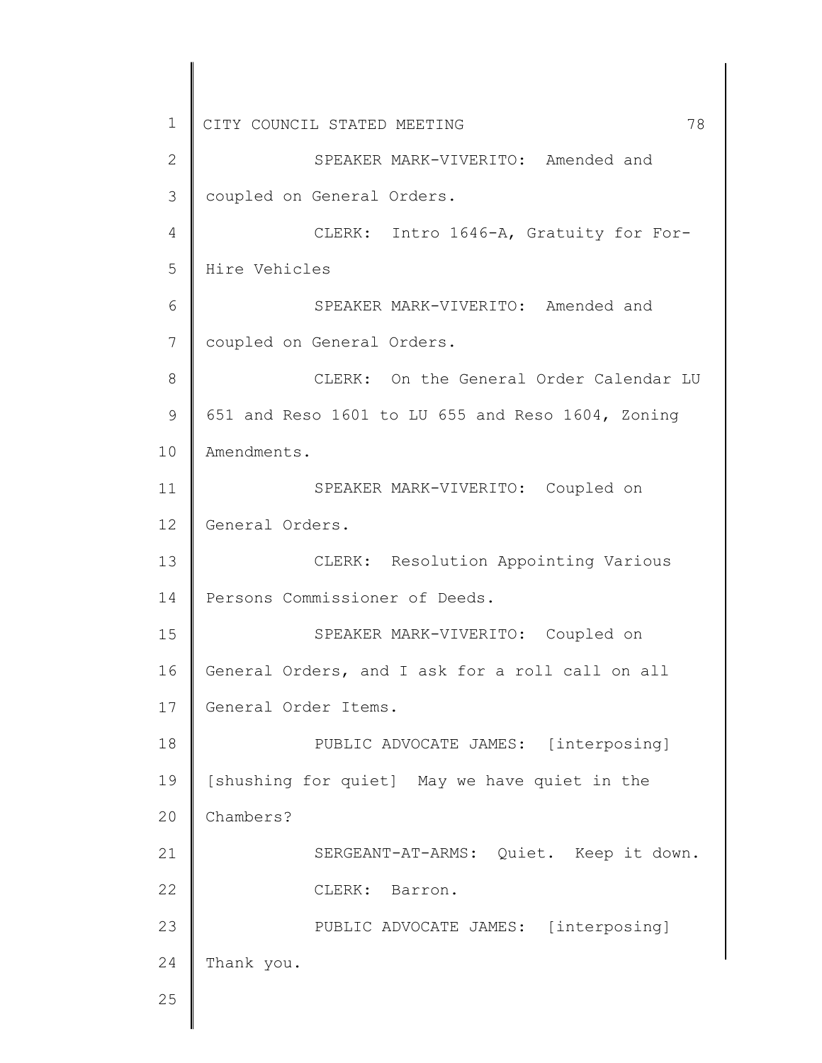SPEAKER MARK-VIVERITO: Amended and coupled on General Orders.

CLERK: Intro 1646-A, Gratuity for For-Hire Vehicles

SPEAKER MARK-VIVERITO: Amended and coupled on General Orders.

CLERK: On the General Order Calendar LU 651 and Reso 1601 to LU 655 and Reso 1604, Zoning Amendments.

SPEAKER MARK-VIVERITO: Coupled on General Orders.

CLERK: Resolution Appointing Various Persons Commissioner of Deeds.

SPEAKER MARK-VIVERITO: Coupled on General Orders, and I ask for a roll call on all General Order Items.

PUBLIC ADVOCATE JAMES: [interposing] [shushing for quiet] May we have quiet in the Chambers?

SERGEANT-AT-ARMS: Quiet. Keep it down.

CLERK: Barron.

PUBLIC ADVOCATE JAMES: [interposing] Thank you.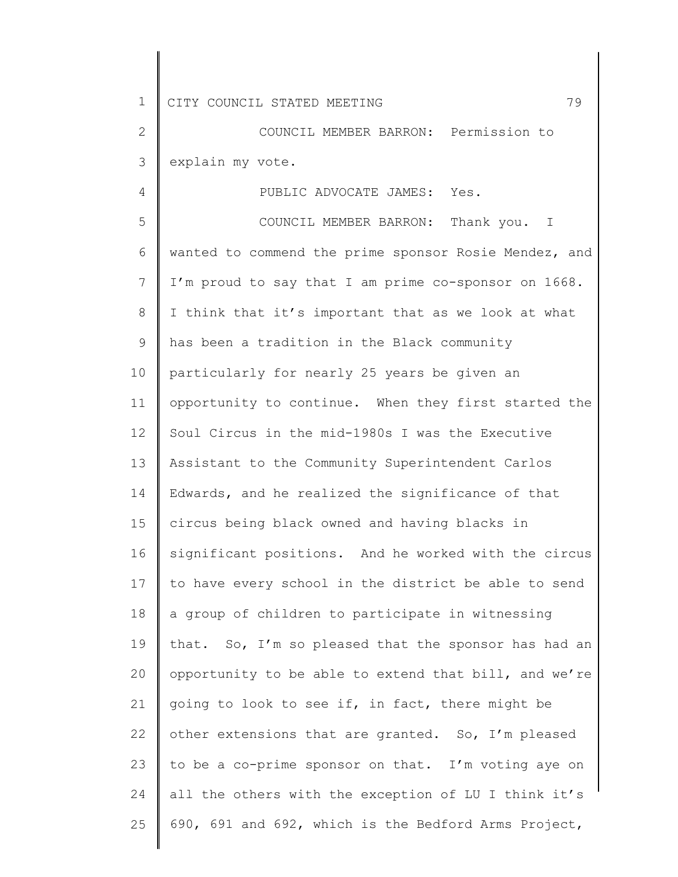COUNCIL MEMBER BARRON: Permission to explain my vote.

PUBLIC ADVOCATE JAMES: Yes.

COUNCIL MEMBER BARRON: Thank you. I wanted to commend the prime sponsor Rosie Mendez, and I'm proud to say that I am prime co-sponsor on 1668. I think that it's important that as we look at what has been a tradition in the Black community particularly for nearly 25 years be given an opportunity to continue. When they first started the Soul Circus in the mid-1980s I was the Executive Assistant to the Community Superintendent Carlos Edwards, and he realized the significance of that circus being black owned and having blacks in significant positions. And he worked with the circus to have every school in the district be able to send a group of children to participate in witnessing that. So, I'm so pleased that the sponsor has had an opportunity to be able to extend that bill, and we're going to look to see if, in fact, there might be other extensions that are granted. So, I'm pleased to be a co-prime sponsor on that. I'm voting aye on all the others with the exception of LU I think it's 690, 691 and 692, which is the Bedford Arms Project,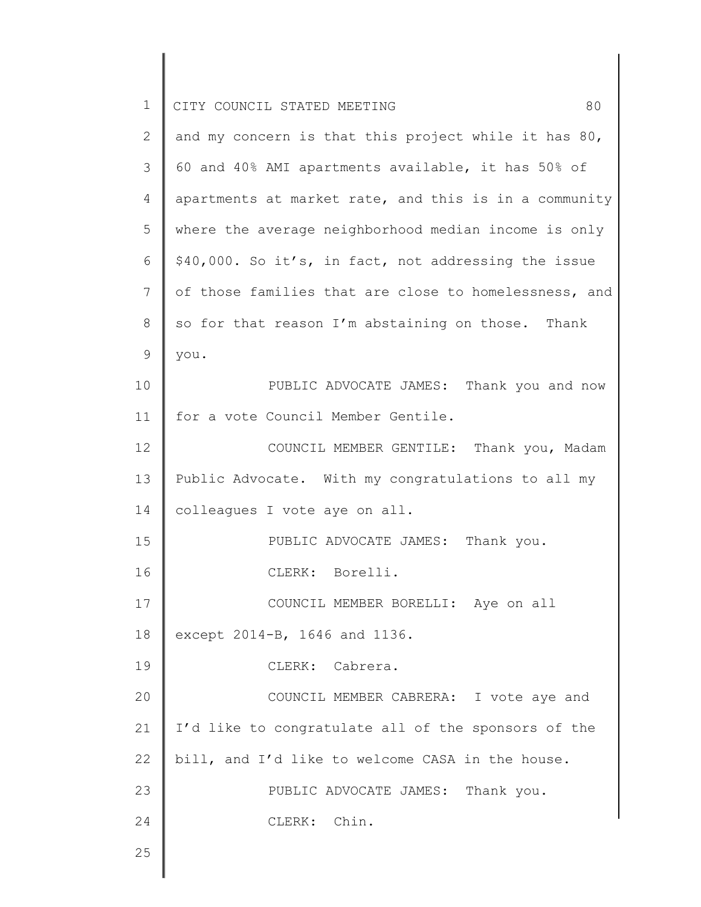and my concern is that this project while it has 80, 60 and 40% AMI apartments available, it has 50% of apartments at market rate, and this is in a community where the average neighborhood median income is only $40,000. So it's, in fact, not addressing the issue of those families that are close to homelessness, and so for that reason I'm abstaining on those. Thank you.

PUBLIC ADVOCATE JAMES: Thank you and now for a vote Council Member Gentile.

COUNCIL MEMBER GENTILE: Thank you, Madam Public Advocate. With my congratulations to all my colleagues I vote aye on all.

PUBLIC ADVOCATE JAMES: Thank you.

CLERK: Borelli.

COUNCIL MEMBER BORELLI: Aye on all except 2014-B, 1646 and 1136.

CLERK: Cabrera.

COUNCIL MEMBER CABRERA: I vote aye and I'd like to congratulate all of the sponsors of the bill, and I'd like to welcome CASA in the house.

PUBLIC ADVOCATE JAMES: Thank you.

CLERK: Chin.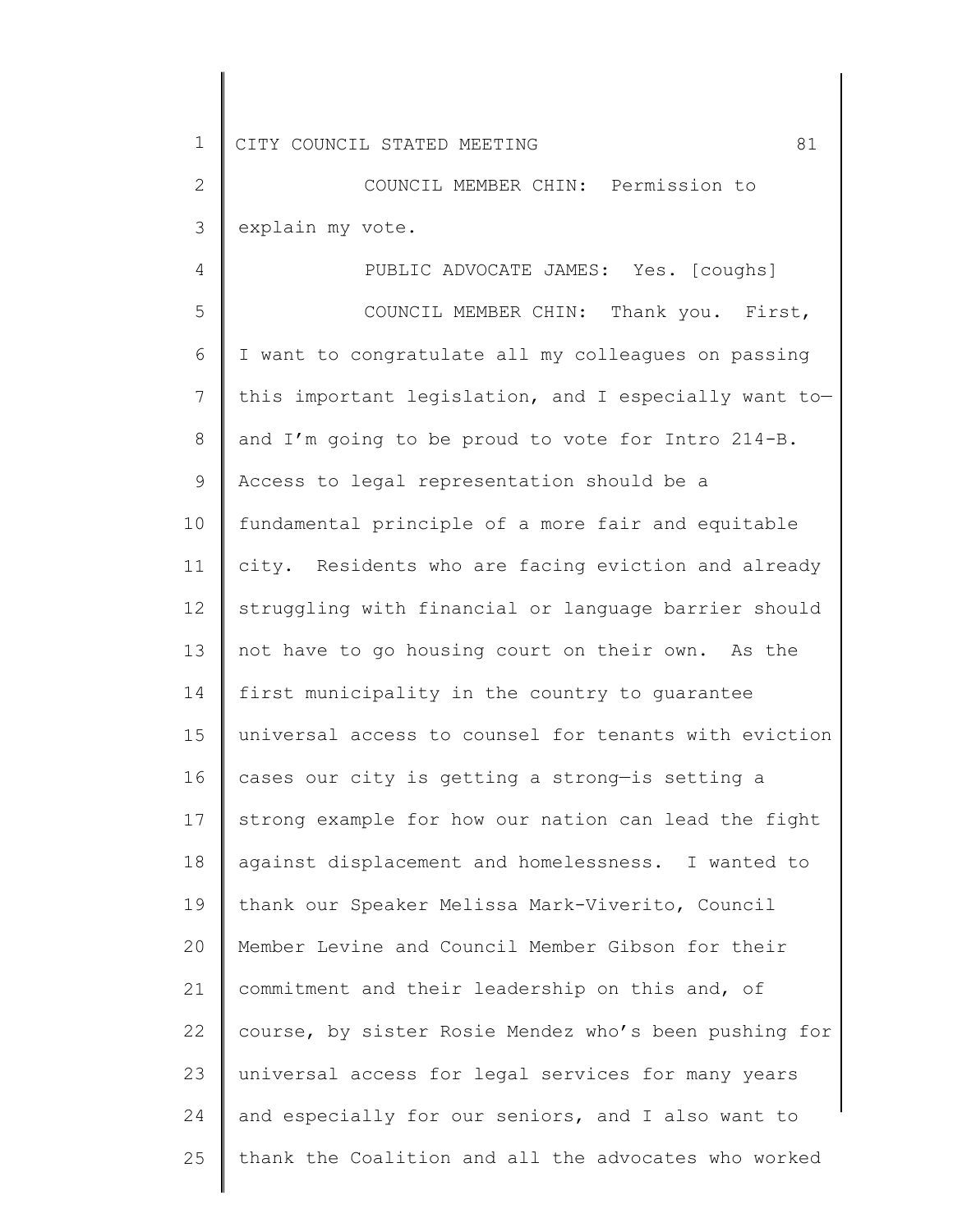COUNCIL MEMBER CHIN: Permission to explain my vote.

PUBLIC ADVOCATE JAMES: Yes. [coughs]

COUNCIL MEMBER CHIN: Thank you. First, I want to congratulate all my colleagues on passing this important legislation, and I especially want to—and I'm going to be proud to vote for Intro 214-B. Access to legal representation should be a fundamental principle of a more fair and equitable city. Residents who are facing eviction and already struggling with financial or language barrier should not have to go housing court on their own. As the first municipality in the country to guarantee universal access to counsel for tenants with eviction cases our city is getting a strong—is setting a strong example for how our nation can lead the fight against displacement and homelessness. I wanted to thank our Speaker Melissa Mark-Viverito, Council Member Levine and Council Member Gibson for their commitment and their leadership on this and, of course, by sister Rosie Mendez who's been pushing for universal access for legal services for many years and especially for our seniors, and I also want to thank the Coalition and all the advocates who worked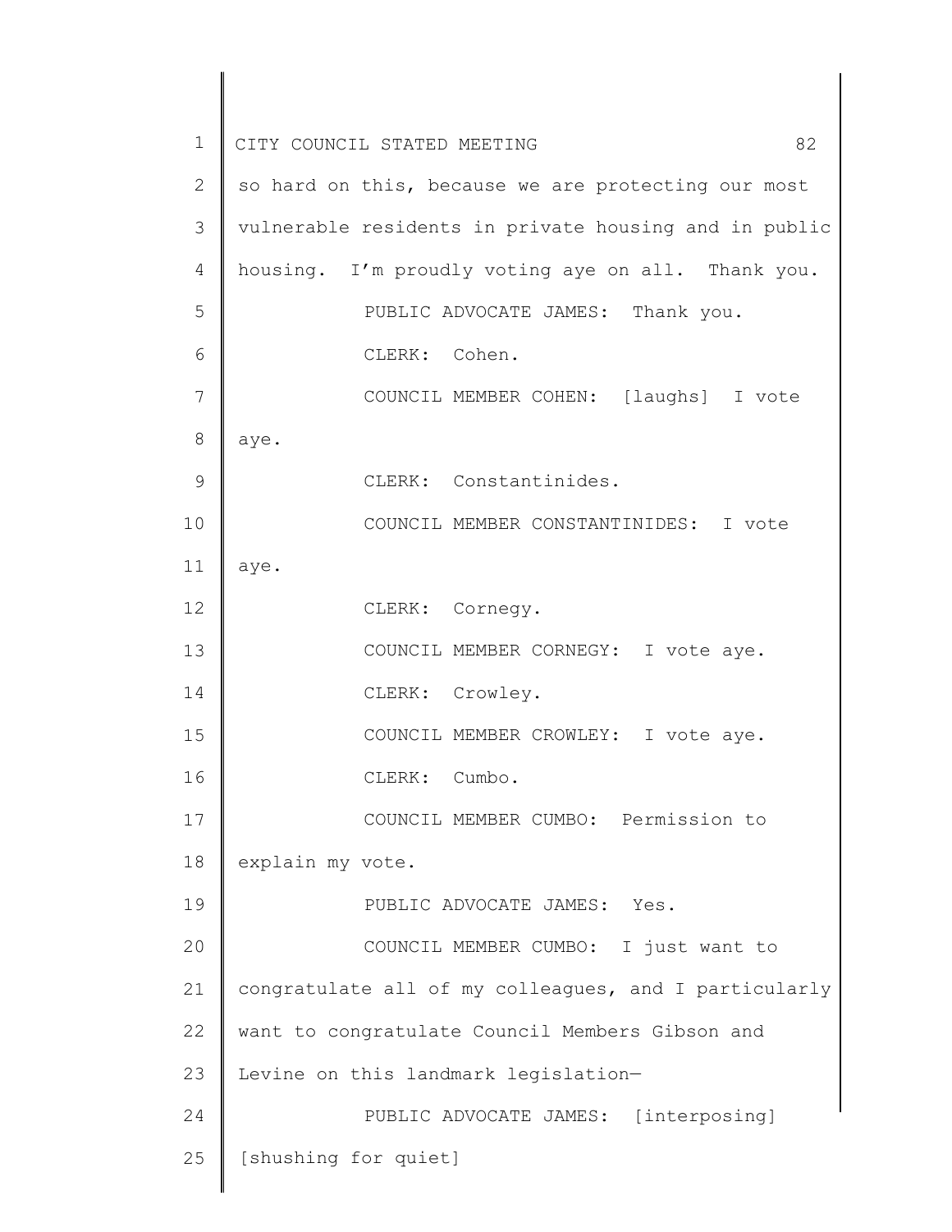so hard on this, because we are protecting our most vulnerable residents in private housing and in public housing. I'm proudly voting aye on all. Thank you.

PUBLIC ADVOCATE JAMES: Thank you.

CLERK: Cohen.

COUNCIL MEMBER COHEN: [laughs] I vote aye.

CLERK: Constantinides.

COUNCIL MEMBER CONSTANTINIDES: I vote aye.

CLERK: Cornegy.

COUNCIL MEMBER CORNEGY: I vote aye.

CLERK: Crowley.

COUNCIL MEMBER CROWLEY: I vote aye.

CLERK: Cumbo.

COUNCIL MEMBER CUMBO: Permission to explain my vote.

PUBLIC ADVOCATE JAMES: Yes.

COUNCIL MEMBER CUMBO: I just want to congratulate all of my colleagues, and I particularly want to congratulate Council Members Gibson and Levine on this landmark legislation—

PUBLIC ADVOCATE JAMES: [interposing] [shushing for quiet]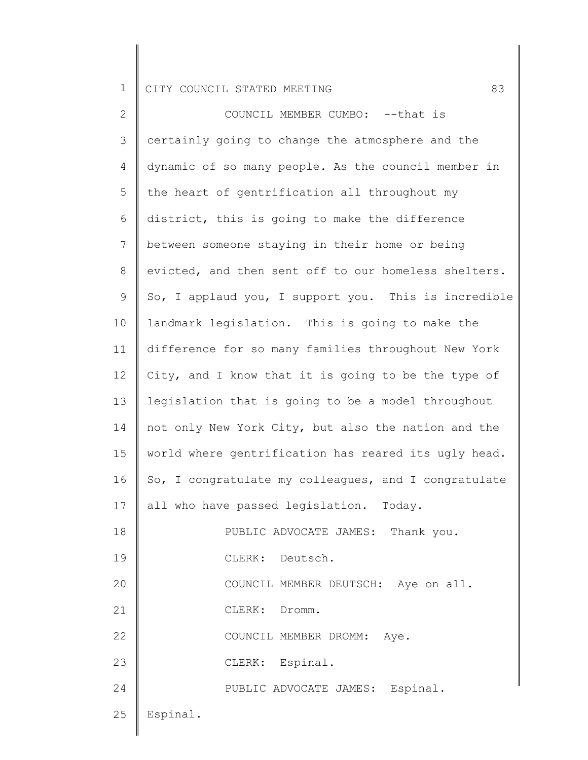COUNCIL MEMBER CUMBO: --that is certainly going to change the atmosphere and the dynamic of so many people. As the council member in the heart of gentrification all throughout my district, this is going to make the difference between someone staying in their home or being evicted, and then sent off to our homeless shelters. So, I applaud you, I support you. This is incredible landmark legislation. This is going to make the difference for so many families throughout New York City, and I know that it is going to be the type of legislation that is going to be a model throughout not only New York City, but also the nation and the world where gentrification has reared its ugly head. So, I congratulate my colleagues, and I congratulate all who have passed legislation. Today.

PUBLIC ADVOCATE JAMES: Thank you.

CLERK: Deutsch.

COUNCIL MEMBER DEUTSCH: Aye on all.

CLERK: Dromm.

COUNCIL MEMBER DROMM: Aye.

CLERK: Espinal.

PUBLIC ADVOCATE JAMES: Espinal. Espinal.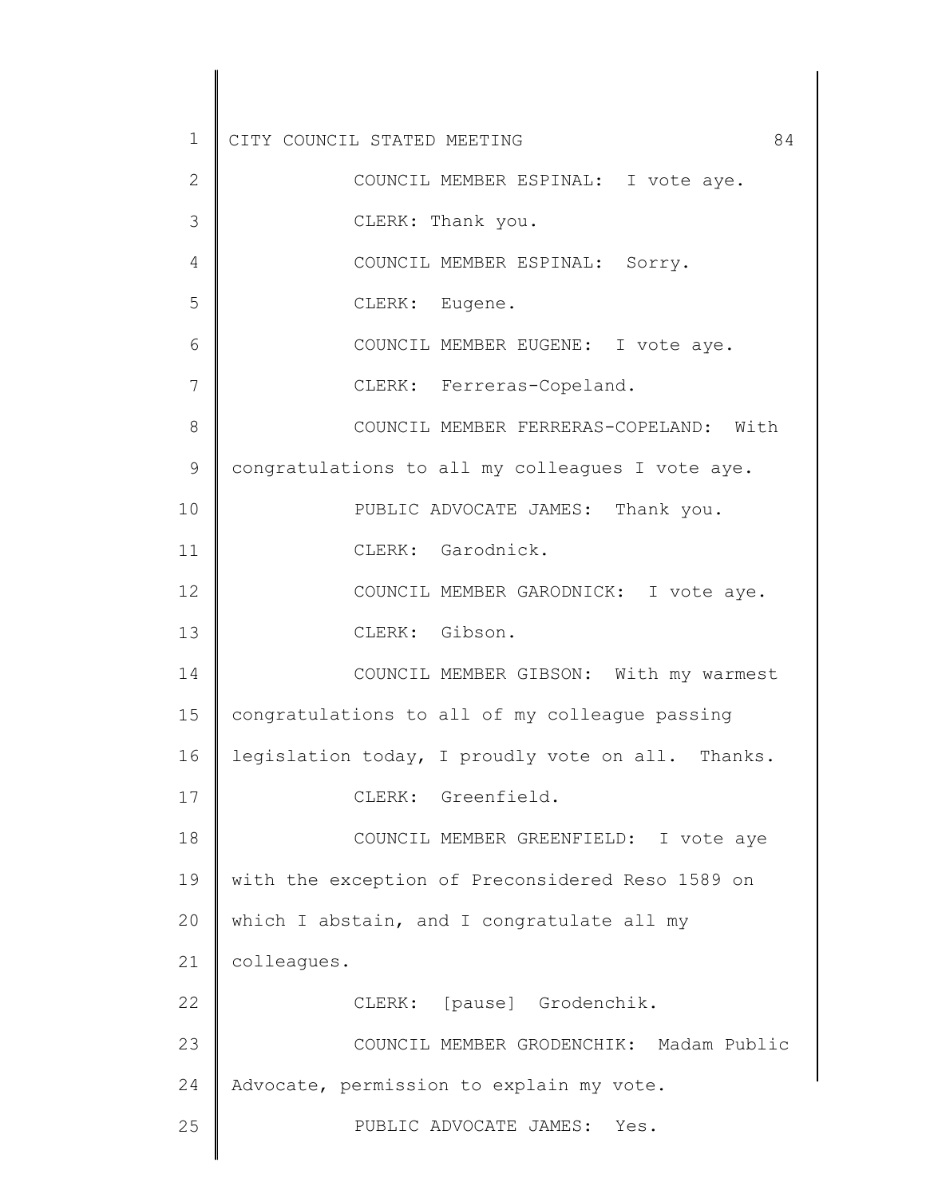COUNCIL MEMBER ESPINAL: I vote aye.

CLERK: Thank you.

COUNCIL MEMBER ESPINAL: Sorry.

CLERK: Eugene.

COUNCIL MEMBER EUGENE: I vote aye.

CLERK: Ferreras-Copeland.

COUNCIL MEMBER FERRERAS-COPELAND: With congratulations to all my colleagues I vote aye.

PUBLIC ADVOCATE JAMES: Thank you.

CLERK: Garodnick.

COUNCIL MEMBER GARODNICK: I vote aye.

CLERK: Gibson.

COUNCIL MEMBER GIBSON: With my warmest congratulations to all of my colleague passing legislation today, I proudly vote on all. Thanks.

CLERK: Greenfield.

COUNCIL MEMBER GREENFIELD: I vote aye with the exception of Preconsidered Reso 1589 on which I abstain, and I congratulate all my colleagues.

CLERK: [pause] Grodenchik.

COUNCIL MEMBER GRODENCHIK: Madam Public Advocate, permission to explain my vote.

PUBLIC ADVOCATE JAMES: Yes.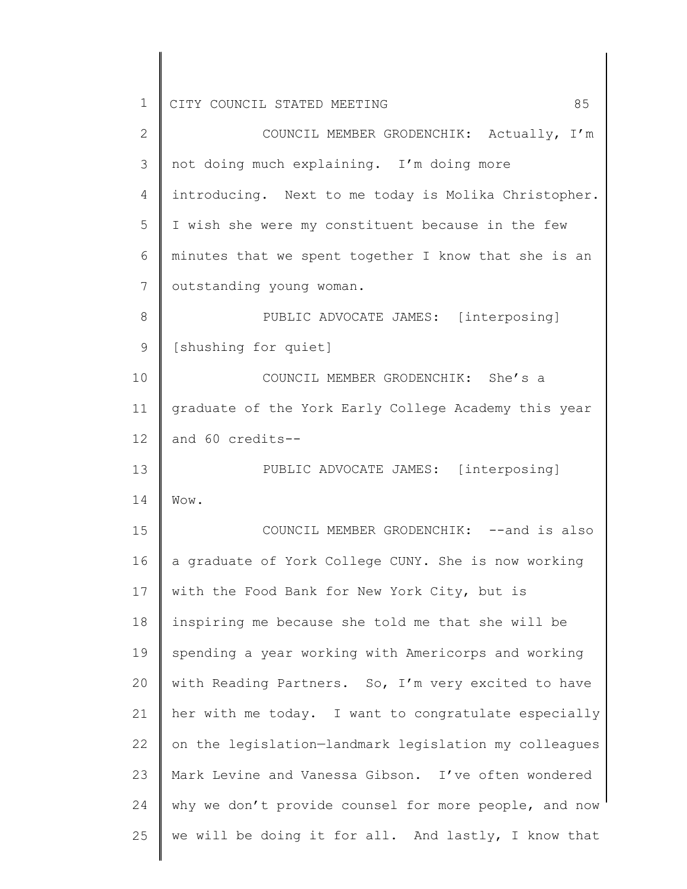COUNCIL MEMBER GRODENCHIK: Actually, I'm not doing much explaining. I'm doing more introducing. Next to me today is Molika Christopher. I wish she were my constituent because in the few minutes that we spent together I know that she is an outstanding young woman.

PUBLIC ADVOCATE JAMES: [interposing] [shushing for quiet]

COUNCIL MEMBER GRODENCHIK: She's a graduate of the York Early College Academy this year and 60 credits--

PUBLIC ADVOCATE JAMES: [interposing] Wow.

COUNCIL MEMBER GRODENCHIK: --and is also a graduate of York College CUNY. She is now working with the Food Bank for New York City, but is inspiring me because she told me that she will be spending a year working with Americorps and working with Reading Partners. So, I'm very excited to have her with me today. I want to congratulate especially on the legislation—landmark legislation my colleagues Mark Levine and Vanessa Gibson. I've often wondered why we don't provide counsel for more people, and now we will be doing it for all. And lastly, I know that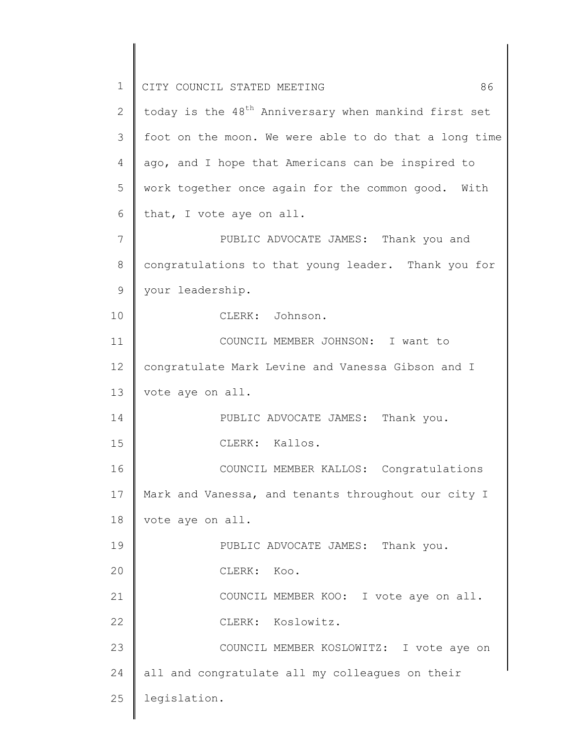today is the 48th Anniversary when mankind first set foot on the moon. We were able to do that a long time ago, and I hope that Americans can be inspired to work together once again for the common good. With that, I vote aye on all.

PUBLIC ADVOCATE JAMES: Thank you and congratulations to that young leader. Thank you for your leadership.

CLERK: Johnson.

COUNCIL MEMBER JOHNSON: I want to congratulate Mark Levine and Vanessa Gibson and I vote aye on all.

PUBLIC ADVOCATE JAMES: Thank you.

CLERK: Kallos.

COUNCIL MEMBER KALLOS: Congratulations Mark and Vanessa, and tenants throughout our city I vote aye on all.

PUBLIC ADVOCATE JAMES: Thank you.

CLERK: Koo.

COUNCIL MEMBER KOO: I vote aye on all.

CLERK: Koslowitz.

COUNCIL MEMBER KOSLOWITZ: I vote aye on all and congratulate all my colleagues on their legislation.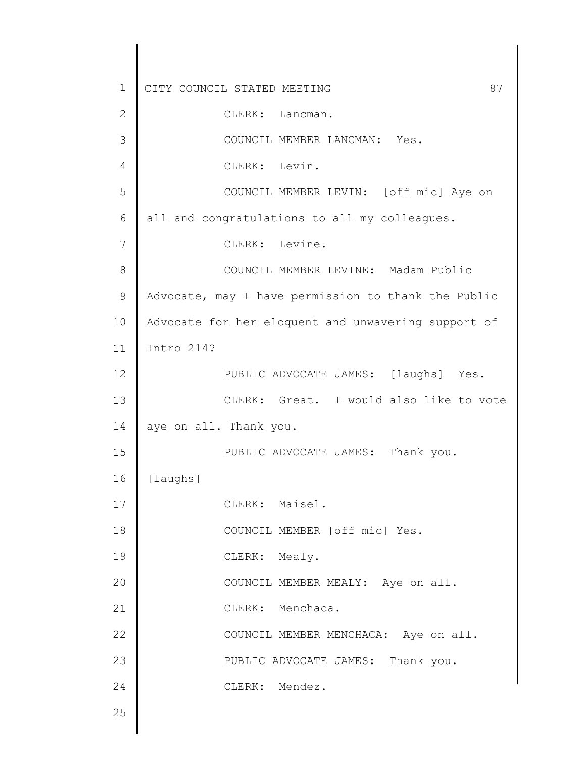CLERK: Lancman.

COUNCIL MEMBER LANCMAN: Yes.

CLERK: Levin.

COUNCIL MEMBER LEVIN: [off mic] Aye on all and congratulations to all my colleagues.

CLERK: Levine.

COUNCIL MEMBER LEVINE: Madam Public Advocate, may I have permission to thank the Public Advocate for her eloquent and unwavering support of Intro 214?

PUBLIC ADVOCATE JAMES: [laughs] Yes.

CLERK: Great. I would also like to vote aye on all. Thank you.

PUBLIC ADVOCATE JAMES: Thank you. [laughs]

CLERK: Maisel.

COUNCIL MEMBER [off mic] Yes.

CLERK: Mealy.

COUNCIL MEMBER MEALY: Aye on all.

CLERK: Menchaca.

COUNCIL MEMBER MENCHACA: Aye on all.

PUBLIC ADVOCATE JAMES: Thank you.

CLERK: Mendez.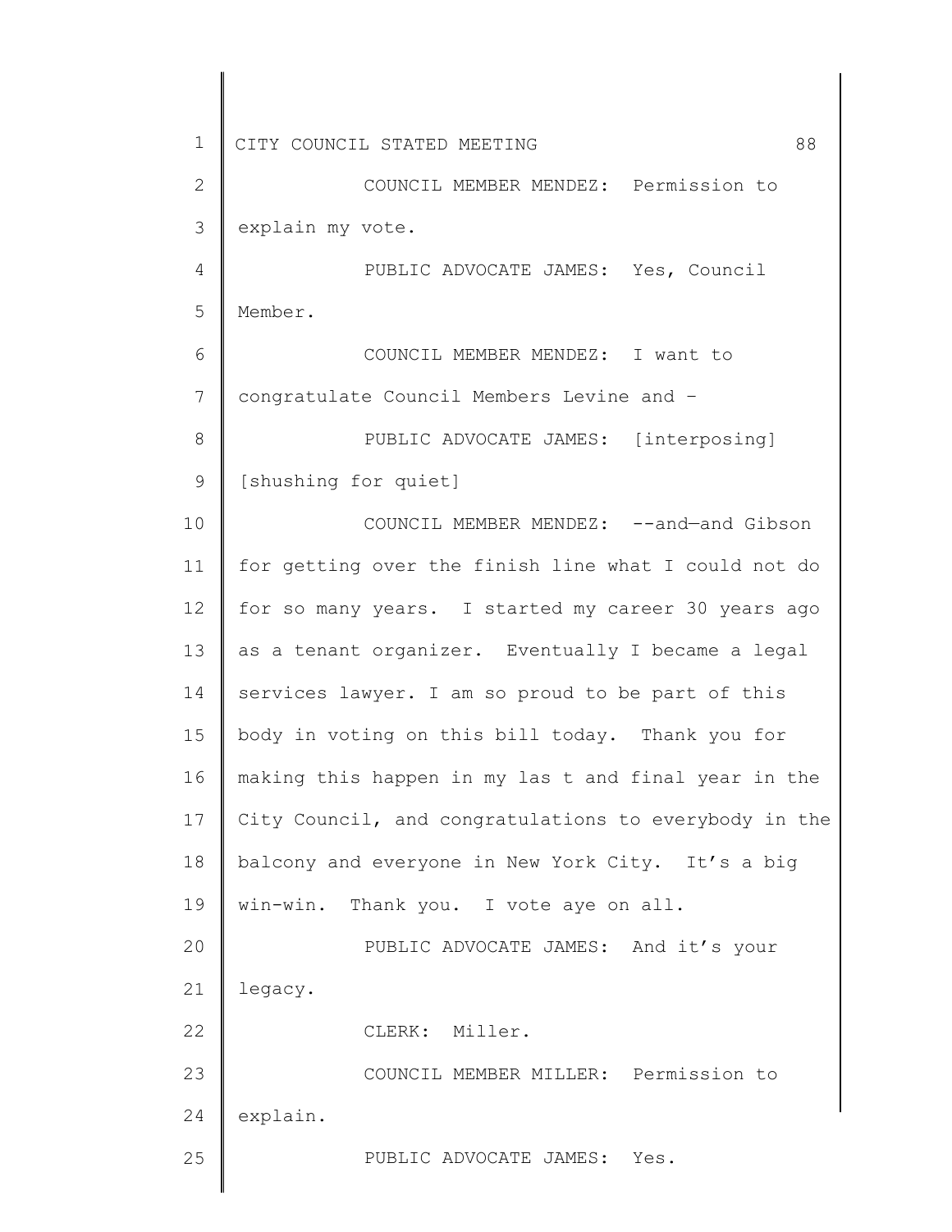COUNCIL MEMBER MENDEZ: Permission to explain my vote.

PUBLIC ADVOCATE JAMES: Yes, Council Member.

COUNCIL MEMBER MENDEZ: I want to congratulate Council Members Levine and –

PUBLIC ADVOCATE JAMES: [interposing] [shushing for quiet]

COUNCIL MEMBER MENDEZ: --and—and Gibson for getting over the finish line what I could not do for so many years. I started my career 30 years ago as a tenant organizer. Eventually I became a legal services lawyer. I am so proud to be part of this body in voting on this bill today. Thank you for making this happen in my las t and final year in the City Council, and congratulations to everybody in the balcony and everyone in New York City. It's a big win-win. Thank you. I vote aye on all.

PUBLIC ADVOCATE JAMES: And it's your legacy.

CLERK: Miller.

COUNCIL MEMBER MILLER: Permission to explain.

PUBLIC ADVOCATE JAMES: Yes.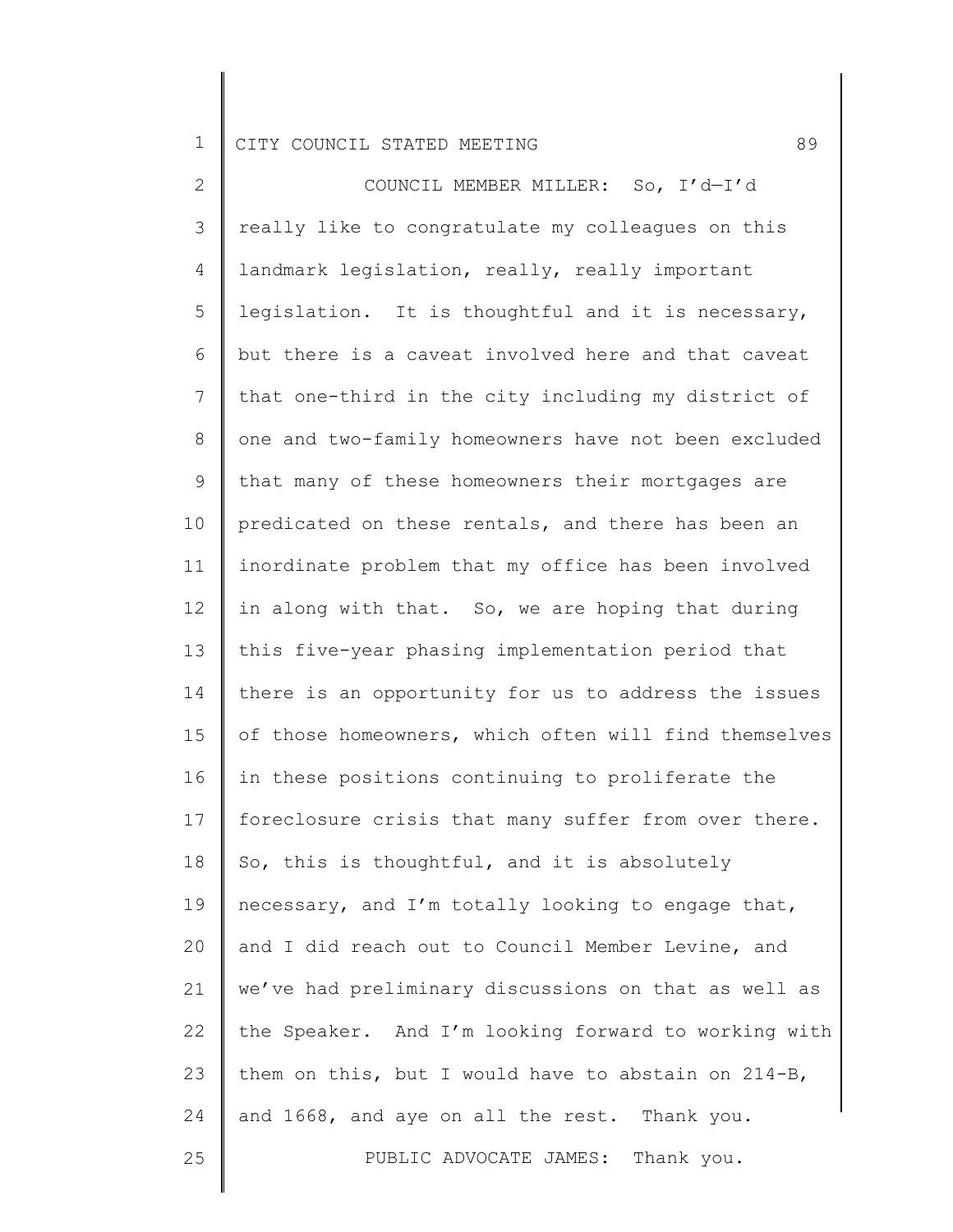COUNCIL MEMBER MILLER: So, I'd—I'd really like to congratulate my colleagues on this landmark legislation, really, really important legislation. It is thoughtful and it is necessary, but there is a caveat involved here and that caveat that one-third in the city including my district of one and two-family homeowners have not been excluded that many of these homeowners their mortgages are predicated on these rentals, and there has been an inordinate problem that my office has been involved in along with that. So, we are hoping that during this five-year phasing implementation period that there is an opportunity for us to address the issues of those homeowners, which often will find themselves in these positions continuing to proliferate the foreclosure crisis that many suffer from over there. So, this is thoughtful, and it is absolutely necessary, and I'm totally looking to engage that, and I did reach out to Council Member Levine, and we've had preliminary discussions on that as well as the Speaker. And I'm looking forward to working with them on this, but I would have to abstain on 214-B, and 1668, and aye on all the rest. Thank you.

PUBLIC ADVOCATE JAMES: Thank you.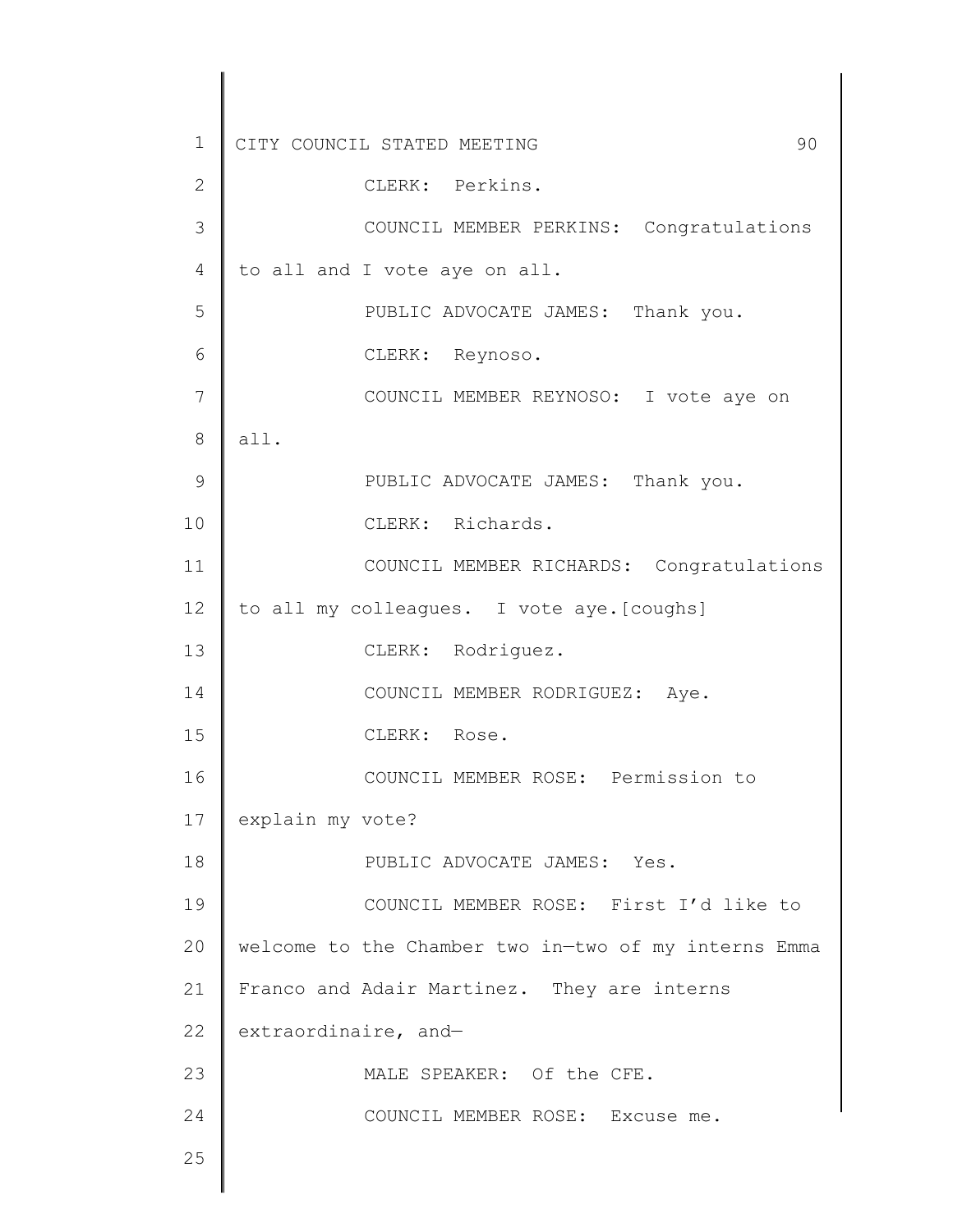CLERK: Perkins.

COUNCIL MEMBER PERKINS: Congratulations to all and I vote aye on all.

PUBLIC ADVOCATE JAMES: Thank you.

CLERK: Reynoso.

COUNCIL MEMBER REYNOSO: I vote aye on all.

PUBLIC ADVOCATE JAMES: Thank you.

CLERK: Richards.

COUNCIL MEMBER RICHARDS: Congratulations to all my colleagues. I vote aye.[coughs]

CLERK: Rodriguez.

COUNCIL MEMBER RODRIGUEZ: Aye.

CLERK: Rose.

COUNCIL MEMBER ROSE: Permission to explain my vote?

PUBLIC ADVOCATE JAMES: Yes.

COUNCIL MEMBER ROSE: First I'd like to welcome to the Chamber two in—two of my interns Emma Franco and Adair Martinez. They are interns extraordinaire, and—

MALE SPEAKER: Of the CFE.

COUNCIL MEMBER ROSE: Excuse me.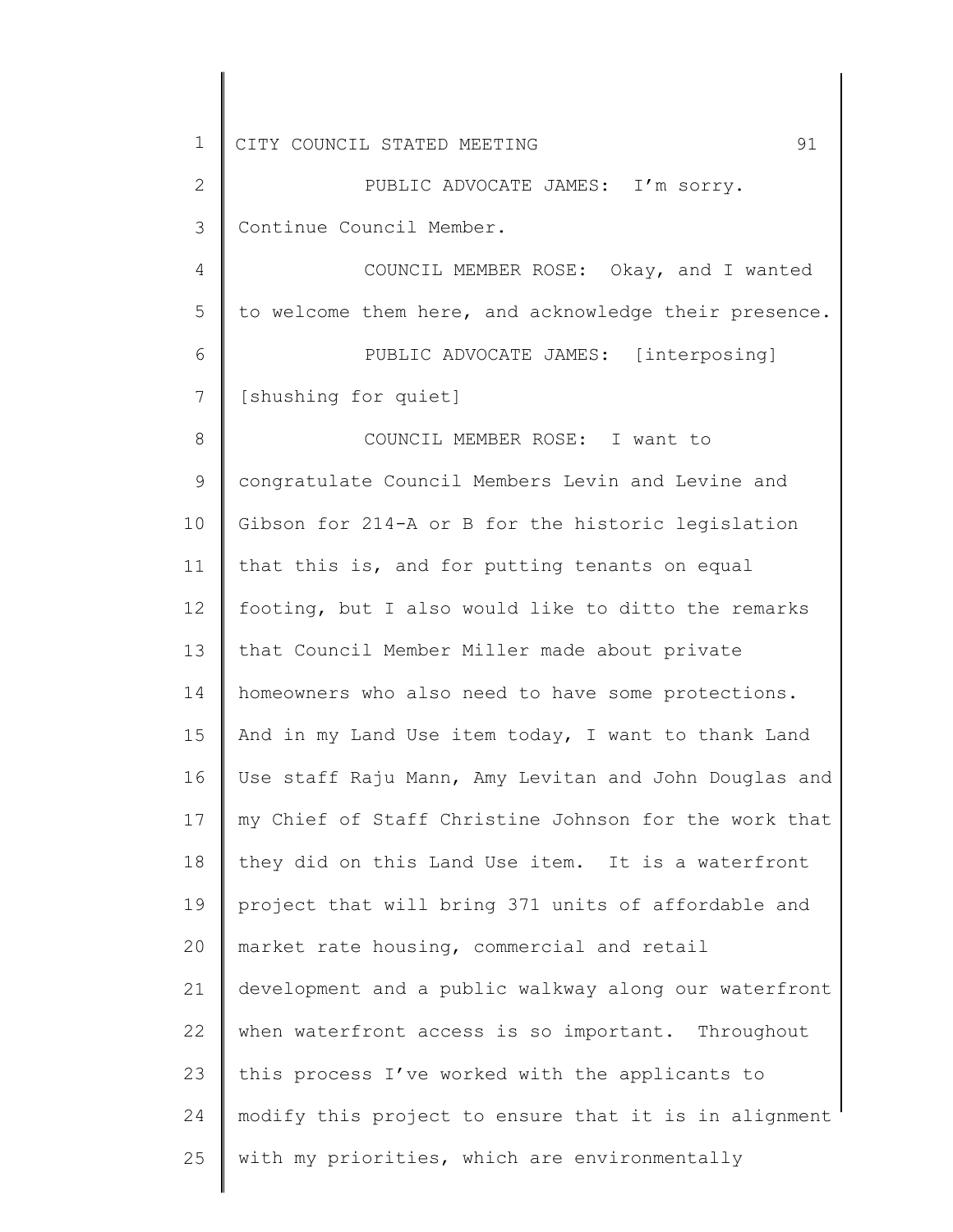PUBLIC ADVOCATE JAMES: I'm sorry. Continue Council Member.

COUNCIL MEMBER ROSE: Okay, and I wanted to welcome them here, and acknowledge their presence.

PUBLIC ADVOCATE JAMES: [interposing] [shushing for quiet]

COUNCIL MEMBER ROSE: I want to congratulate Council Members Levin and Levine and Gibson for 214-A or B for the historic legislation that this is, and for putting tenants on equal footing, but I also would like to ditto the remarks that Council Member Miller made about private homeowners who also need to have some protections. And in my Land Use item today, I want to thank Land Use staff Raju Mann, Amy Levitan and John Douglas and my Chief of Staff Christine Johnson for the work that they did on this Land Use item. It is a waterfront project that will bring 371 units of affordable and market rate housing, commercial and retail development and a public walkway along our waterfront when waterfront access is so important. Throughout this process I've worked with the applicants to modify this project to ensure that it is in alignment with my priorities, which are environmentally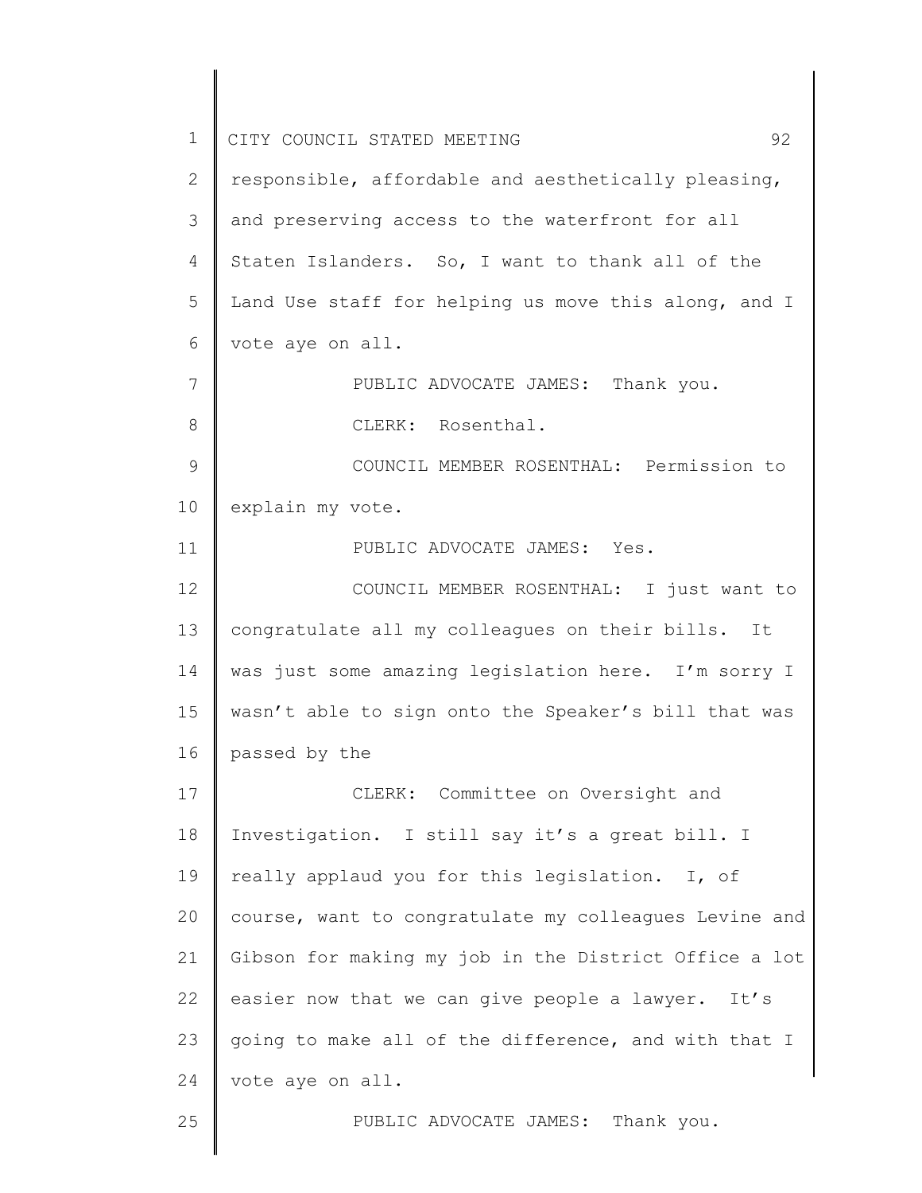responsible, affordable and aesthetically pleasing, and preserving access to the waterfront for all Staten Islanders. So, I want to thank all of the Land Use staff for helping us move this along, and I vote aye on all.

PUBLIC ADVOCATE JAMES: Thank you.

CLERK: Rosenthal.

COUNCIL MEMBER ROSENTHAL: Permission to explain my vote.

PUBLIC ADVOCATE JAMES: Yes.

COUNCIL MEMBER ROSENTHAL: I just want to congratulate all my colleagues on their bills. It was just some amazing legislation here. I'm sorry I wasn't able to sign onto the Speaker's bill that was passed by the

CLERK: Committee on Oversight and Investigation. I still say it's a great bill. I really applaud you for this legislation. I, of course, want to congratulate my colleagues Levine and Gibson for making my job in the District Office a lot easier now that we can give people a lawyer. It's going to make all of the difference, and with that I vote aye on all.

PUBLIC ADVOCATE JAMES: Thank you.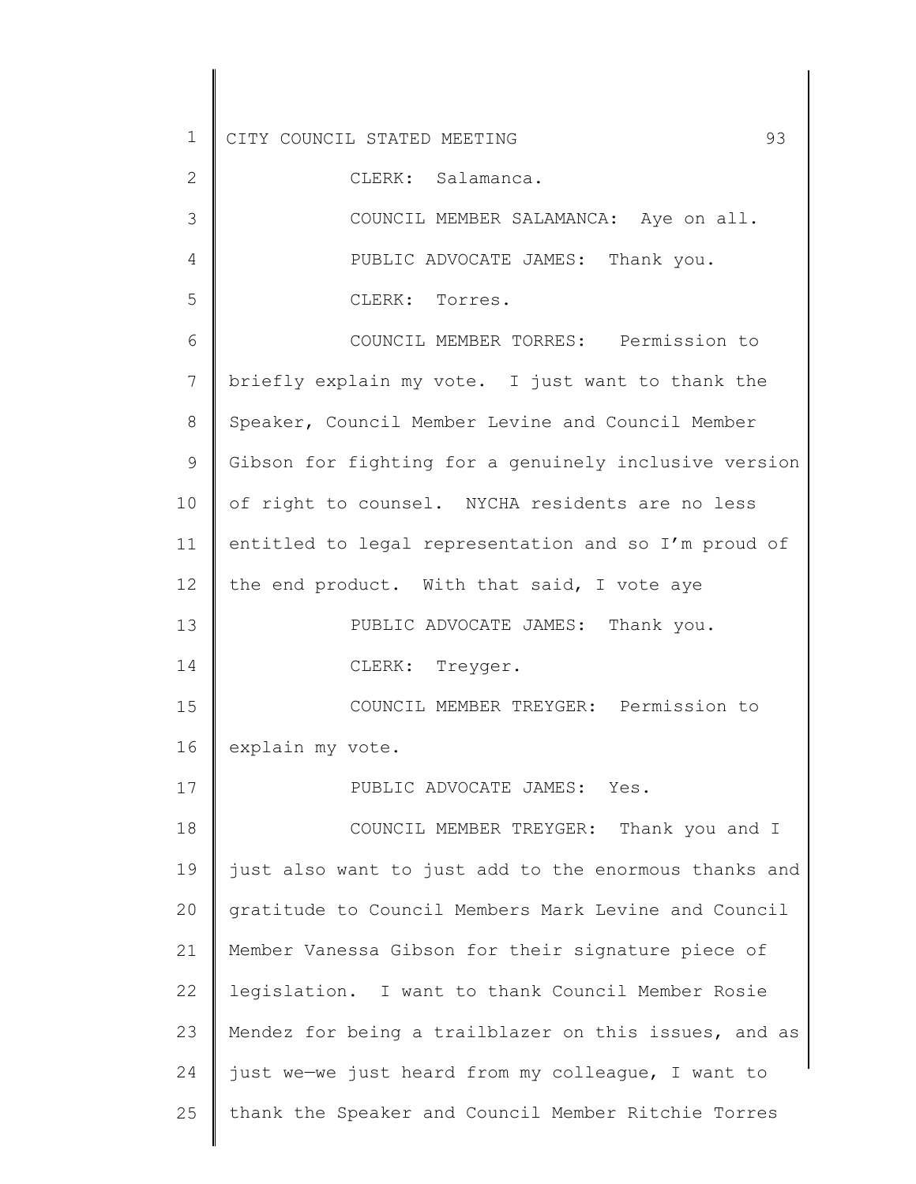CLERK: Salamanca.

COUNCIL MEMBER SALAMANCA: Aye on all.

PUBLIC ADVOCATE JAMES: Thank you.

CLERK: Torres.

COUNCIL MEMBER TORRES: Permission to briefly explain my vote. I just want to thank the Speaker, Council Member Levine and Council Member Gibson for fighting for a genuinely inclusive version of right to counsel. NYCHA residents are no less entitled to legal representation and so I'm proud of the end product. With that said, I vote aye

PUBLIC ADVOCATE JAMES: Thank you.

CLERK: Treyger.

COUNCIL MEMBER TREYGER: Permission to explain my vote.

PUBLIC ADVOCATE JAMES: Yes.

COUNCIL MEMBER TREYGER: Thank you and I just also want to just add to the enormous thanks and gratitude to Council Members Mark Levine and Council Member Vanessa Gibson for their signature piece of legislation. I want to thank Council Member Rosie Mendez for being a trailblazer on this issues, and as just we—we just heard from my colleague, I want to thank the Speaker and Council Member Ritchie Torres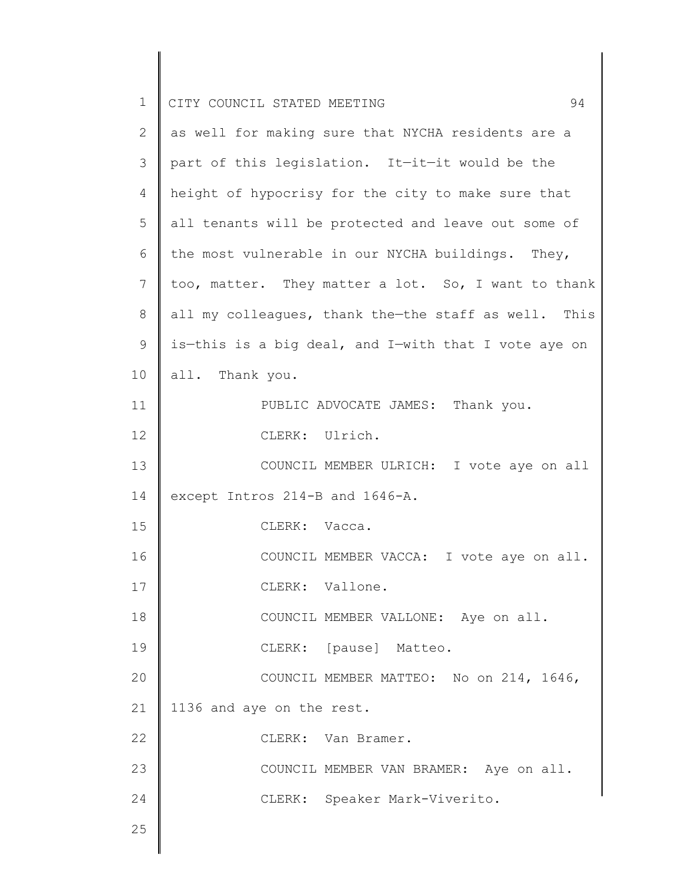as well for making sure that NYCHA residents are a part of this legislation. It—it—it would be the height of hypocrisy for the city to make sure that all tenants will be protected and leave out some of the most vulnerable in our NYCHA buildings. They, too, matter. They matter a lot. So, I want to thank all my colleagues, thank the—the staff as well. This is—this is a big deal, and I—with that I vote aye on all. Thank you.

PUBLIC ADVOCATE JAMES: Thank you.

CLERK: Ulrich.

COUNCIL MEMBER ULRICH: I vote aye on all except Intros 214-B and 1646-A.

CLERK: Vacca.

COUNCIL MEMBER VACCA: I vote aye on all.

CLERK: Vallone.

COUNCIL MEMBER VALLONE: Aye on all.

CLERK: [pause] Matteo.

COUNCIL MEMBER MATTEO: No on 214, 1646, 1136 and aye on the rest.

CLERK: Van Bramer.

COUNCIL MEMBER VAN BRAMER: Aye on all.

CLERK: Speaker Mark-Viverito.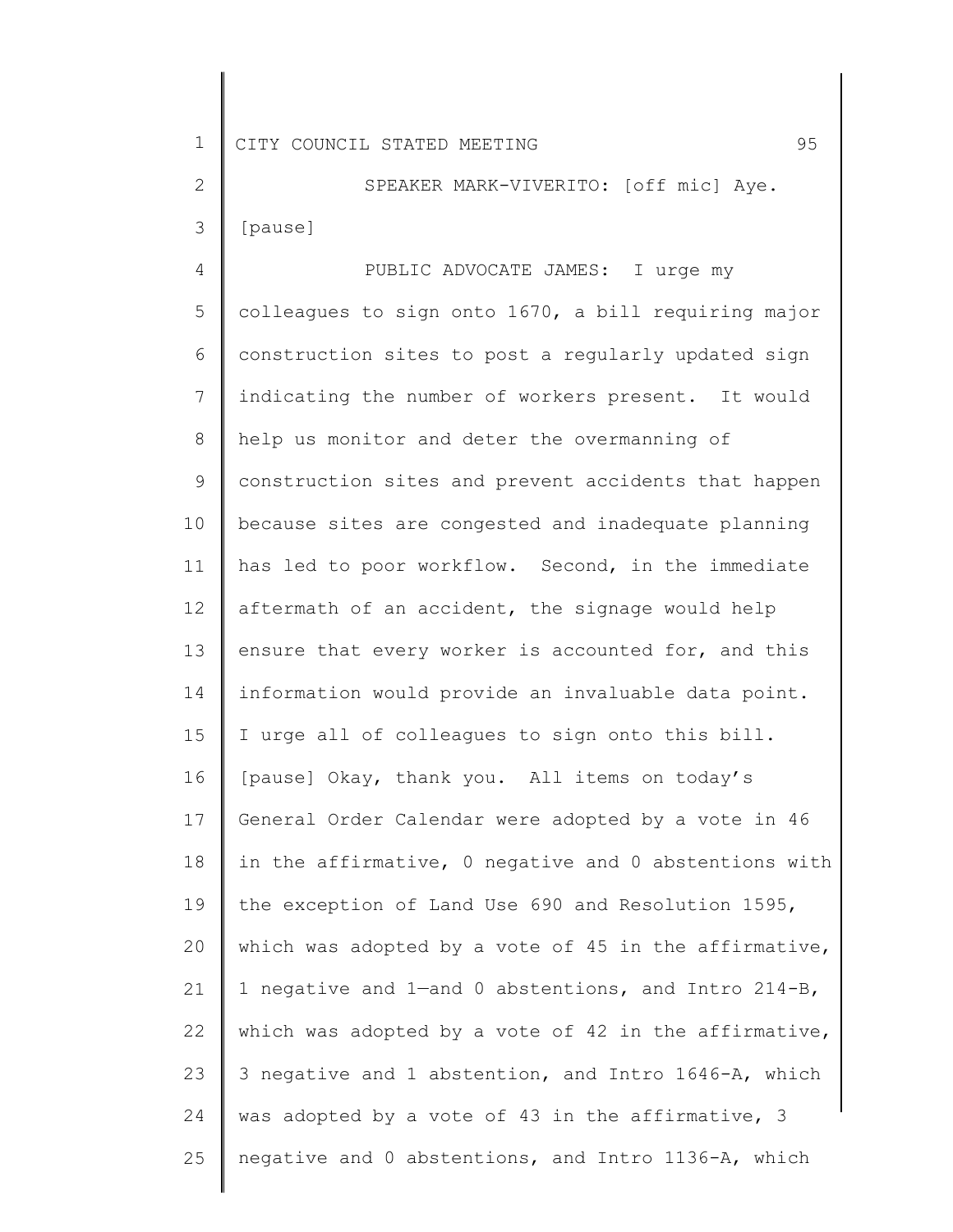SPEAKER MARK-VIVERITO: [off mic] Aye. [pause]

PUBLIC ADVOCATE JAMES: I urge my colleagues to sign onto 1670, a bill requiring major construction sites to post a regularly updated sign indicating the number of workers present. It would help us monitor and deter the overmanning of construction sites and prevent accidents that happen because sites are congested and inadequate planning has led to poor workflow. Second, in the immediate aftermath of an accident, the signage would help ensure that every worker is accounted for, and this information would provide an invaluable data point. I urge all of colleagues to sign onto this bill. [pause] Okay, thank you. All items on today's General Order Calendar were adopted by a vote in 46 in the affirmative, 0 negative and 0 abstentions with the exception of Land Use 690 and Resolution 1595, which was adopted by a vote of 45 in the affirmative, 1 negative and 1—and 0 abstentions, and Intro 214-B, which was adopted by a vote of 42 in the affirmative, 3 negative and 1 abstention, and Intro 1646-A, which was adopted by a vote of 43 in the affirmative, 3 negative and 0 abstentions, and Intro 1136-A, which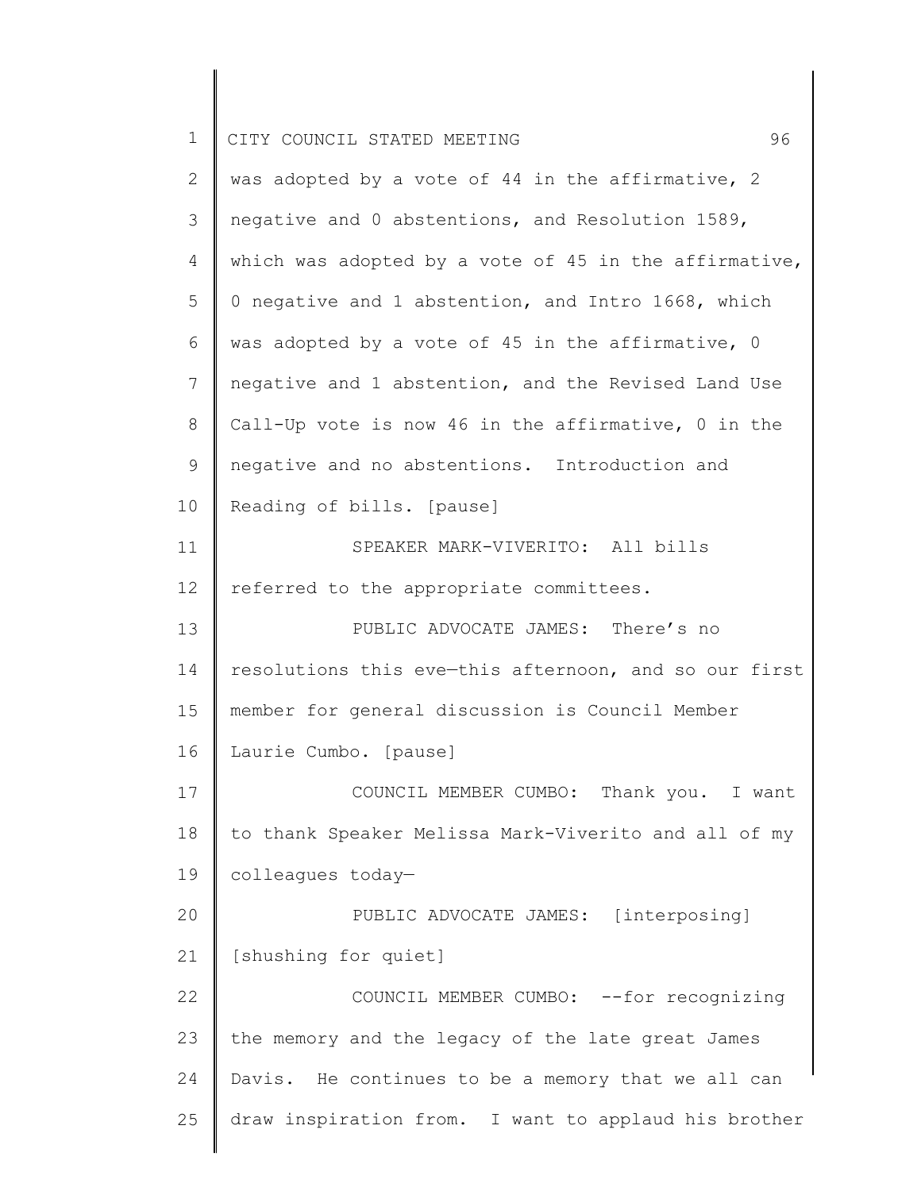was adopted by a vote of 44 in the affirmative, 2 negative and 0 abstentions, and Resolution 1589, which was adopted by a vote of 45 in the affirmative, 0 negative and 1 abstention, and Intro 1668, which was adopted by a vote of 45 in the affirmative, 0 negative and 1 abstention, and the Revised Land Use Call-Up vote is now 46 in the affirmative, 0 in the negative and no abstentions. Introduction and Reading of bills. [pause]

SPEAKER MARK-VIVERITO: All bills referred to the appropriate committees.

PUBLIC ADVOCATE JAMES: There's no resolutions this eve—this afternoon, and so our first member for general discussion is Council Member Laurie Cumbo. [pause]

COUNCIL MEMBER CUMBO: Thank you. I want to thank Speaker Melissa Mark-Viverito and all of my colleagues today—

PUBLIC ADVOCATE JAMES: [interposing] [shushing for quiet]

COUNCIL MEMBER CUMBO: --for recognizing the memory and the legacy of the late great James Davis. He continues to be a memory that we all can draw inspiration from. I want to applaud his brother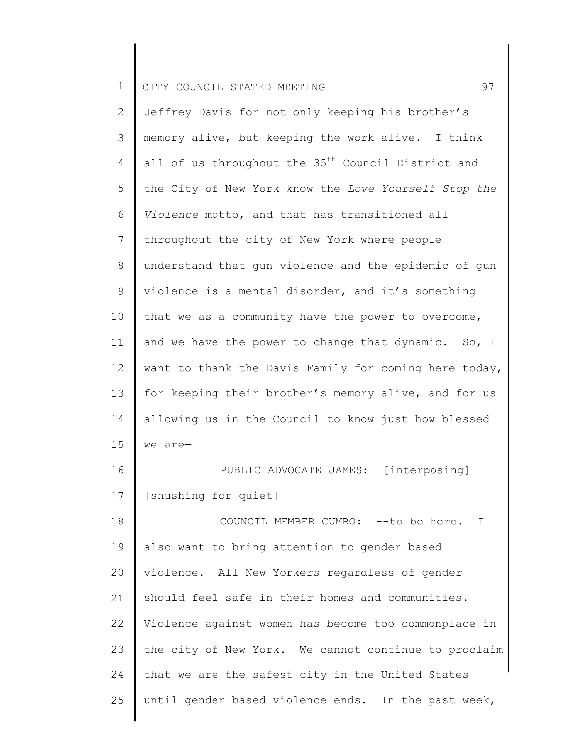Jeffrey Davis for not only keeping his brother's memory alive, but keeping the work alive. I think all of us throughout the 35th Council District and the City of New York know the *Love Yourself Stop the Violence* motto, and that has transitioned all throughout the city of New York where people understand that gun violence and the epidemic of gun violence is a mental disorder, and it's something that we as a community have the power to overcome, and we have the power to change that dynamic. So, I want to thank the Davis Family for coming here today, for keeping their brother's memory alive, and for us—allowing us in the Council to know just how blessed we are—

PUBLIC ADVOCATE JAMES: [interposing] [shushing for quiet]

COUNCIL MEMBER CUMBO: --to be here. I also want to bring attention to gender based violence. All New Yorkers regardless of gender should feel safe in their homes and communities. Violence against women has become too commonplace in the city of New York. We cannot continue to proclaim that we are the safest city in the United States until gender based violence ends. In the past week,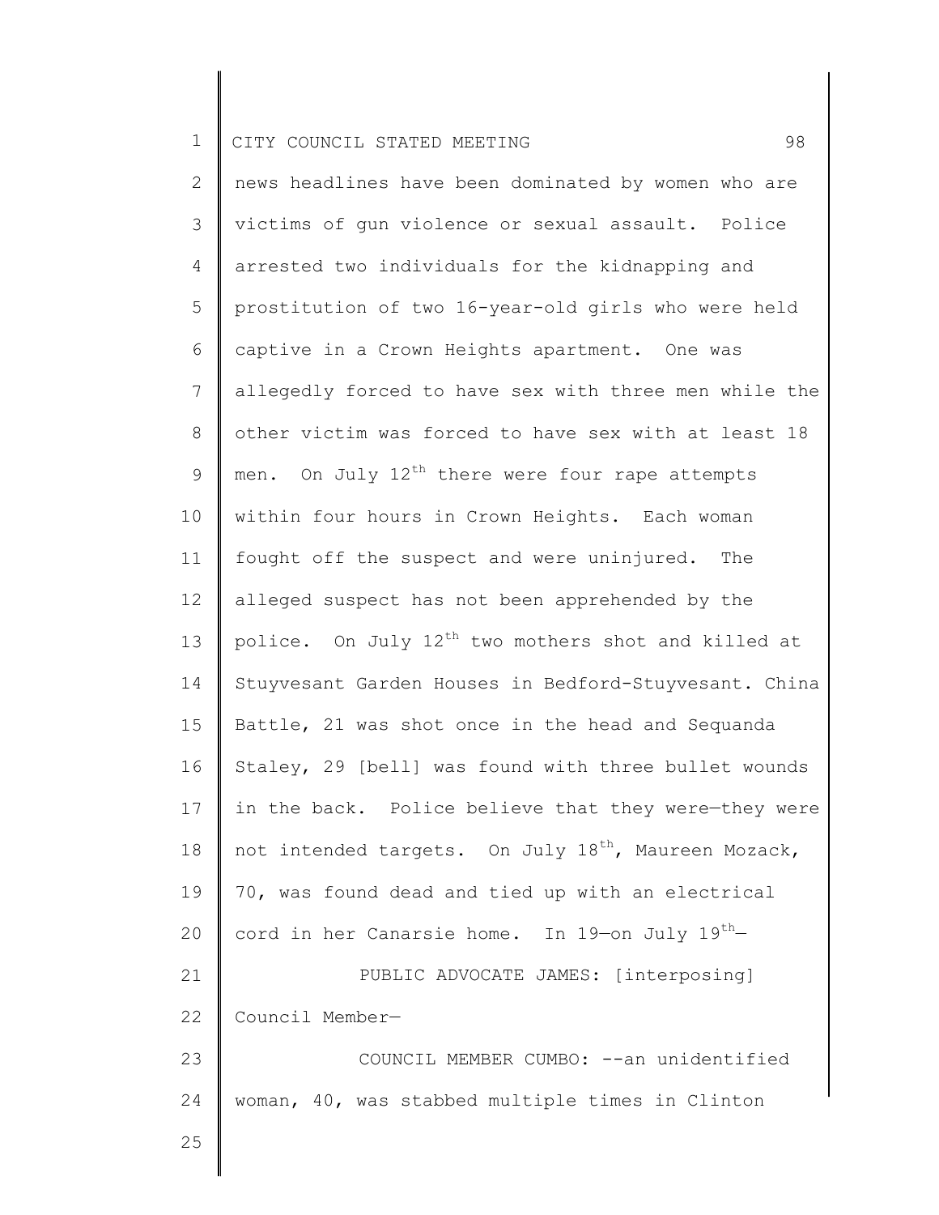news headlines have been dominated by women who are victims of gun violence or sexual assault. Police arrested two individuals for the kidnapping and prostitution of two 16-year-old girls who were held captive in a Crown Heights apartment. One was allegedly forced to have sex with three men while the other victim was forced to have sex with at least 18 men. On July 12th there were four rape attempts within four hours in Crown Heights. Each woman fought off the suspect and were uninjured. The alleged suspect has not been apprehended by the police. On July 12th two mothers shot and killed at Stuyvesant Garden Houses in Bedford-Stuyvesant. China Battle, 21 was shot once in the head and Sequanda Staley, 29 [bell] was found with three bullet wounds in the back. Police believe that they were—they were not intended targets. On July 18th, Maureen Mozack, 70, was found dead and tied up with an electrical cord in her Canarsie home. In 19—on July 19th—

PUBLIC ADVOCATE JAMES: [interposing] Council Member—

COUNCIL MEMBER CUMBO: --an unidentified woman, 40, was stabbed multiple times in Clinton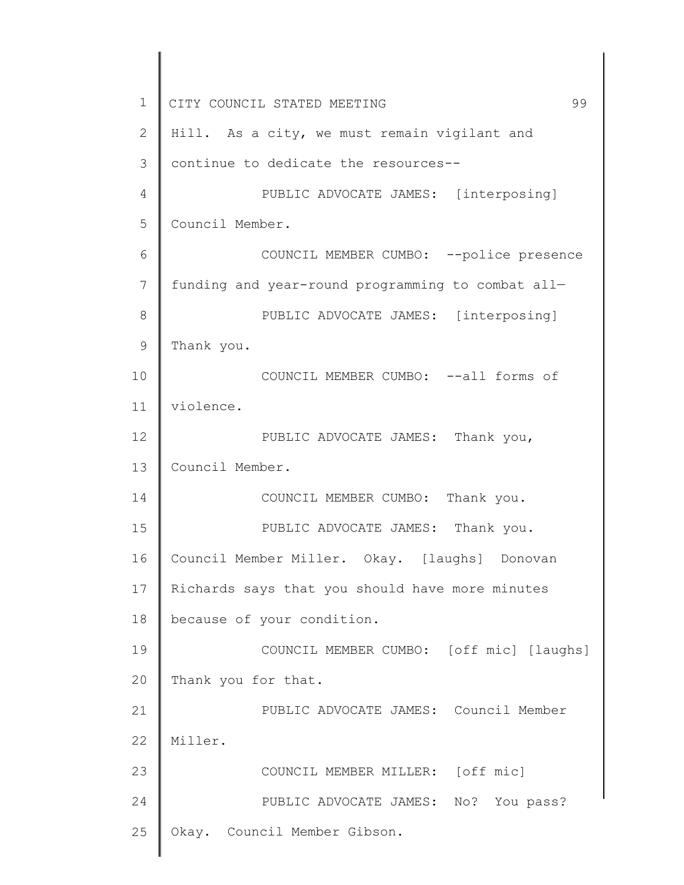Hill. As a city, we must remain vigilant and continue to dedicate the resources--

PUBLIC ADVOCATE JAMES: [interposing] Council Member.

COUNCIL MEMBER CUMBO: --police presence funding and year-round programming to combat all—

PUBLIC ADVOCATE JAMES: [interposing] Thank you.

COUNCIL MEMBER CUMBO: --all forms of violence.

PUBLIC ADVOCATE JAMES: Thank you, Council Member.

COUNCIL MEMBER CUMBO: Thank you.

PUBLIC ADVOCATE JAMES: Thank you. Council Member Miller. Okay. [laughs] Donovan Richards says that you should have more minutes because of your condition.

COUNCIL MEMBER CUMBO: [off mic] [laughs] Thank you for that.

PUBLIC ADVOCATE JAMES: Council Member Miller.

COUNCIL MEMBER MILLER: [off mic]

PUBLIC ADVOCATE JAMES: No? You pass? Okay. Council Member Gibson.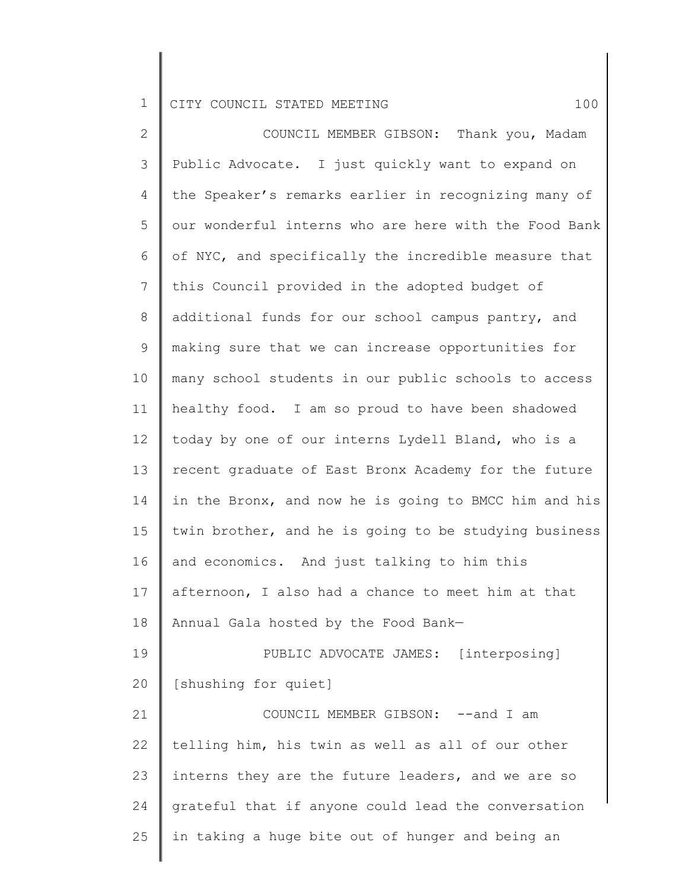COUNCIL MEMBER GIBSON: Thank you, Madam Public Advocate. I just quickly want to expand on the Speaker's remarks earlier in recognizing many of our wonderful interns who are here with the Food Bank of NYC, and specifically the incredible measure that this Council provided in the adopted budget of additional funds for our school campus pantry, and making sure that we can increase opportunities for many school students in our public schools to access healthy food. I am so proud to have been shadowed today by one of our interns Lydell Bland, who is a recent graduate of East Bronx Academy for the future in the Bronx, and now he is going to BMCC him and his twin brother, and he is going to be studying business and economics. And just talking to him this afternoon, I also had a chance to meet him at that Annual Gala hosted by the Food Bank—

PUBLIC ADVOCATE JAMES: [interposing] [shushing for quiet]

COUNCIL MEMBER GIBSON: --and I am telling him, his twin as well as all of our other interns they are the future leaders, and we are so grateful that if anyone could lead the conversation in taking a huge bite out of hunger and being an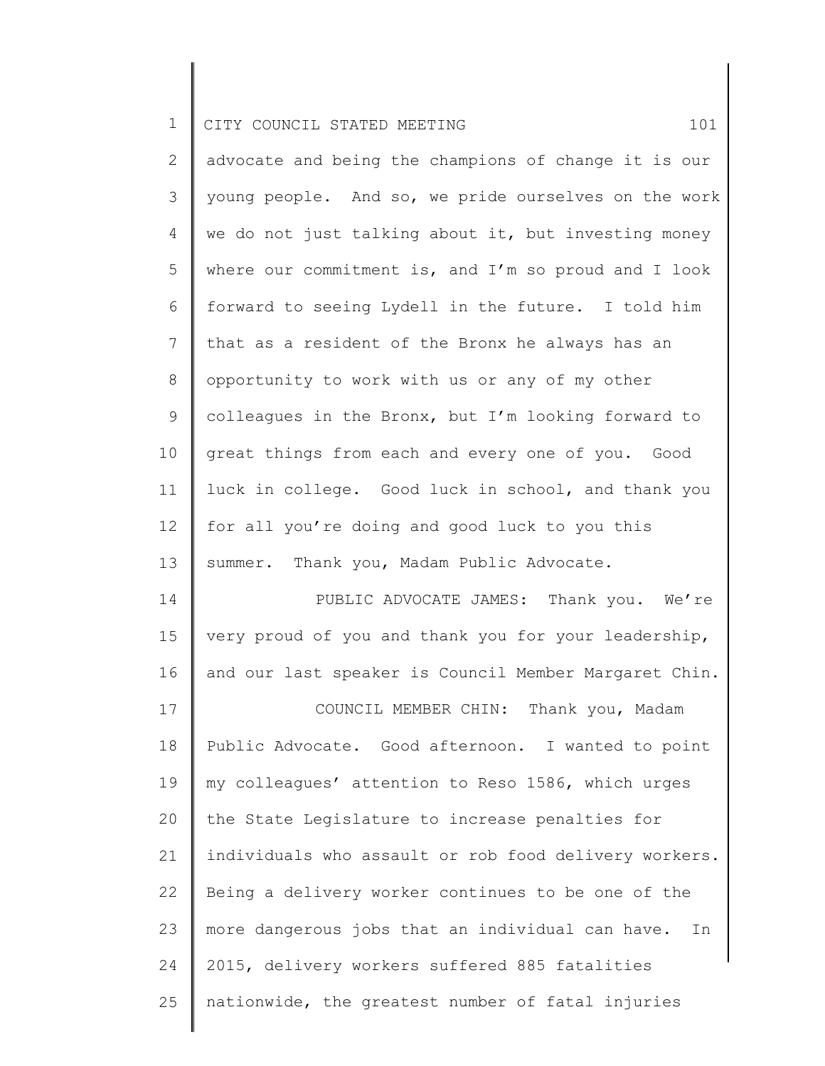advocate and being the champions of change it is our young people. And so, we pride ourselves on the work we do not just talking about it, but investing money where our commitment is, and I'm so proud and I look forward to seeing Lydell in the future. I told him that as a resident of the Bronx he always has an opportunity to work with us or any of my other colleagues in the Bronx, but I'm looking forward to great things from each and every one of you. Good luck in college. Good luck in school, and thank you for all you're doing and good luck to you this summer. Thank you, Madam Public Advocate.

PUBLIC ADVOCATE JAMES: Thank you. We're very proud of you and thank you for your leadership, and our last speaker is Council Member Margaret Chin.

COUNCIL MEMBER CHIN: Thank you, Madam Public Advocate. Good afternoon. I wanted to point my colleagues' attention to Reso 1586, which urges the State Legislature to increase penalties for individuals who assault or rob food delivery workers. Being a delivery worker continues to be one of the more dangerous jobs that an individual can have. In 2015, delivery workers suffered 885 fatalities nationwide, the greatest number of fatal injuries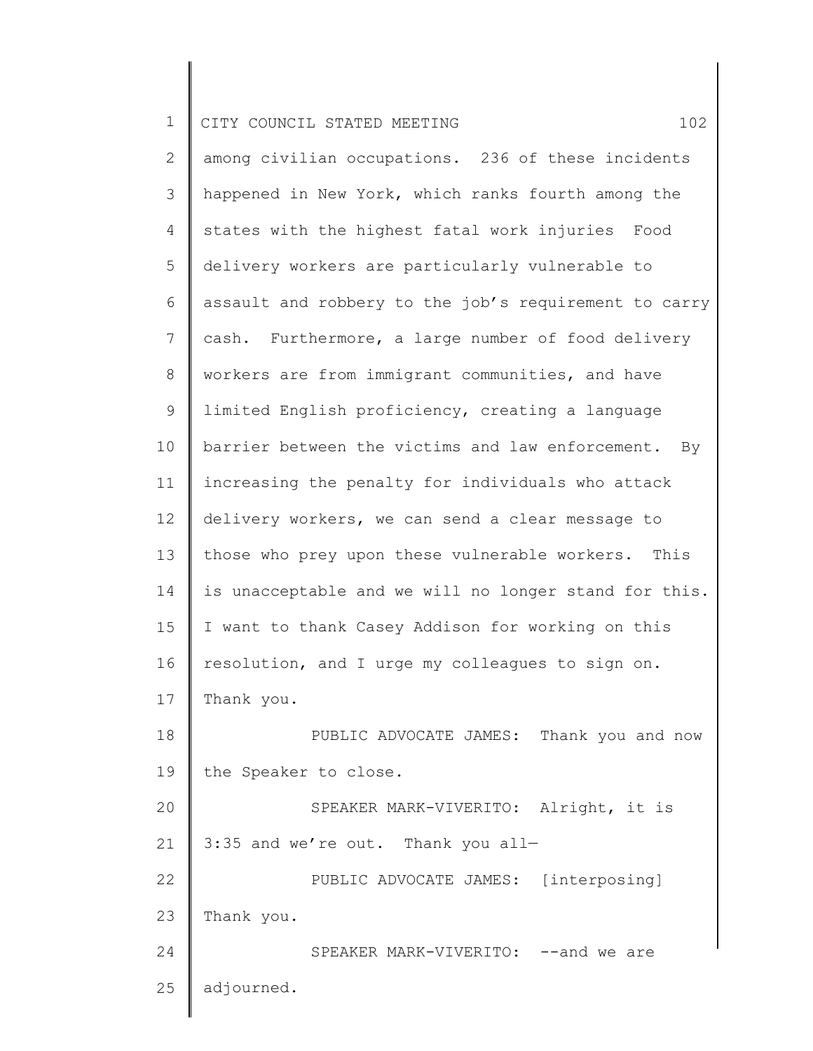among civilian occupations. 236 of these incidents happened in New York, which ranks fourth among the states with the highest fatal work injuries Food delivery workers are particularly vulnerable to assault and robbery to the job's requirement to carry cash. Furthermore, a large number of food delivery workers are from immigrant communities, and have limited English proficiency, creating a language barrier between the victims and law enforcement. By increasing the penalty for individuals who attack delivery workers, we can send a clear message to those who prey upon these vulnerable workers. This is unacceptable and we will no longer stand for this. I want to thank Casey Addison for working on this resolution, and I urge my colleagues to sign on. Thank you.

PUBLIC ADVOCATE JAMES: Thank you and now the Speaker to close.

SPEAKER MARK-VIVERITO: Alright, it is 3:35 and we're out. Thank you all—

PUBLIC ADVOCATE JAMES: [interposing] Thank you.

SPEAKER MARK-VIVERITO: --and we are adjourned.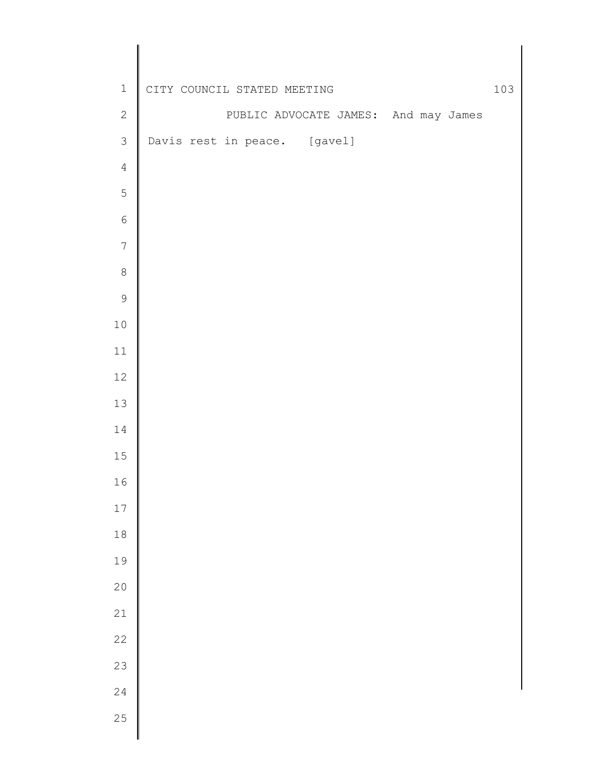PUBLIC ADVOCATE JAMES: And may James Davis rest in peace. [gavel]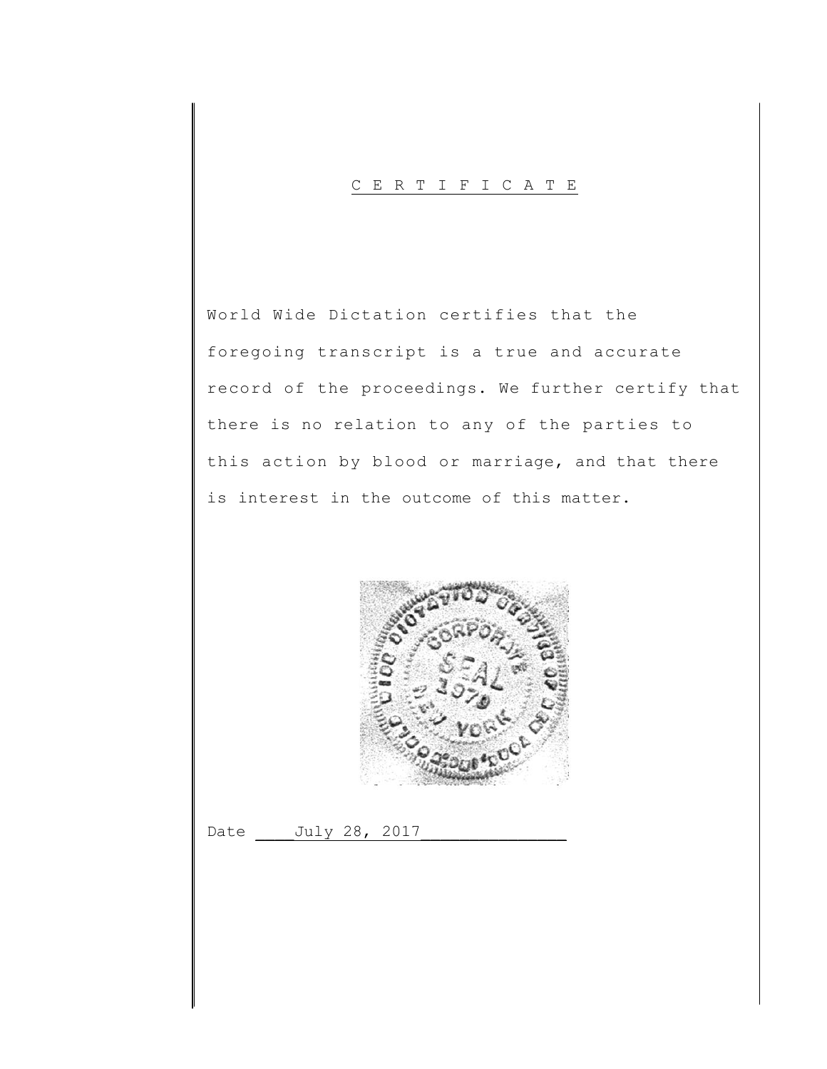C E R T I F I C A T E

World Wide Dictation certifies that the foregoing transcript is a true and accurate record of the proceedings. We further certify that there is no relation to any of the parties to this action by blood or marriage, and that there is interest in the outcome of this matter.

Date July 28, 2017